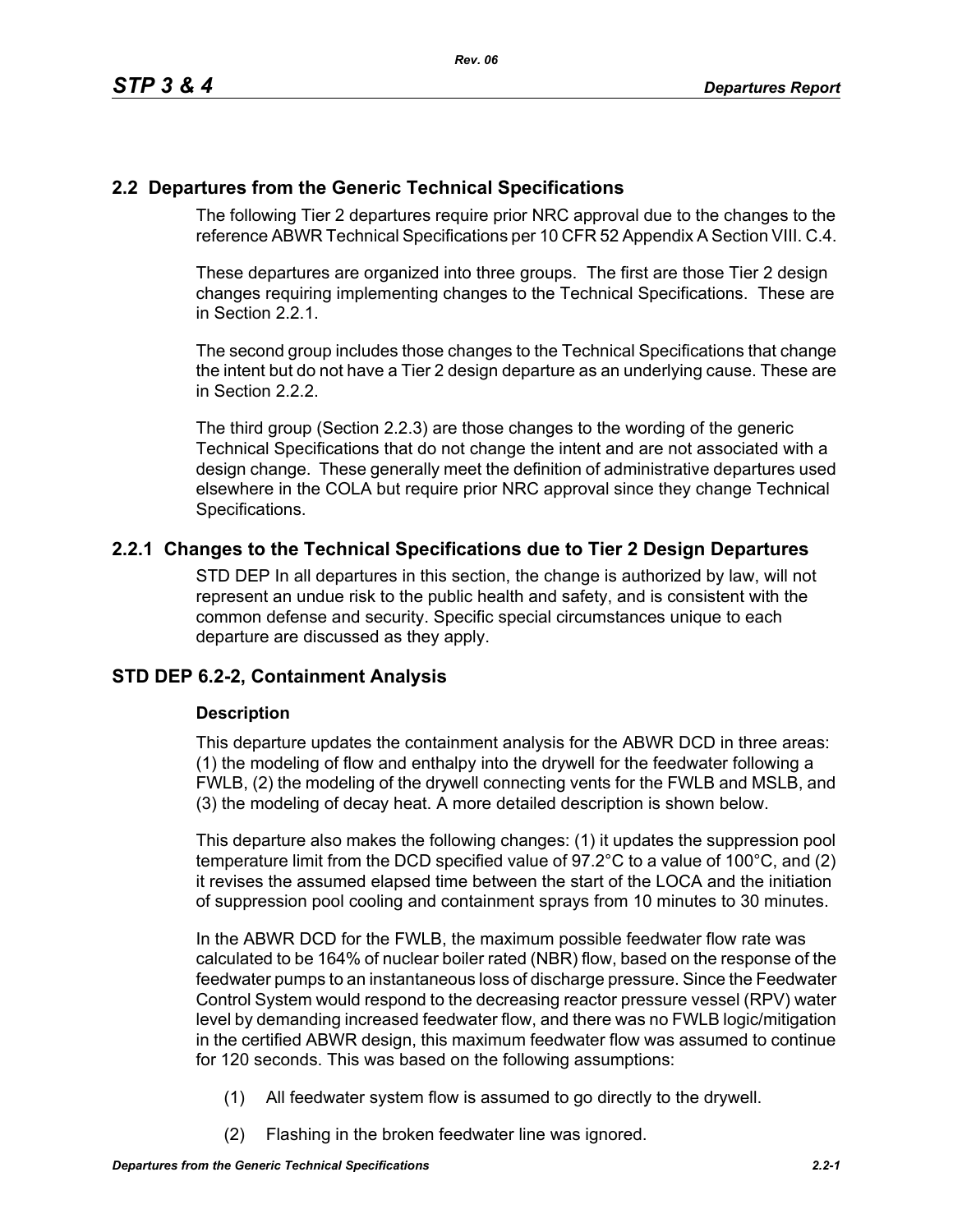## 2.2 Departures from the Generic Technical Specifications

The following Tier 2 departures require prior NRC approval due to the changes to the reference ABWR Technical Specifications per 10 CFR 52 Appendix A Section VIII. C.4.

These departures are organized into three groups. The first are those Tier 2 design changes requiring implementing changes to the Technical Specifications. These are in Section 2.2.1.

The second group includes those changes to the Technical Specifications that change the intent but do not have a Tier 2 design departure as an underlying cause. These are in Section 2.2.2.

The third group (Section 2.2.3) are those changes to the wording of the generic Technical Specifications that do not change the intent and are not associated with a design change. These generally meet the definition of administrative departures used elsewhere in the COLA but require prior NRC approval since they change Technical Specifications.

### 2.2.1 Changes to the Technical Specifications due to Tier 2 Design Departures

STD DEP In all departures in this section, the change is authorized by law, will not represent an undue risk to the public health and safety, and is consistent with the common defense and security. Specific special circumstances unique to each departure are discussed as they apply.

### STD DEP 6.2-2, Containment Analysis

#### Description

This departure updates the containment analysis for the ABWR DCD in three areas: (1) the modeling of flow and enthalpy into the drywell for the feedwater following a FWLB, (2) the modeling of the drywell connecting vents for the FWLB and MSLB, and (3) the modeling of decay heat. A more detailed description is shown below.

This departure also makes the following changes: (1) it updates the suppression pool temperature limit from the DCD specified value of 97.2°C to a value of 100°C, and (2) it revises the assumed elapsed time between the start of the LOCA and the initiation of suppression pool cooling and containment sprays from 10 minutes to 30 minutes.

In the ABWR DCD for the FWLB, the maximum possible feedwater flow rate was calculated to be 164% of nuclear boiler rated (NBR) flow, based on the response of the feedwater pumps to an instantaneous loss of discharge pressure. Since the Feedwater Control System would respond to the decreasing reactor pressure vessel (RPV) water level by demanding increased feedwater flow, and there was no FWLB logic/mitigation in the certified ABWR design, this maximum feedwater flow was assumed to continue for 120 seconds. This was based on the following assumptions:

(1) All feedwater system flow is assumed to go directly to the drywell.

(2) Flashing in the broken feedwater line was ignored.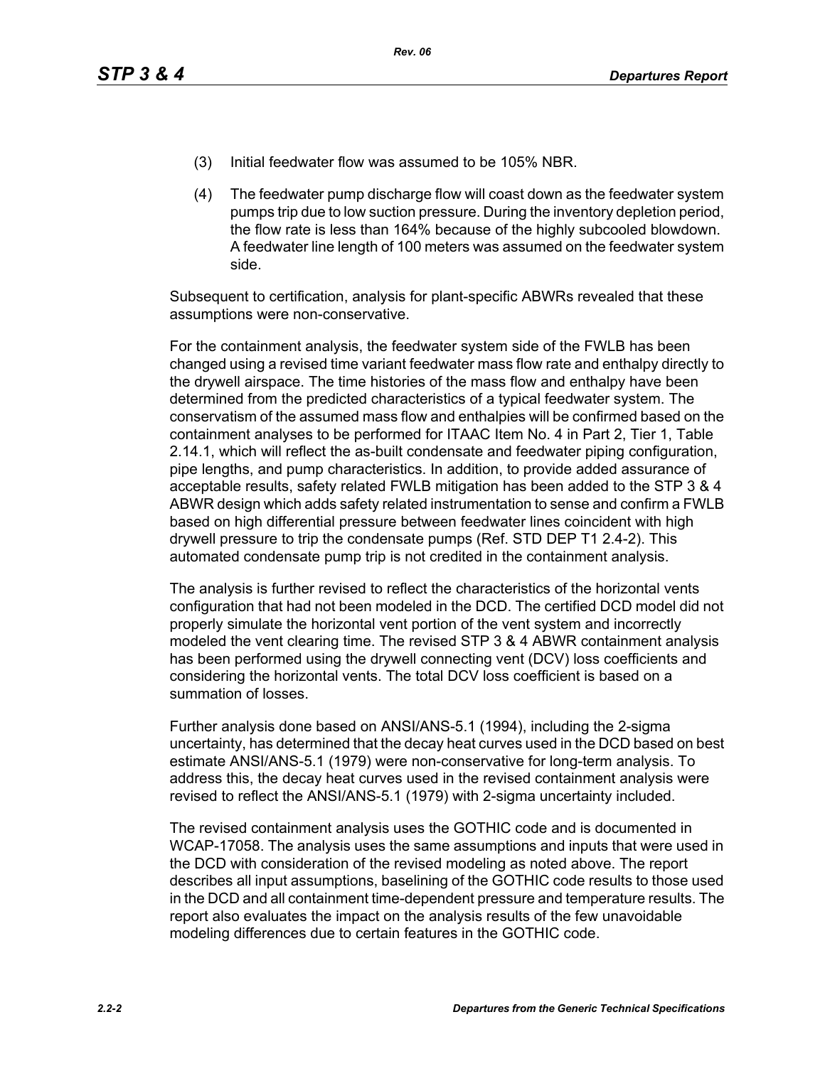(3) Initial feedwater flow was assumed to be 105% NBR.

(4) The feedwater pump discharge flow will coast down as the feedwater system pumps trip due to low suction pressure. During the inventory depletion period, the flow rate is less than 164% because of the highly subcooled blowdown. A feedwater line length of 100 meters was assumed on the feedwater system side.

Subsequent to certification, analysis for plant-specific ABWRs revealed that these assumptions were non-conservative.

For the containment analysis, the feedwater system side of the FWLB has been changed using a revised time variant feedwater mass flow rate and enthalpy directly to the drywell airspace. The time histories of the mass flow and enthalpy have been determined from the predicted characteristics of a typical feedwater system. The conservatism of the assumed mass flow and enthalpies will be confirmed based on the containment analyses to be performed for ITAAC Item No. 4 in Part 2, Tier 1, Table 2.14.1, which will reflect the as-built condensate and feedwater piping configuration, pipe lengths, and pump characteristics. In addition, to provide added assurance of acceptable results, safety related FWLB mitigation has been added to the STP 3 & 4 ABWR design which adds safety related instrumentation to sense and confirm a FWLB based on high differential pressure between feedwater lines coincident with high drywell pressure to trip the condensate pumps (Ref. STD DEP T1 2.4-2). This automated condensate pump trip is not credited in the containment analysis.

The analysis is further revised to reflect the characteristics of the horizontal vents configuration that had not been modeled in the DCD. The certified DCD model did not properly simulate the horizontal vent portion of the vent system and incorrectly modeled the vent clearing time. The revised STP 3 & 4 ABWR containment analysis has been performed using the drywell connecting vent (DCV) loss coefficients and considering the horizontal vents. The total DCV loss coefficient is based on a summation of losses.

Further analysis done based on ANSI/ANS-5.1 (1994), including the 2-sigma uncertainty, has determined that the decay heat curves used in the DCD based on best estimate ANSI/ANS-5.1 (1979) were non-conservative for long-term analysis. To address this, the decay heat curves used in the revised containment analysis were revised to reflect the ANSI/ANS-5.1 (1979) with 2-sigma uncertainty included.

The revised containment analysis uses the GOTHIC code and is documented in WCAP-17058. The analysis uses the same assumptions and inputs that were used in the DCD with consideration of the revised modeling as noted above. The report describes all input assumptions, baselining of the GOTHIC code results to those used in the DCD and all containment time-dependent pressure and temperature results. The report also evaluates the impact on the analysis results of the few unavoidable modeling differences due to certain features in the GOTHIC code.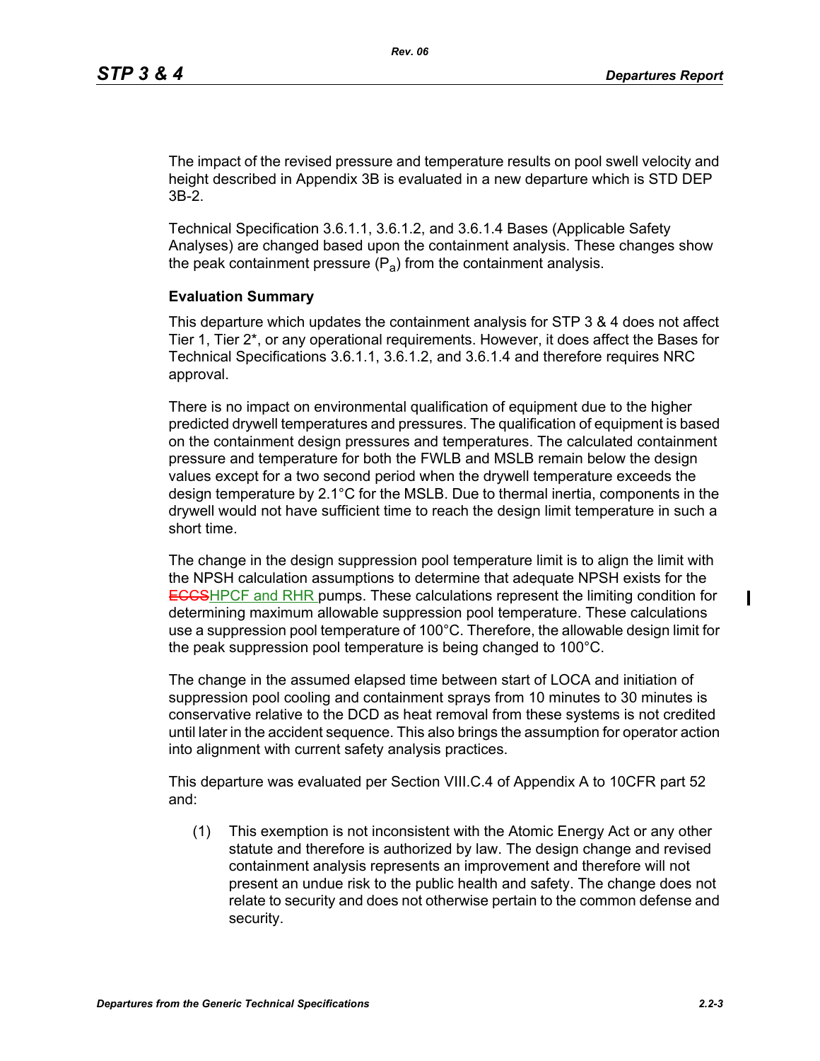The impact of the revised pressure and temperature results on pool swell velocity and height described in Appendix 3B is evaluated in a new departure which is STD DEP 3B-2.

Technical Specification 3.6.1.1, 3.6.1.2, and 3.6.1.4 Bases (Applicable Safety Analyses) are changed based upon the containment analysis. These changes show the peak containment pressure ($P_a$) from the containment analysis.

**Evaluation Summary**

This departure which updates the containment analysis for STP 3 & 4 does not affect Tier 1, Tier 2*, or any operational requirements. However, it does affect the Bases for Technical Specifications 3.6.1.1, 3.6.1.2, and 3.6.1.4 and therefore requires NRC approval.

There is no impact on environmental qualification of equipment due to the higher predicted drywell temperatures and pressures. The qualification of equipment is based on the containment design pressures and temperatures. The calculated containment pressure and temperature for both the FWLB and MSLB remain below the design values except for a two second period when the drywell temperature exceeds the design temperature by 2.1°C for the MSLB. Due to thermal inertia, components in the drywell would not have sufficient time to reach the design limit temperature in such a short time.

The change in the design suppression pool temperature limit is to align the limit with the NPSH calculation assumptions to determine that adequate NPSH exists for the ~~ECCS~~HPCF and RHR pumps. These calculations represent the limiting condition for determining maximum allowable suppression pool temperature. These calculations use a suppression pool temperature of 100°C. Therefore, the allowable design limit for the peak suppression pool temperature is being changed to 100°C.

The change in the assumed elapsed time between start of LOCA and initiation of suppression pool cooling and containment sprays from 10 minutes to 30 minutes is conservative relative to the DCD as heat removal from these systems is not credited until later in the accident sequence. This also brings the assumption for operator action into alignment with current safety analysis practices.

This departure was evaluated per Section VIII.C.4 of Appendix A to 10CFR part 52 and:

(1) This exemption is not inconsistent with the Atomic Energy Act or any other statute and therefore is authorized by law. The design change and revised containment analysis represents an improvement and therefore will not present an undue risk to the public health and safety. The change does not relate to security and does not otherwise pertain to the common defense and security.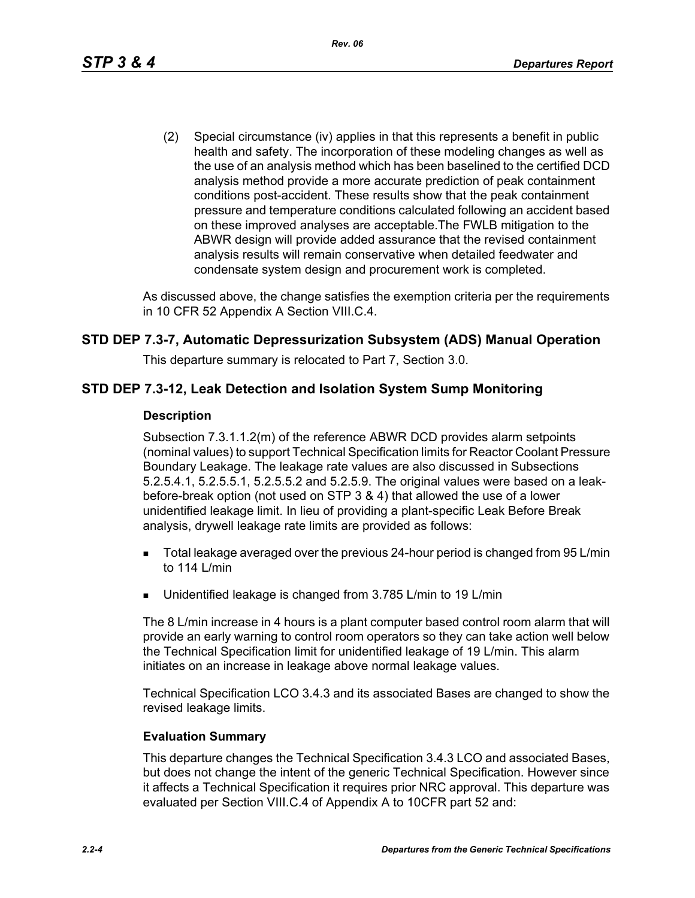(2) Special circumstance (iv) applies in that this represents a benefit in public health and safety. The incorporation of these modeling changes as well as the use of an analysis method which has been baselined to the certified DCD analysis method provide a more accurate prediction of peak containment conditions post-accident. These results show that the peak containment pressure and temperature conditions calculated following an accident based on these improved analyses are acceptable.The FWLB mitigation to the ABWR design will provide added assurance that the revised containment analysis results will remain conservative when detailed feedwater and condensate system design and procurement work is completed.

As discussed above, the change satisfies the exemption criteria per the requirements in 10 CFR 52 Appendix A Section VIII.C.4.

## STD DEP 7.3-7, Automatic Depressurization Subsystem (ADS) Manual Operation

This departure summary is relocated to Part 7, Section 3.0.

## STD DEP 7.3-12, Leak Detection and Isolation System Sump Monitoring

### Description

Subsection 7.3.1.1.2(m) of the reference ABWR DCD provides alarm setpoints (nominal values) to support Technical Specification limits for Reactor Coolant Pressure Boundary Leakage. The leakage rate values are also discussed in Subsections 5.2.5.4.1, 5.2.5.5.1, 5.2.5.5.2 and 5.2.5.9. The original values were based on a leak-before-break option (not used on STP 3 & 4) that allowed the use of a lower unidentified leakage limit. In lieu of providing a plant-specific Leak Before Break analysis, drywell leakage rate limits are provided as follows:

- Total leakage averaged over the previous 24-hour period is changed from 95 L/min to 114 L/min
- Unidentified leakage is changed from 3.785 L/min to 19 L/min

The 8 L/min increase in 4 hours is a plant computer based control room alarm that will provide an early warning to control room operators so they can take action well below the Technical Specification limit for unidentified leakage of 19 L/min. This alarm initiates on an increase in leakage above normal leakage values.

Technical Specification LCO 3.4.3 and its associated Bases are changed to show the revised leakage limits.

### Evaluation Summary

This departure changes the Technical Specification 3.4.3 LCO and associated Bases, but does not change the intent of the generic Technical Specification. However since it affects a Technical Specification it requires prior NRC approval. This departure was evaluated per Section VIII.C.4 of Appendix A to 10CFR part 52 and: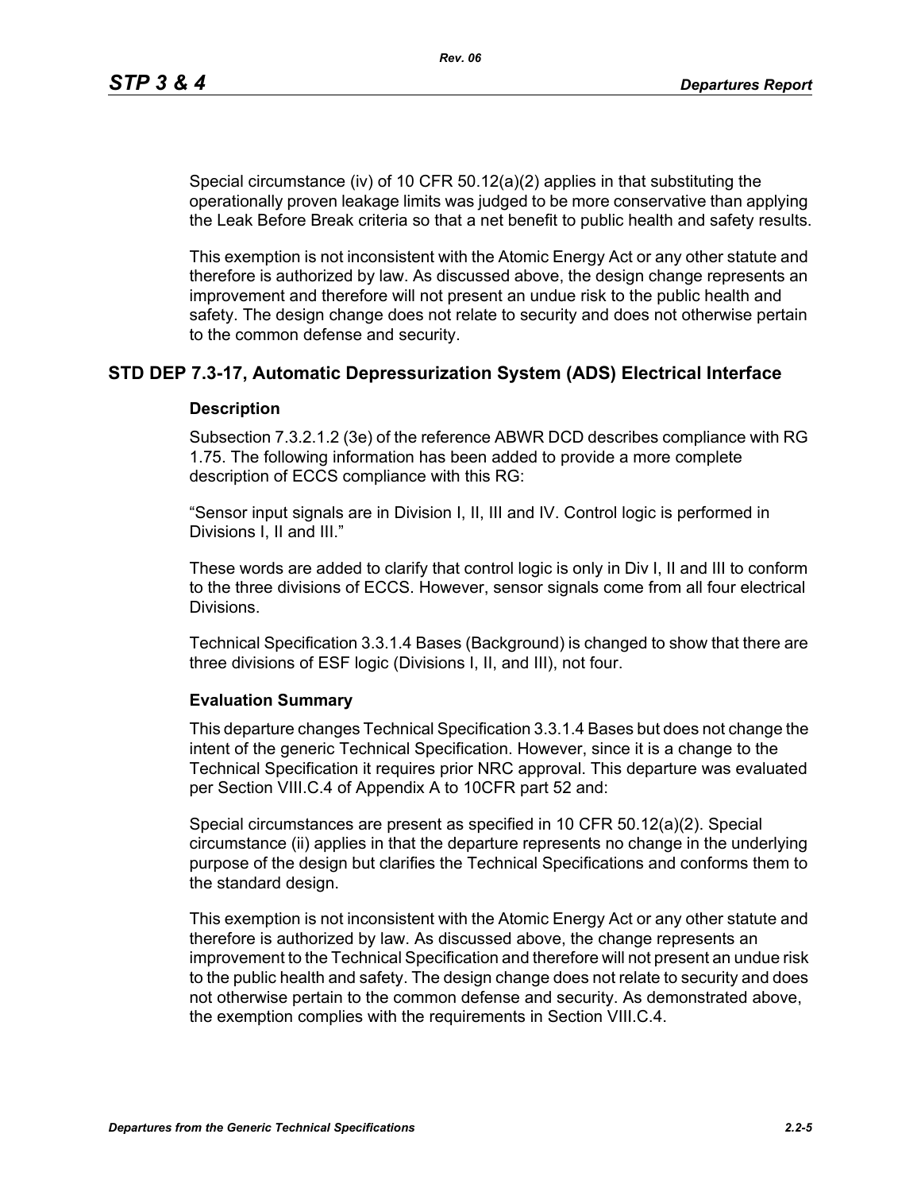Special circumstance (iv) of 10 CFR 50.12(a)(2) applies in that substituting the operationally proven leakage limits was judged to be more conservative than applying the Leak Before Break criteria so that a net benefit to public health and safety results.

This exemption is not inconsistent with the Atomic Energy Act or any other statute and therefore is authorized by law. As discussed above, the design change represents an improvement and therefore will not present an undue risk to the public health and safety. The design change does not relate to security and does not otherwise pertain to the common defense and security.

## STD DEP 7.3-17, Automatic Depressurization System (ADS) Electrical Interface

### Description

Subsection 7.3.2.1.2 (3e) of the reference ABWR DCD describes compliance with RG 1.75. The following information has been added to provide a more complete description of ECCS compliance with this RG:

"Sensor input signals are in Division I, II, III and IV. Control logic is performed in Divisions I, II and III."

These words are added to clarify that control logic is only in Div I, II and III to conform to the three divisions of ECCS. However, sensor signals come from all four electrical Divisions.

Technical Specification 3.3.1.4 Bases (Background) is changed to show that there are three divisions of ESF logic (Divisions I, II, and III), not four.

### Evaluation Summary

This departure changes Technical Specification 3.3.1.4 Bases but does not change the intent of the generic Technical Specification. However, since it is a change to the Technical Specification it requires prior NRC approval. This departure was evaluated per Section VIII.C.4 of Appendix A to 10CFR part 52 and:

Special circumstances are present as specified in 10 CFR 50.12(a)(2). Special circumstance (ii) applies in that the departure represents no change in the underlying purpose of the design but clarifies the Technical Specifications and conforms them to the standard design.

This exemption is not inconsistent with the Atomic Energy Act or any other statute and therefore is authorized by law. As discussed above, the change represents an improvement to the Technical Specification and therefore will not present an undue risk to the public health and safety. The design change does not relate to security and does not otherwise pertain to the common defense and security. As demonstrated above, the exemption complies with the requirements in Section VIII.C.4.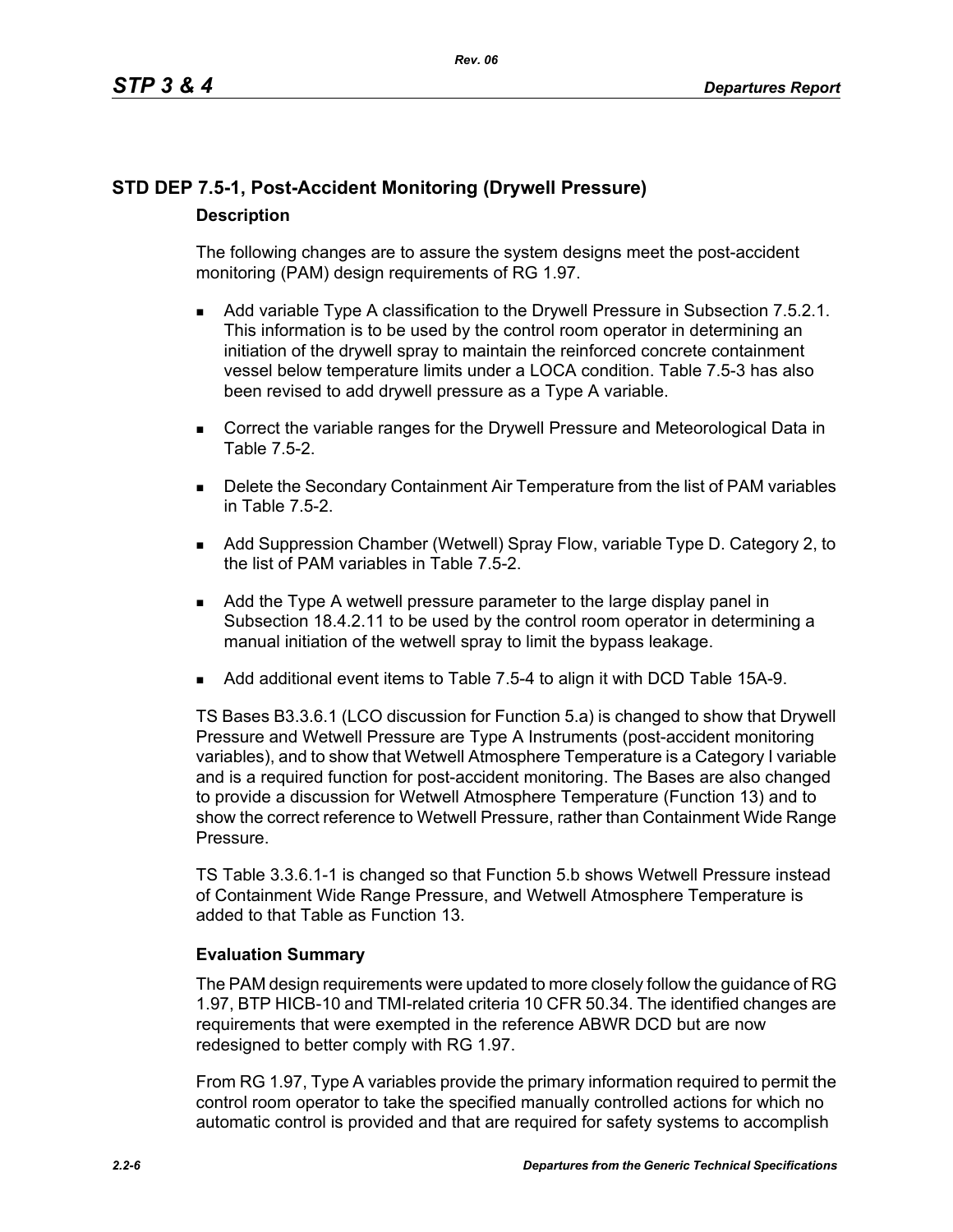## STD DEP 7.5-1, Post-Accident Monitoring (Drywell Pressure)

### Description

The following changes are to assure the system designs meet the post-accident monitoring (PAM) design requirements of RG 1.97.

- Add variable Type A classification to the Drywell Pressure in Subsection 7.5.2.1. This information is to be used by the control room operator in determining an initiation of the drywell spray to maintain the reinforced concrete containment vessel below temperature limits under a LOCA condition. Table 7.5-3 has also been revised to add drywell pressure as a Type A variable.
- Correct the variable ranges for the Drywell Pressure and Meteorological Data in Table 7.5-2.
- Delete the Secondary Containment Air Temperature from the list of PAM variables in Table 7.5-2.
- Add Suppression Chamber (Wetwell) Spray Flow, variable Type D. Category 2, to the list of PAM variables in Table 7.5-2.
- Add the Type A wetwell pressure parameter to the large display panel in Subsection 18.4.2.11 to be used by the control room operator in determining a manual initiation of the wetwell spray to limit the bypass leakage.
- Add additional event items to Table 7.5-4 to align it with DCD Table 15A-9.

TS Bases B3.3.6.1 (LCO discussion for Function 5.a) is changed to show that Drywell Pressure and Wetwell Pressure are Type A Instruments (post-accident monitoring variables), and to show that Wetwell Atmosphere Temperature is a Category I variable and is a required function for post-accident monitoring. The Bases are also changed to provide a discussion for Wetwell Atmosphere Temperature (Function 13) and to show the correct reference to Wetwell Pressure, rather than Containment Wide Range Pressure.

TS Table 3.3.6.1-1 is changed so that Function 5.b shows Wetwell Pressure instead of Containment Wide Range Pressure, and Wetwell Atmosphere Temperature is added to that Table as Function 13.

### Evaluation Summary

The PAM design requirements were updated to more closely follow the guidance of RG 1.97, BTP HICB-10 and TMI-related criteria 10 CFR 50.34. The identified changes are requirements that were exempted in the reference ABWR DCD but are now redesigned to better comply with RG 1.97.

From RG 1.97, Type A variables provide the primary information required to permit the control room operator to take the specified manually controlled actions for which no automatic control is provided and that are required for safety systems to accomplish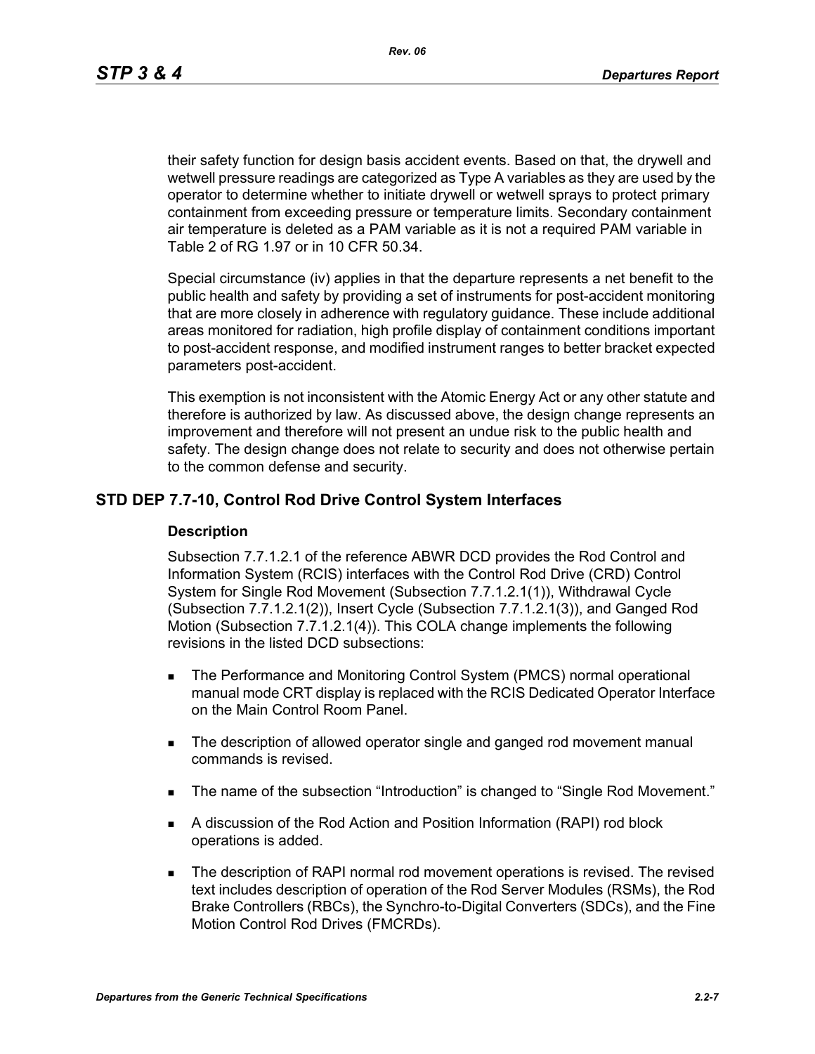their safety function for design basis accident events. Based on that, the drywell and wetwell pressure readings are categorized as Type A variables as they are used by the operator to determine whether to initiate drywell or wetwell sprays to protect primary containment from exceeding pressure or temperature limits. Secondary containment air temperature is deleted as a PAM variable as it is not a required PAM variable in Table 2 of RG 1.97 or in 10 CFR 50.34.

Special circumstance (iv) applies in that the departure represents a net benefit to the public health and safety by providing a set of instruments for post-accident monitoring that are more closely in adherence with regulatory guidance. These include additional areas monitored for radiation, high profile display of containment conditions important to post-accident response, and modified instrument ranges to better bracket expected parameters post-accident.

This exemption is not inconsistent with the Atomic Energy Act or any other statute and therefore is authorized by law. As discussed above, the design change represents an improvement and therefore will not present an undue risk to the public health and safety. The design change does not relate to security and does not otherwise pertain to the common defense and security.

## STD DEP 7.7-10, Control Rod Drive Control System Interfaces

### Description

Subsection 7.7.1.2.1 of the reference ABWR DCD provides the Rod Control and Information System (RCIS) interfaces with the Control Rod Drive (CRD) Control System for Single Rod Movement (Subsection 7.7.1.2.1(1)), Withdrawal Cycle (Subsection 7.7.1.2.1(2)), Insert Cycle (Subsection 7.7.1.2.1(3)), and Ganged Rod Motion (Subsection 7.7.1.2.1(4)). This COLA change implements the following revisions in the listed DCD subsections:

- The Performance and Monitoring Control System (PMCS) normal operational manual mode CRT display is replaced with the RCIS Dedicated Operator Interface on the Main Control Room Panel.
- The description of allowed operator single and ganged rod movement manual commands is revised.
- The name of the subsection "Introduction" is changed to "Single Rod Movement."
- A discussion of the Rod Action and Position Information (RAPI) rod block operations is added.
- The description of RAPI normal rod movement operations is revised. The revised text includes description of operation of the Rod Server Modules (RSMs), the Rod Brake Controllers (RBCs), the Synchro-to-Digital Converters (SDCs), and the Fine Motion Control Rod Drives (FMCRDs).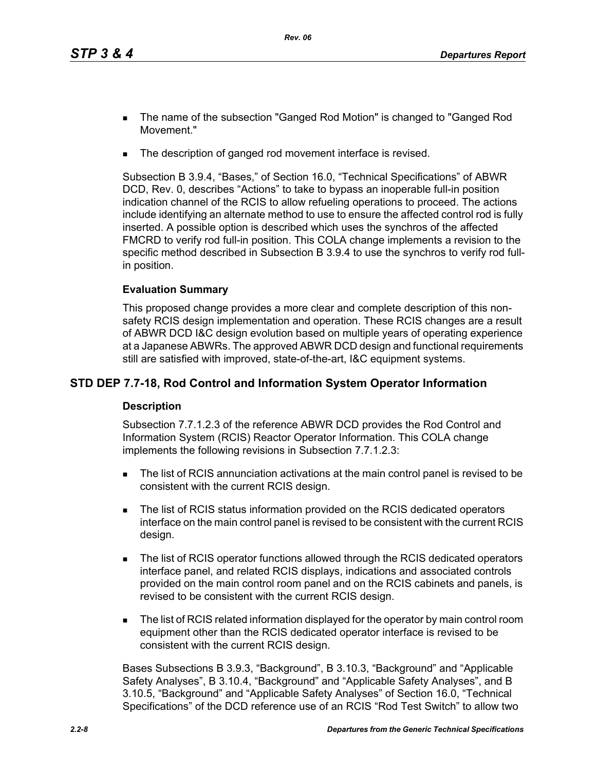- The name of the subsection "Ganged Rod Motion" is changed to "Ganged Rod Movement."
- The description of ganged rod movement interface is revised.

Subsection B 3.9.4, "Bases," of Section 16.0, "Technical Specifications" of ABWR DCD, Rev. 0, describes "Actions" to take to bypass an inoperable full-in position indication channel of the RCIS to allow refueling operations to proceed. The actions include identifying an alternate method to use to ensure the affected control rod is fully inserted. A possible option is described which uses the synchros of the affected FMCRD to verify rod full-in position. This COLA change implements a revision to the specific method described in Subsection B 3.9.4 to use the synchros to verify rod full-in position.

**Evaluation Summary**

This proposed change provides a more clear and complete description of this non-safety RCIS design implementation and operation. These RCIS changes are a result of ABWR DCD I&C design evolution based on multiple years of operating experience at a Japanese ABWRs. The approved ABWR DCD design and functional requirements still are satisfied with improved, state-of-the-art, I&C equipment systems.

## STD DEP 7.7-18, Rod Control and Information System Operator Information

**Description**

Subsection 7.7.1.2.3 of the reference ABWR DCD provides the Rod Control and Information System (RCIS) Reactor Operator Information. This COLA change implements the following revisions in Subsection 7.7.1.2.3:

- The list of RCIS annunciation activations at the main control panel is revised to be consistent with the current RCIS design.
- The list of RCIS status information provided on the RCIS dedicated operators interface on the main control panel is revised to be consistent with the current RCIS design.
- The list of RCIS operator functions allowed through the RCIS dedicated operators interface panel, and related RCIS displays, indications and associated controls provided on the main control room panel and on the RCIS cabinets and panels, is revised to be consistent with the current RCIS design.
- The list of RCIS related information displayed for the operator by main control room equipment other than the RCIS dedicated operator interface is revised to be consistent with the current RCIS design.

Bases Subsections B 3.9.3, "Background", B 3.10.3, "Background" and "Applicable Safety Analyses", B 3.10.4, "Background" and "Applicable Safety Analyses", and B 3.10.5, "Background" and "Applicable Safety Analyses" of Section 16.0, "Technical Specifications" of the DCD reference use of an RCIS "Rod Test Switch" to allow two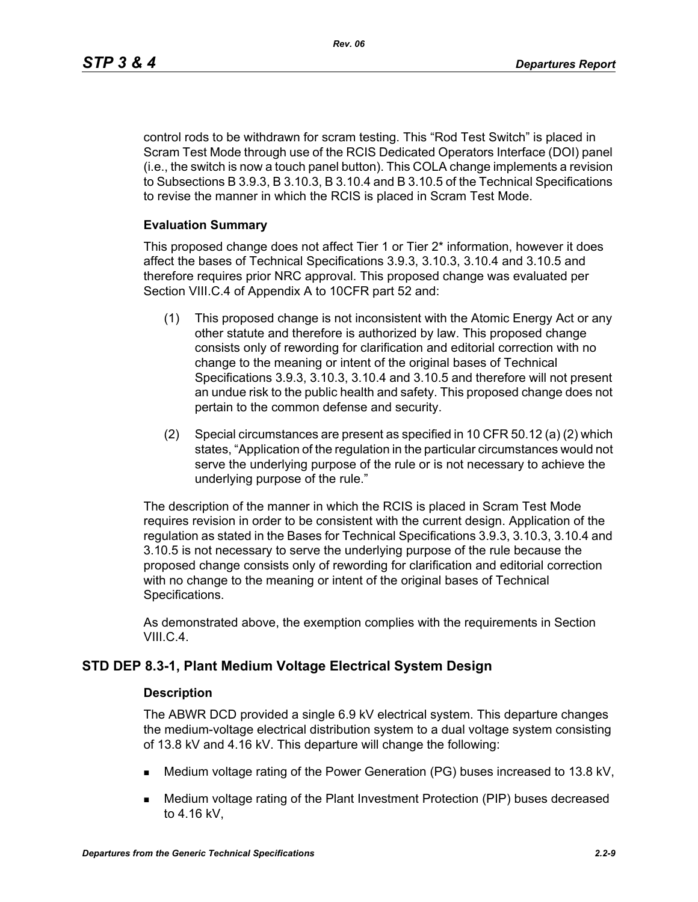control rods to be withdrawn for scram testing. This “Rod Test Switch” is placed in Scram Test Mode through use of the RCIS Dedicated Operators Interface (DOI) panel (i.e., the switch is now a touch panel button). This COLA change implements a revision to Subsections B 3.9.3, B 3.10.3, B 3.10.4 and B 3.10.5 of the Technical Specifications to revise the manner in which the RCIS is placed in Scram Test Mode.

**Evaluation Summary**

This proposed change does not affect Tier 1 or Tier 2* information, however it does affect the bases of Technical Specifications 3.9.3, 3.10.3, 3.10.4 and 3.10.5 and therefore requires prior NRC approval. This proposed change was evaluated per Section VIII.C.4 of Appendix A to 10CFR part 52 and:

(1) This proposed change is not inconsistent with the Atomic Energy Act or any other statute and therefore is authorized by law. This proposed change consists only of rewording for clarification and editorial correction with no change to the meaning or intent of the original bases of Technical Specifications 3.9.3, 3.10.3, 3.10.4 and 3.10.5 and therefore will not present an undue risk to the public health and safety. This proposed change does not pertain to the common defense and security.

(2) Special circumstances are present as specified in 10 CFR 50.12 (a) (2) which states, “Application of the regulation in the particular circumstances would not serve the underlying purpose of the rule or is not necessary to achieve the underlying purpose of the rule.”

The description of the manner in which the RCIS is placed in Scram Test Mode requires revision in order to be consistent with the current design. Application of the regulation as stated in the Bases for Technical Specifications 3.9.3, 3.10.3, 3.10.4 and 3.10.5 is not necessary to serve the underlying purpose of the rule because the proposed change consists only of rewording for clarification and editorial correction with no change to the meaning or intent of the original bases of Technical Specifications.

As demonstrated above, the exemption complies with the requirements in Section VIII.C.4.

## STD DEP 8.3-1, Plant Medium Voltage Electrical System Design

**Description**

The ABWR DCD provided a single 6.9 kV electrical system. This departure changes the medium-voltage electrical distribution system to a dual voltage system consisting of 13.8 kV and 4.16 kV. This departure will change the following:

- Medium voltage rating of the Power Generation (PG) buses increased to 13.8 kV,
- Medium voltage rating of the Plant Investment Protection (PIP) buses decreased to 4.16 kV,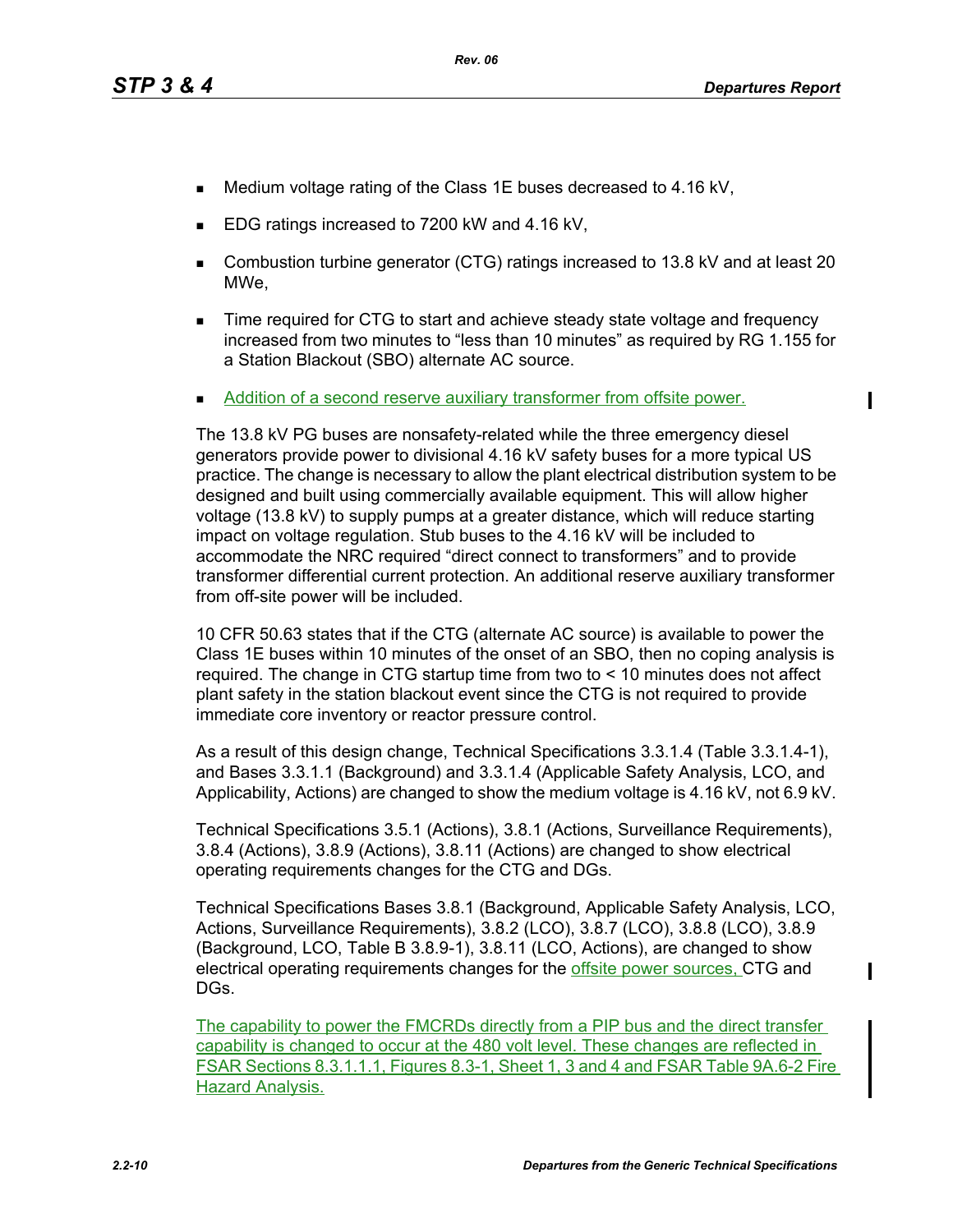- Medium voltage rating of the Class 1E buses decreased to 4.16 kV,
- EDG ratings increased to 7200 kW and 4.16 kV,
- Combustion turbine generator (CTG) ratings increased to 13.8 kV and at least 20 MWe,
- Time required for CTG to start and achieve steady state voltage and frequency increased from two minutes to "less than 10 minutes" as required by RG 1.155 for a Station Blackout (SBO) alternate AC source.
- Addition of a second reserve auxiliary transformer from offsite power.

The 13.8 kV PG buses are nonsafety-related while the three emergency diesel generators provide power to divisional 4.16 kV safety buses for a more typical US practice. The change is necessary to allow the plant electrical distribution system to be designed and built using commercially available equipment. This will allow higher voltage (13.8 kV) to supply pumps at a greater distance, which will reduce starting impact on voltage regulation. Stub buses to the 4.16 kV will be included to accommodate the NRC required "direct connect to transformers" and to provide transformer differential current protection. An additional reserve auxiliary transformer from off-site power will be included.

10 CFR 50.63 states that if the CTG (alternate AC source) is available to power the Class 1E buses within 10 minutes of the onset of an SBO, then no coping analysis is required. The change in CTG startup time from two to < 10 minutes does not affect plant safety in the station blackout event since the CTG is not required to provide immediate core inventory or reactor pressure control.

As a result of this design change, Technical Specifications 3.3.1.4 (Table 3.3.1.4-1), and Bases 3.3.1.1 (Background) and 3.3.1.4 (Applicable Safety Analysis, LCO, and Applicability, Actions) are changed to show the medium voltage is 4.16 kV, not 6.9 kV.

Technical Specifications 3.5.1 (Actions), 3.8.1 (Actions, Surveillance Requirements), 3.8.4 (Actions), 3.8.9 (Actions), 3.8.11 (Actions) are changed to show electrical operating requirements changes for the CTG and DGs.

Technical Specifications Bases 3.8.1 (Background, Applicable Safety Analysis, LCO, Actions, Surveillance Requirements), 3.8.2 (LCO), 3.8.7 (LCO), 3.8.8 (LCO), 3.8.9 (Background, LCO, Table B 3.8.9-1), 3.8.11 (LCO, Actions), are changed to show electrical operating requirements changes for the offsite power sources, CTG and DGs.

The capability to power the FMCRDs directly from a PIP bus and the direct transfer capability is changed to occur at the 480 volt level. These changes are reflected in FSAR Sections 8.3.1.1.1, Figures 8.3-1, Sheet 1, 3 and 4 and FSAR Table 9A.6-2 Fire Hazard Analysis.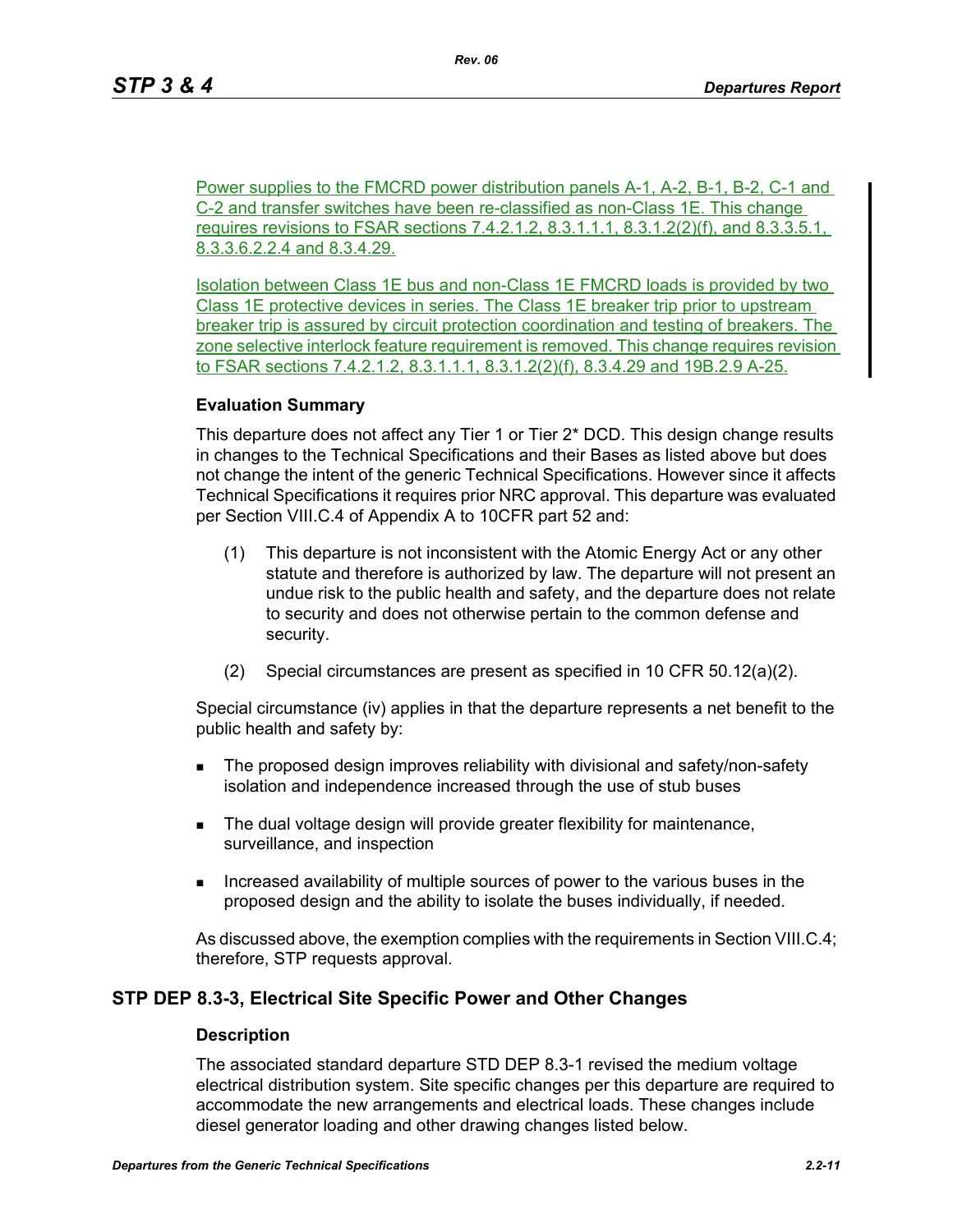Power supplies to the FMCRD power distribution panels A-1, A-2, B-1, B-2, C-1 and C-2 and transfer switches have been re-classified as non-Class 1E. This change requires revisions to FSAR sections 7.4.2.1.2, 8.3.1.1.1, 8.3.1.2(2)(f), and 8.3.3.5.1, 8.3.3.6.2.2.4 and 8.3.4.29.

Isolation between Class 1E bus and non-Class 1E FMCRD loads is provided by two Class 1E protective devices in series. The Class 1E breaker trip prior to upstream breaker trip is assured by circuit protection coordination and testing of breakers. The zone selective interlock feature requirement is removed. This change requires revision to FSAR sections 7.4.2.1.2, 8.3.1.1.1, 8.3.1.2(2)(f), 8.3.4.29 and 19B.2.9 A-25.

**Evaluation Summary**

This departure does not affect any Tier 1 or Tier 2* DCD. This design change results in changes to the Technical Specifications and their Bases as listed above but does not change the intent of the generic Technical Specifications. However since it affects Technical Specifications it requires prior NRC approval. This departure was evaluated per Section VIII.C.4 of Appendix A to 10CFR part 52 and:

(1) This departure is not inconsistent with the Atomic Energy Act or any other statute and therefore is authorized by law. The departure will not present an undue risk to the public health and safety, and the departure does not relate to security and does not otherwise pertain to the common defense and security.

(2) Special circumstances are present as specified in 10 CFR 50.12(a)(2).

Special circumstance (iv) applies in that the departure represents a net benefit to the public health and safety by:

- The proposed design improves reliability with divisional and safety/non-safety isolation and independence increased through the use of stub buses
- The dual voltage design will provide greater flexibility for maintenance, surveillance, and inspection
- Increased availability of multiple sources of power to the various buses in the proposed design and the ability to isolate the buses individually, if needed.

As discussed above, the exemption complies with the requirements in Section VIII.C.4; therefore, STP requests approval.

## STP DEP 8.3-3, Electrical Site Specific Power and Other Changes

**Description**

The associated standard departure STD DEP 8.3-1 revised the medium voltage electrical distribution system. Site specific changes per this departure are required to accommodate the new arrangements and electrical loads. These changes include diesel generator loading and other drawing changes listed below.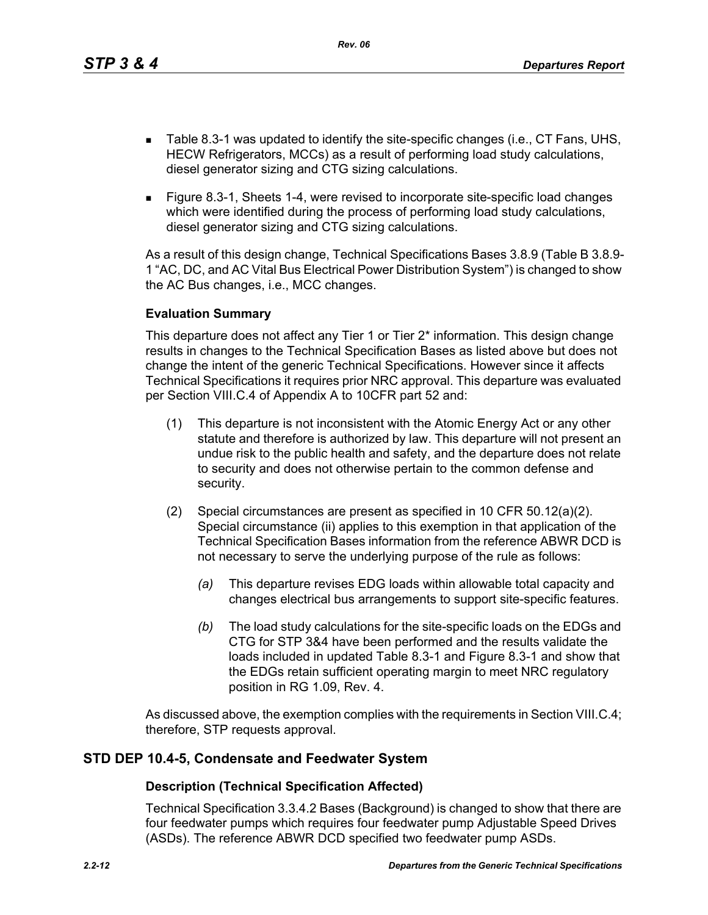- Table 8.3-1 was updated to identify the site-specific changes (i.e., CT Fans, UHS, HECW Refrigerators, MCCs) as a result of performing load study calculations, diesel generator sizing and CTG sizing calculations.
- Figure 8.3-1, Sheets 1-4, were revised to incorporate site-specific load changes which were identified during the process of performing load study calculations, diesel generator sizing and CTG sizing calculations.

As a result of this design change, Technical Specifications Bases 3.8.9 (Table B 3.8.9-1 "AC, DC, and AC Vital Bus Electrical Power Distribution System") is changed to show the AC Bus changes, i.e., MCC changes.

### Evaluation Summary

This departure does not affect any Tier 1 or Tier 2* information. This design change results in changes to the Technical Specification Bases as listed above but does not change the intent of the generic Technical Specifications. However since it affects Technical Specifications it requires prior NRC approval. This departure was evaluated per Section VIII.C.4 of Appendix A to 10CFR part 52 and:

(1) This departure is not inconsistent with the Atomic Energy Act or any other statute and therefore is authorized by law. This departure will not present an undue risk to the public health and safety, and the departure does not relate to security and does not otherwise pertain to the common defense and security.

(2) Special circumstances are present as specified in 10 CFR 50.12(a)(2). Special circumstance (ii) applies to this exemption in that application of the Technical Specification Bases information from the reference ABWR DCD is not necessary to serve the underlying purpose of the rule as follows:

*(a)* This departure revises EDG loads within allowable total capacity and changes electrical bus arrangements to support site-specific features.

*(b)* The load study calculations for the site-specific loads on the EDGs and CTG for STP 3&4 have been performed and the results validate the loads included in updated Table 8.3-1 and Figure 8.3-1 and show that the EDGs retain sufficient operating margin to meet NRC regulatory position in RG 1.09, Rev. 4.

As discussed above, the exemption complies with the requirements in Section VIII.C.4; therefore, STP requests approval.

## STD DEP 10.4-5, Condensate and Feedwater System

### Description (Technical Specification Affected)

Technical Specification 3.3.4.2 Bases (Background) is changed to show that there are four feedwater pumps which requires four feedwater pump Adjustable Speed Drives (ASDs). The reference ABWR DCD specified two feedwater pump ASDs.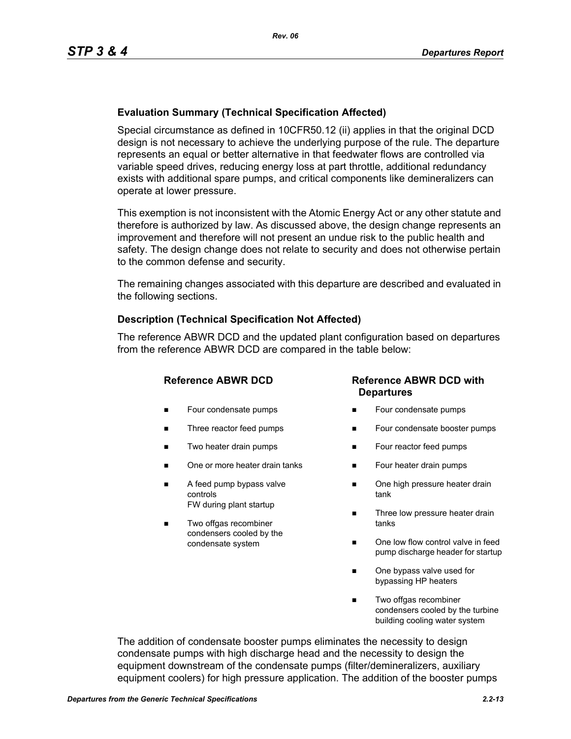**Evaluation Summary (Technical Specification Affected)**

Special circumstance as defined in 10CFR50.12 (ii) applies in that the original DCD design is not necessary to achieve the underlying purpose of the rule. The departure represents an equal or better alternative in that feedwater flows are controlled via variable speed drives, reducing energy loss at part throttle, additional redundancy exists with additional spare pumps, and critical components like demineralizers can operate at lower pressure.

This exemption is not inconsistent with the Atomic Energy Act or any other statute and therefore is authorized by law. As discussed above, the design change represents an improvement and therefore will not present an undue risk to the public health and safety. The design change does not relate to security and does not otherwise pertain to the common defense and security.

The remaining changes associated with this departure are described and evaluated in the following sections.

**Description (Technical Specification Not Affected)**

The reference ABWR DCD and the updated plant configuration based on departures from the reference ABWR DCD are compared in the table below:

| Reference ABWR DCD | Reference ABWR DCD with Departures |
|---|---|
| ■ Four condensate pumps | ■ Four condensate pumps |
| ■ Three reactor feed pumps | ■ Four condensate booster pumps |
| ■ Two heater drain pumps | ■ Four reactor feed pumps |
| ■ One or more heater drain tanks | ■ Four heater drain pumps |
| ■ A feed pump bypass valve controls FW during plant startup | ■ One high pressure heater drain tank |
| ■ Two offgas recombiner condensers cooled by the condensate system | ■ Three low pressure heater drain tanks |
| | ■ One low flow control valve in feed pump discharge header for startup |
| | ■ One bypass valve used for bypassing HP heaters |
| | ■ Two offgas recombiner condensers cooled by the turbine building cooling water system |

The addition of condensate booster pumps eliminates the necessity to design condensate pumps with high discharge head and the necessity to design the equipment downstream of the condensate pumps (filter/demineralizers, auxiliary equipment coolers) for high pressure application. The addition of the booster pumps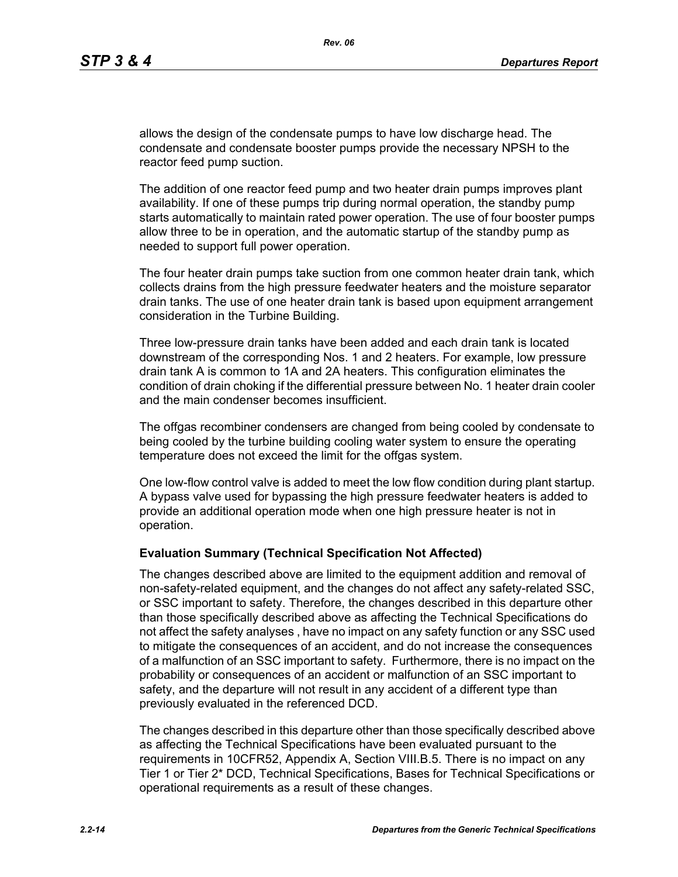allows the design of the condensate pumps to have low discharge head. The condensate and condensate booster pumps provide the necessary NPSH to the reactor feed pump suction.

The addition of one reactor feed pump and two heater drain pumps improves plant availability. If one of these pumps trip during normal operation, the standby pump starts automatically to maintain rated power operation. The use of four booster pumps allow three to be in operation, and the automatic startup of the standby pump as needed to support full power operation.

The four heater drain pumps take suction from one common heater drain tank, which collects drains from the high pressure feedwater heaters and the moisture separator drain tanks. The use of one heater drain tank is based upon equipment arrangement consideration in the Turbine Building.

Three low-pressure drain tanks have been added and each drain tank is located downstream of the corresponding Nos. 1 and 2 heaters. For example, low pressure drain tank A is common to 1A and 2A heaters. This configuration eliminates the condition of drain choking if the differential pressure between No. 1 heater drain cooler and the main condenser becomes insufficient.

The offgas recombiner condensers are changed from being cooled by condensate to being cooled by the turbine building cooling water system to ensure the operating temperature does not exceed the limit for the offgas system.

One low-flow control valve is added to meet the low flow condition during plant startup. A bypass valve used for bypassing the high pressure feedwater heaters is added to provide an additional operation mode when one high pressure heater is not in operation.

**Evaluation Summary (Technical Specification Not Affected)**

The changes described above are limited to the equipment addition and removal of non-safety-related equipment, and the changes do not affect any safety-related SSC, or SSC important to safety. Therefore, the changes described in this departure other than those specifically described above as affecting the Technical Specifications do not affect the safety analyses , have no impact on any safety function or any SSC used to mitigate the consequences of an accident, and do not increase the consequences of a malfunction of an SSC important to safety. Furthermore, there is no impact on the probability or consequences of an accident or malfunction of an SSC important to safety, and the departure will not result in any accident of a different type than previously evaluated in the referenced DCD.

The changes described in this departure other than those specifically described above as affecting the Technical Specifications have been evaluated pursuant to the requirements in 10CFR52, Appendix A, Section VIII.B.5. There is no impact on any Tier 1 or Tier 2* DCD, Technical Specifications, Bases for Technical Specifications or operational requirements as a result of these changes.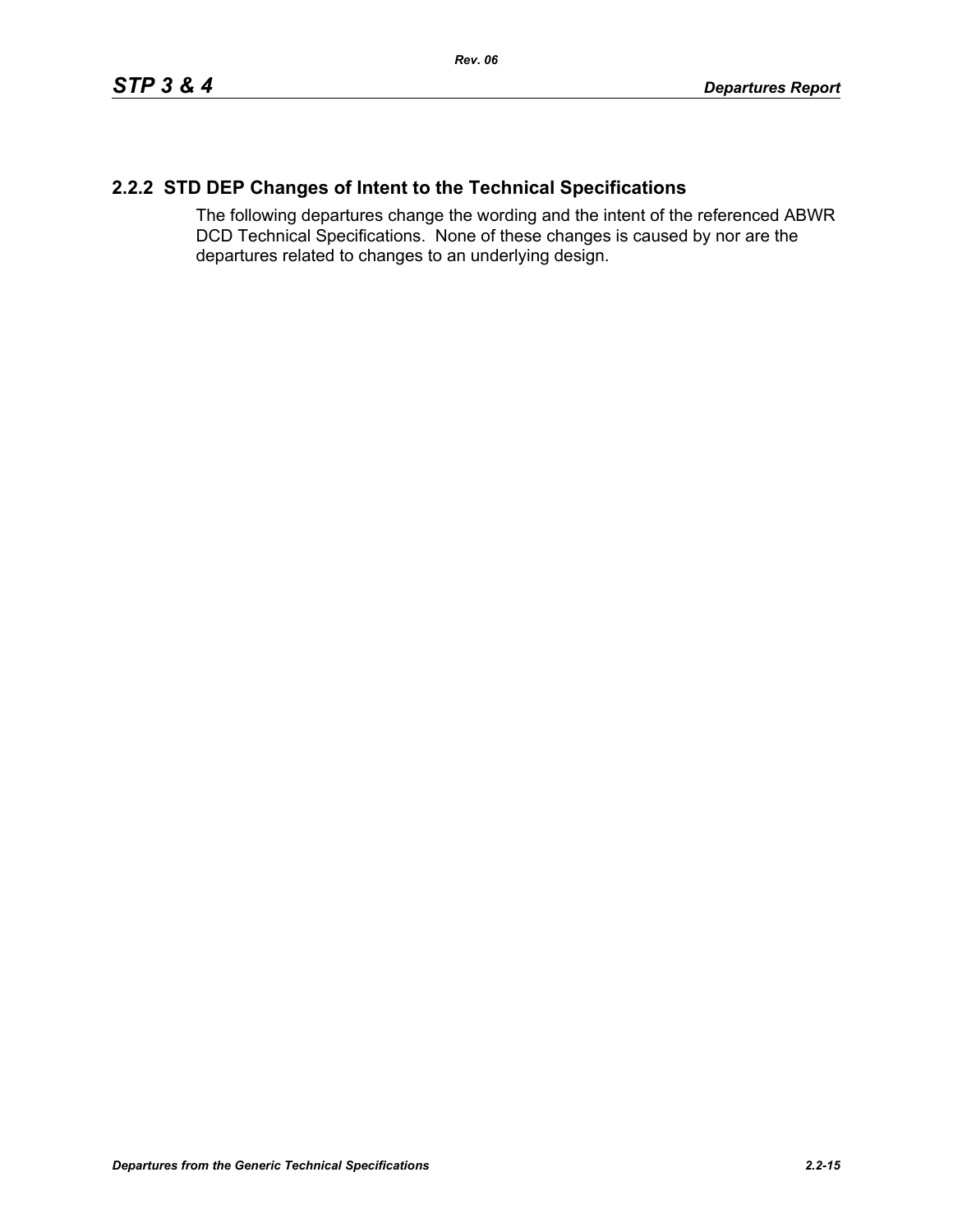## 2.2.2 STD DEP Changes of Intent to the Technical Specifications

The following departures change the wording and the intent of the referenced ABWR DCD Technical Specifications. None of these changes is caused by nor are the departures related to changes to an underlying design.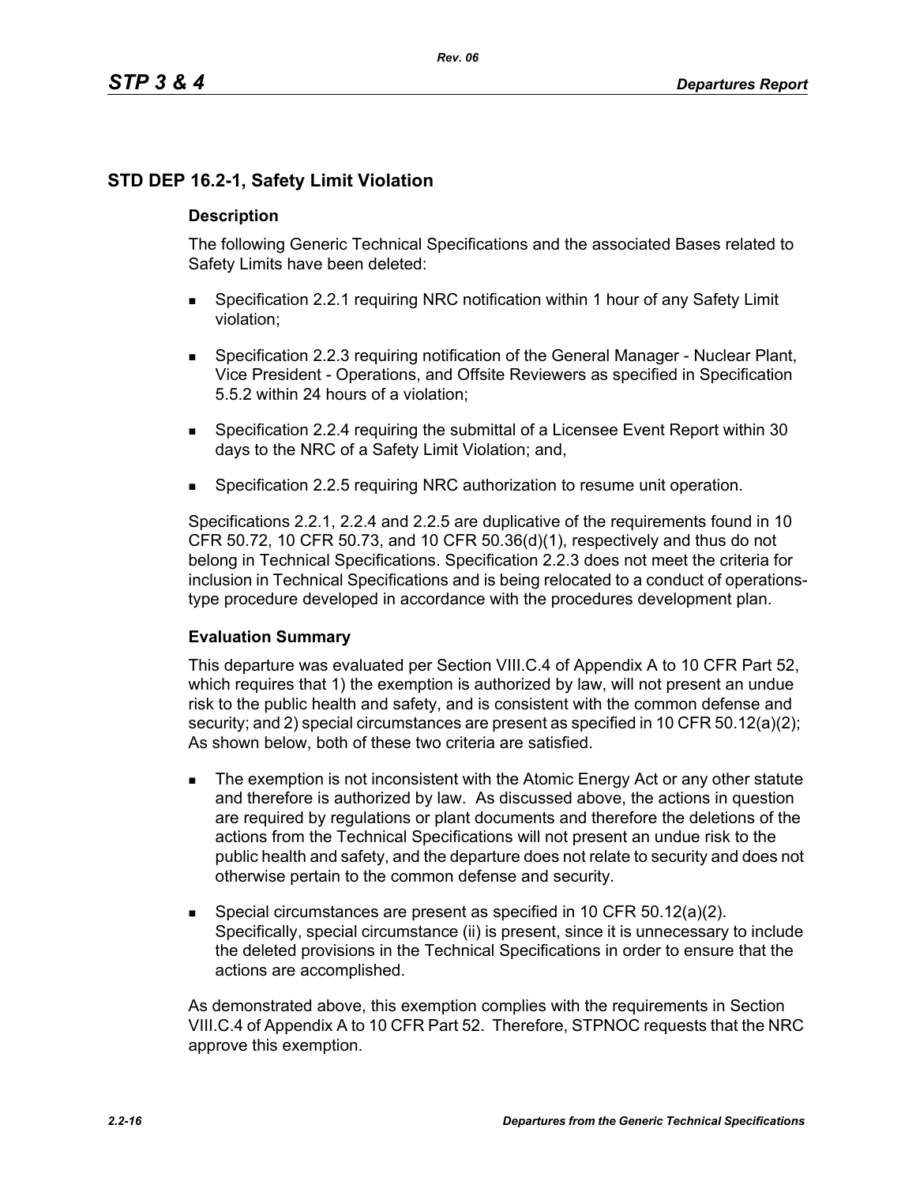## STD DEP 16.2-1, Safety Limit Violation

### Description

The following Generic Technical Specifications and the associated Bases related to Safety Limits have been deleted:

- Specification 2.2.1 requiring NRC notification within 1 hour of any Safety Limit violation;
- Specification 2.2.3 requiring notification of the General Manager - Nuclear Plant, Vice President - Operations, and Offsite Reviewers as specified in Specification 5.5.2 within 24 hours of a violation;
- Specification 2.2.4 requiring the submittal of a Licensee Event Report within 30 days to the NRC of a Safety Limit Violation; and,
- Specification 2.2.5 requiring NRC authorization to resume unit operation.

Specifications 2.2.1, 2.2.4 and 2.2.5 are duplicative of the requirements found in 10 CFR 50.72, 10 CFR 50.73, and 10 CFR 50.36(d)(1), respectively and thus do not belong in Technical Specifications. Specification 2.2.3 does not meet the criteria for inclusion in Technical Specifications and is being relocated to a conduct of operations-type procedure developed in accordance with the procedures development plan.

### Evaluation Summary

This departure was evaluated per Section VIII.C.4 of Appendix A to 10 CFR Part 52, which requires that 1) the exemption is authorized by law, will not present an undue risk to the public health and safety, and is consistent with the common defense and security; and 2) special circumstances are present as specified in 10 CFR 50.12(a)(2); As shown below, both of these two criteria are satisfied.

- The exemption is not inconsistent with the Atomic Energy Act or any other statute and therefore is authorized by law. As discussed above, the actions in question are required by regulations or plant documents and therefore the deletions of the actions from the Technical Specifications will not present an undue risk to the public health and safety, and the departure does not relate to security and does not otherwise pertain to the common defense and security.
- Special circumstances are present as specified in 10 CFR 50.12(a)(2). Specifically, special circumstance (ii) is present, since it is unnecessary to include the deleted provisions in the Technical Specifications in order to ensure that the actions are accomplished.

As demonstrated above, this exemption complies with the requirements in Section VIII.C.4 of Appendix A to 10 CFR Part 52. Therefore, STPNOC requests that the NRC approve this exemption.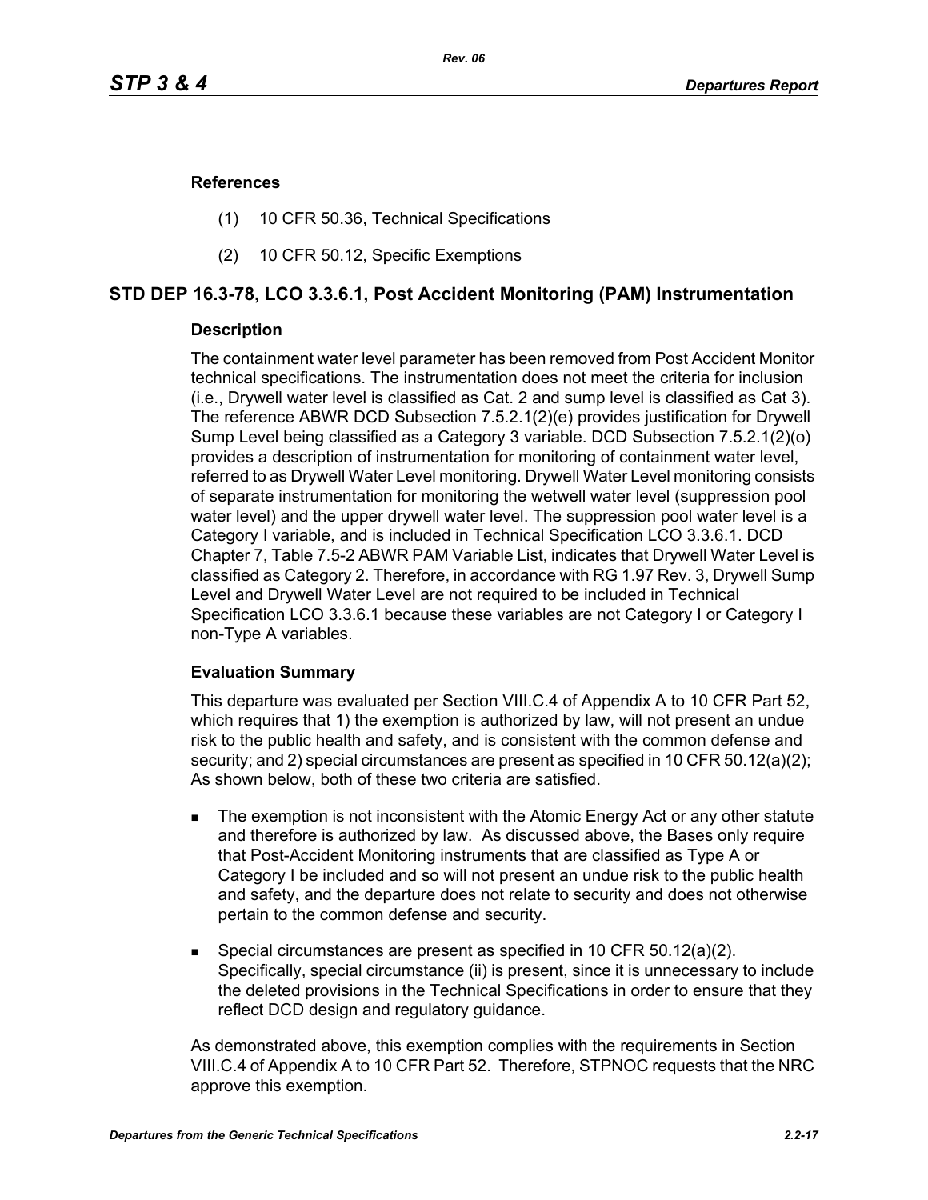### References

(1) 10 CFR 50.36, Technical Specifications

(2) 10 CFR 50.12, Specific Exemptions

## STD DEP 16.3-78, LCO 3.3.6.1, Post Accident Monitoring (PAM) Instrumentation

### Description

The containment water level parameter has been removed from Post Accident Monitor technical specifications. The instrumentation does not meet the criteria for inclusion (i.e., Drywell water level is classified as Cat. 2 and sump level is classified as Cat 3). The reference ABWR DCD Subsection 7.5.2.1(2)(e) provides justification for Drywell Sump Level being classified as a Category 3 variable. DCD Subsection 7.5.2.1(2)(o) provides a description of instrumentation for monitoring of containment water level, referred to as Drywell Water Level monitoring. Drywell Water Level monitoring consists of separate instrumentation for monitoring the wetwell water level (suppression pool water level) and the upper drywell water level. The suppression pool water level is a Category I variable, and is included in Technical Specification LCO 3.3.6.1. DCD Chapter 7, Table 7.5-2 ABWR PAM Variable List, indicates that Drywell Water Level is classified as Category 2. Therefore, in accordance with RG 1.97 Rev. 3, Drywell Sump Level and Drywell Water Level are not required to be included in Technical Specification LCO 3.3.6.1 because these variables are not Category I or Category I non-Type A variables.

### Evaluation Summary

This departure was evaluated per Section VIII.C.4 of Appendix A to 10 CFR Part 52, which requires that 1) the exemption is authorized by law, will not present an undue risk to the public health and safety, and is consistent with the common defense and security; and 2) special circumstances are present as specified in 10 CFR 50.12(a)(2); As shown below, both of these two criteria are satisfied.

- The exemption is not inconsistent with the Atomic Energy Act or any other statute and therefore is authorized by law. As discussed above, the Bases only require that Post-Accident Monitoring instruments that are classified as Type A or Category I be included and so will not present an undue risk to the public health and safety, and the departure does not relate to security and does not otherwise pertain to the common defense and security.
- Special circumstances are present as specified in 10 CFR 50.12(a)(2). Specifically, special circumstance (ii) is present, since it is unnecessary to include the deleted provisions in the Technical Specifications in order to ensure that they reflect DCD design and regulatory guidance.

As demonstrated above, this exemption complies with the requirements in Section VIII.C.4 of Appendix A to 10 CFR Part 52. Therefore, STPNOC requests that the NRC approve this exemption.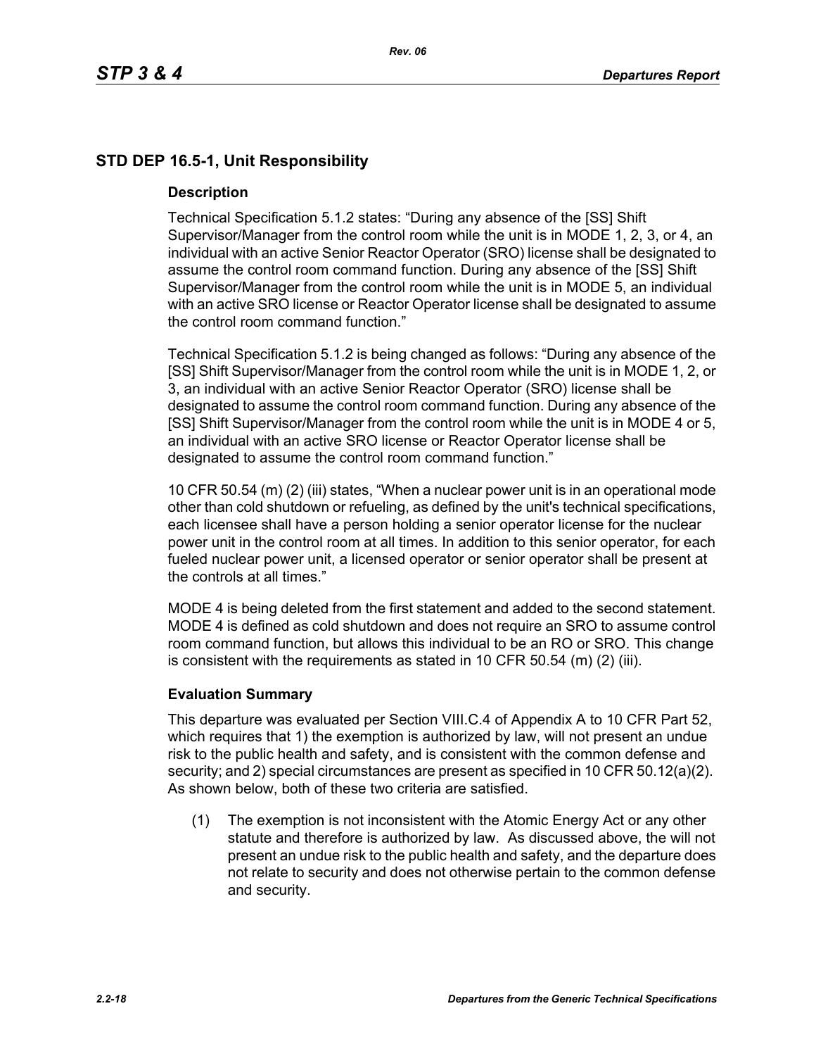## STD DEP 16.5-1, Unit Responsibility

### Description

Technical Specification 5.1.2 states: "During any absence of the [SS] Shift Supervisor/Manager from the control room while the unit is in MODE 1, 2, 3, or 4, an individual with an active Senior Reactor Operator (SRO) license shall be designated to assume the control room command function. During any absence of the [SS] Shift Supervisor/Manager from the control room while the unit is in MODE 5, an individual with an active SRO license or Reactor Operator license shall be designated to assume the control room command function."

Technical Specification 5.1.2 is being changed as follows: "During any absence of the [SS] Shift Supervisor/Manager from the control room while the unit is in MODE 1, 2, or 3, an individual with an active Senior Reactor Operator (SRO) license shall be designated to assume the control room command function. During any absence of the [SS] Shift Supervisor/Manager from the control room while the unit is in MODE 4 or 5, an individual with an active SRO license or Reactor Operator license shall be designated to assume the control room command function."

10 CFR 50.54 (m) (2) (iii) states, "When a nuclear power unit is in an operational mode other than cold shutdown or refueling, as defined by the unit's technical specifications, each licensee shall have a person holding a senior operator license for the nuclear power unit in the control room at all times. In addition to this senior operator, for each fueled nuclear power unit, a licensed operator or senior operator shall be present at the controls at all times."

MODE 4 is being deleted from the first statement and added to the second statement. MODE 4 is defined as cold shutdown and does not require an SRO to assume control room command function, but allows this individual to be an RO or SRO. This change is consistent with the requirements as stated in 10 CFR 50.54 (m) (2) (iii).

### Evaluation Summary

This departure was evaluated per Section VIII.C.4 of Appendix A to 10 CFR Part 52, which requires that 1) the exemption is authorized by law, will not present an undue risk to the public health and safety, and is consistent with the common defense and security; and 2) special circumstances are present as specified in 10 CFR 50.12(a)(2). As shown below, both of these two criteria are satisfied.

(1) The exemption is not inconsistent with the Atomic Energy Act or any other statute and therefore is authorized by law. As discussed above, the will not present an undue risk to the public health and safety, and the departure does not relate to security and does not otherwise pertain to the common defense and security.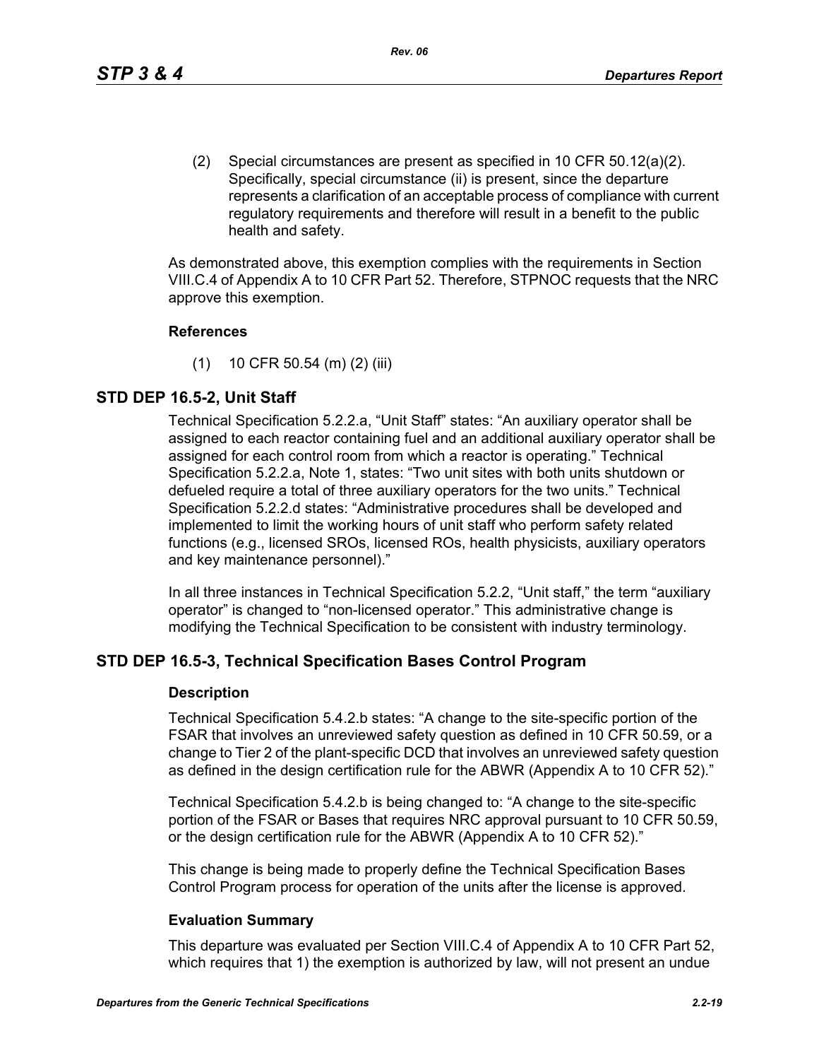(2) Special circumstances are present as specified in 10 CFR 50.12(a)(2). Specifically, special circumstance (ii) is present, since the departure represents a clarification of an acceptable process of compliance with current regulatory requirements and therefore will result in a benefit to the public health and safety.

As demonstrated above, this exemption complies with the requirements in Section VIII.C.4 of Appendix A to 10 CFR Part 52. Therefore, STPNOC requests that the NRC approve this exemption.

**References**

(1) 10 CFR 50.54 (m) (2) (iii)

## STD DEP 16.5-2, Unit Staff

Technical Specification 5.2.2.a, "Unit Staff" states: "An auxiliary operator shall be assigned to each reactor containing fuel and an additional auxiliary operator shall be assigned for each control room from which a reactor is operating." Technical Specification 5.2.2.a, Note 1, states: "Two unit sites with both units shutdown or defueled require a total of three auxiliary operators for the two units." Technical Specification 5.2.2.d states: "Administrative procedures shall be developed and implemented to limit the working hours of unit staff who perform safety related functions (e.g., licensed SROs, licensed ROs, health physicists, auxiliary operators and key maintenance personnel)."

In all three instances in Technical Specification 5.2.2, "Unit staff," the term "auxiliary operator" is changed to "non-licensed operator." This administrative change is modifying the Technical Specification to be consistent with industry terminology.

## STD DEP 16.5-3, Technical Specification Bases Control Program

**Description**

Technical Specification 5.4.2.b states: "A change to the site-specific portion of the FSAR that involves an unreviewed safety question as defined in 10 CFR 50.59, or a change to Tier 2 of the plant-specific DCD that involves an unreviewed safety question as defined in the design certification rule for the ABWR (Appendix A to 10 CFR 52)."

Technical Specification 5.4.2.b is being changed to: "A change to the site-specific portion of the FSAR or Bases that requires NRC approval pursuant to 10 CFR 50.59, or the design certification rule for the ABWR (Appendix A to 10 CFR 52)."

This change is being made to properly define the Technical Specification Bases Control Program process for operation of the units after the license is approved.

**Evaluation Summary**

This departure was evaluated per Section VIII.C.4 of Appendix A to 10 CFR Part 52, which requires that 1) the exemption is authorized by law, will not present an undue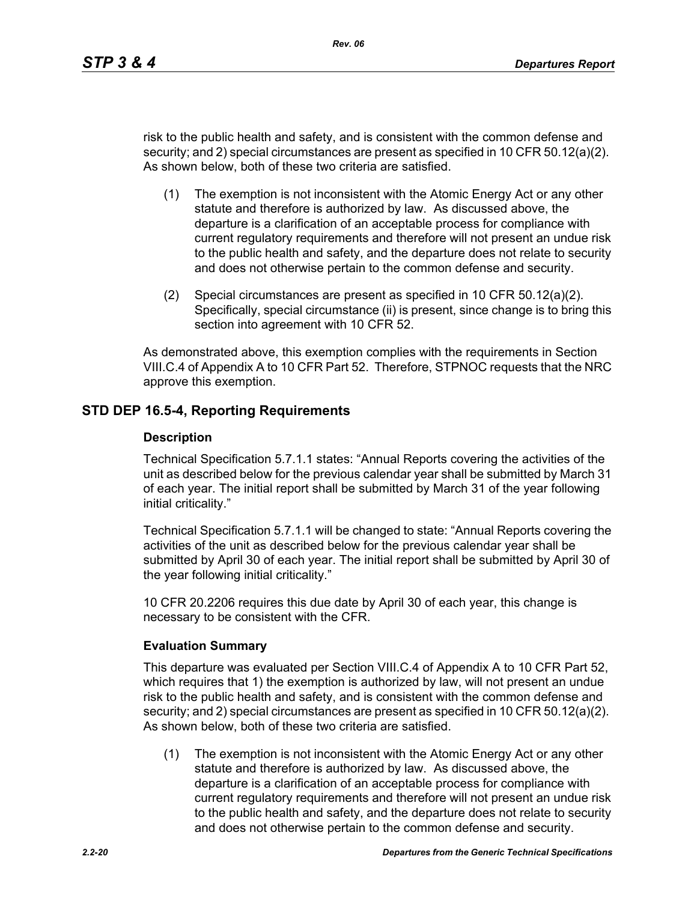risk to the public health and safety, and is consistent with the common defense and security; and 2) special circumstances are present as specified in 10 CFR 50.12(a)(2). As shown below, both of these two criteria are satisfied.

(1) The exemption is not inconsistent with the Atomic Energy Act or any other statute and therefore is authorized by law. As discussed above, the departure is a clarification of an acceptable process for compliance with current regulatory requirements and therefore will not present an undue risk to the public health and safety, and the departure does not relate to security and does not otherwise pertain to the common defense and security.

(2) Special circumstances are present as specified in 10 CFR 50.12(a)(2). Specifically, special circumstance (ii) is present, since change is to bring this section into agreement with 10 CFR 52.

As demonstrated above, this exemption complies with the requirements in Section VIII.C.4 of Appendix A to 10 CFR Part 52. Therefore, STPNOC requests that the NRC approve this exemption.

## STD DEP 16.5-4, Reporting Requirements

### Description

Technical Specification 5.7.1.1 states: "Annual Reports covering the activities of the unit as described below for the previous calendar year shall be submitted by March 31 of each year. The initial report shall be submitted by March 31 of the year following initial criticality."

Technical Specification 5.7.1.1 will be changed to state: "Annual Reports covering the activities of the unit as described below for the previous calendar year shall be submitted by April 30 of each year. The initial report shall be submitted by April 30 of the year following initial criticality."

10 CFR 20.2206 requires this due date by April 30 of each year, this change is necessary to be consistent with the CFR.

### Evaluation Summary

This departure was evaluated per Section VIII.C.4 of Appendix A to 10 CFR Part 52, which requires that 1) the exemption is authorized by law, will not present an undue risk to the public health and safety, and is consistent with the common defense and security; and 2) special circumstances are present as specified in 10 CFR 50.12(a)(2). As shown below, both of these two criteria are satisfied.

(1) The exemption is not inconsistent with the Atomic Energy Act or any other statute and therefore is authorized by law. As discussed above, the departure is a clarification of an acceptable process for compliance with current regulatory requirements and therefore will not present an undue risk to the public health and safety, and the departure does not relate to security and does not otherwise pertain to the common defense and security.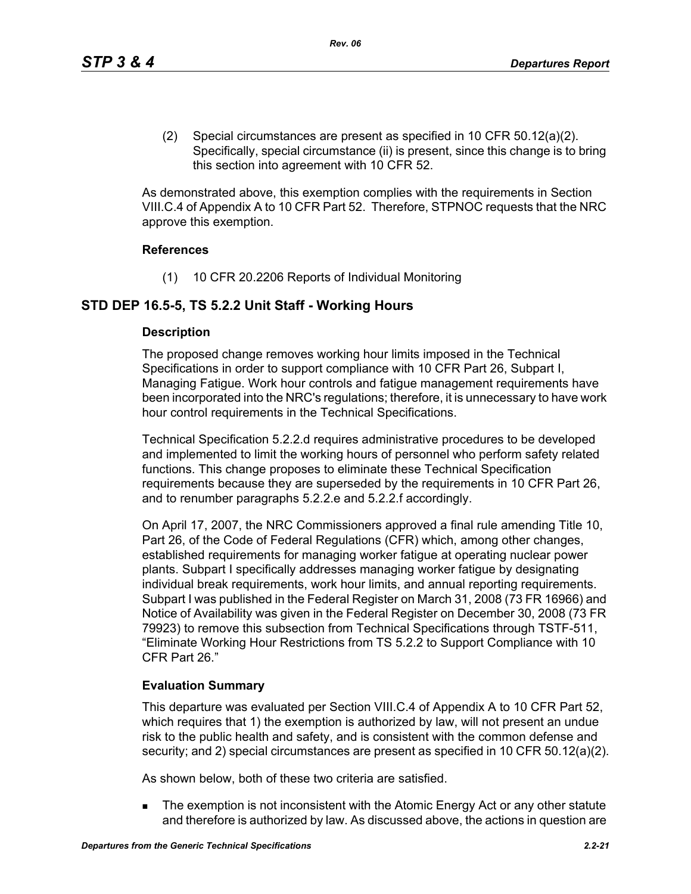(2) Special circumstances are present as specified in 10 CFR 50.12(a)(2). Specifically, special circumstance (ii) is present, since this change is to bring this section into agreement with 10 CFR 52.

As demonstrated above, this exemption complies with the requirements in Section VIII.C.4 of Appendix A to 10 CFR Part 52. Therefore, STPNOC requests that the NRC approve this exemption.

**References**

(1) 10 CFR 20.2206 Reports of Individual Monitoring

## STD DEP 16.5-5, TS 5.2.2 Unit Staff - Working Hours

**Description**

The proposed change removes working hour limits imposed in the Technical Specifications in order to support compliance with 10 CFR Part 26, Subpart I, Managing Fatigue. Work hour controls and fatigue management requirements have been incorporated into the NRC's regulations; therefore, it is unnecessary to have work hour control requirements in the Technical Specifications.

Technical Specification 5.2.2.d requires administrative procedures to be developed and implemented to limit the working hours of personnel who perform safety related functions. This change proposes to eliminate these Technical Specification requirements because they are superseded by the requirements in 10 CFR Part 26, and to renumber paragraphs 5.2.2.e and 5.2.2.f accordingly.

On April 17, 2007, the NRC Commissioners approved a final rule amending Title 10, Part 26, of the Code of Federal Regulations (CFR) which, among other changes, established requirements for managing worker fatigue at operating nuclear power plants. Subpart I specifically addresses managing worker fatigue by designating individual break requirements, work hour limits, and annual reporting requirements. Subpart I was published in the Federal Register on March 31, 2008 (73 FR 16966) and Notice of Availability was given in the Federal Register on December 30, 2008 (73 FR 79923) to remove this subsection from Technical Specifications through TSTF-511, "Eliminate Working Hour Restrictions from TS 5.2.2 to Support Compliance with 10 CFR Part 26."

**Evaluation Summary**

This departure was evaluated per Section VIII.C.4 of Appendix A to 10 CFR Part 52, which requires that 1) the exemption is authorized by law, will not present an undue risk to the public health and safety, and is consistent with the common defense and security; and 2) special circumstances are present as specified in 10 CFR 50.12(a)(2).

As shown below, both of these two criteria are satisfied.

- The exemption is not inconsistent with the Atomic Energy Act or any other statute and therefore is authorized by law. As discussed above, the actions in question are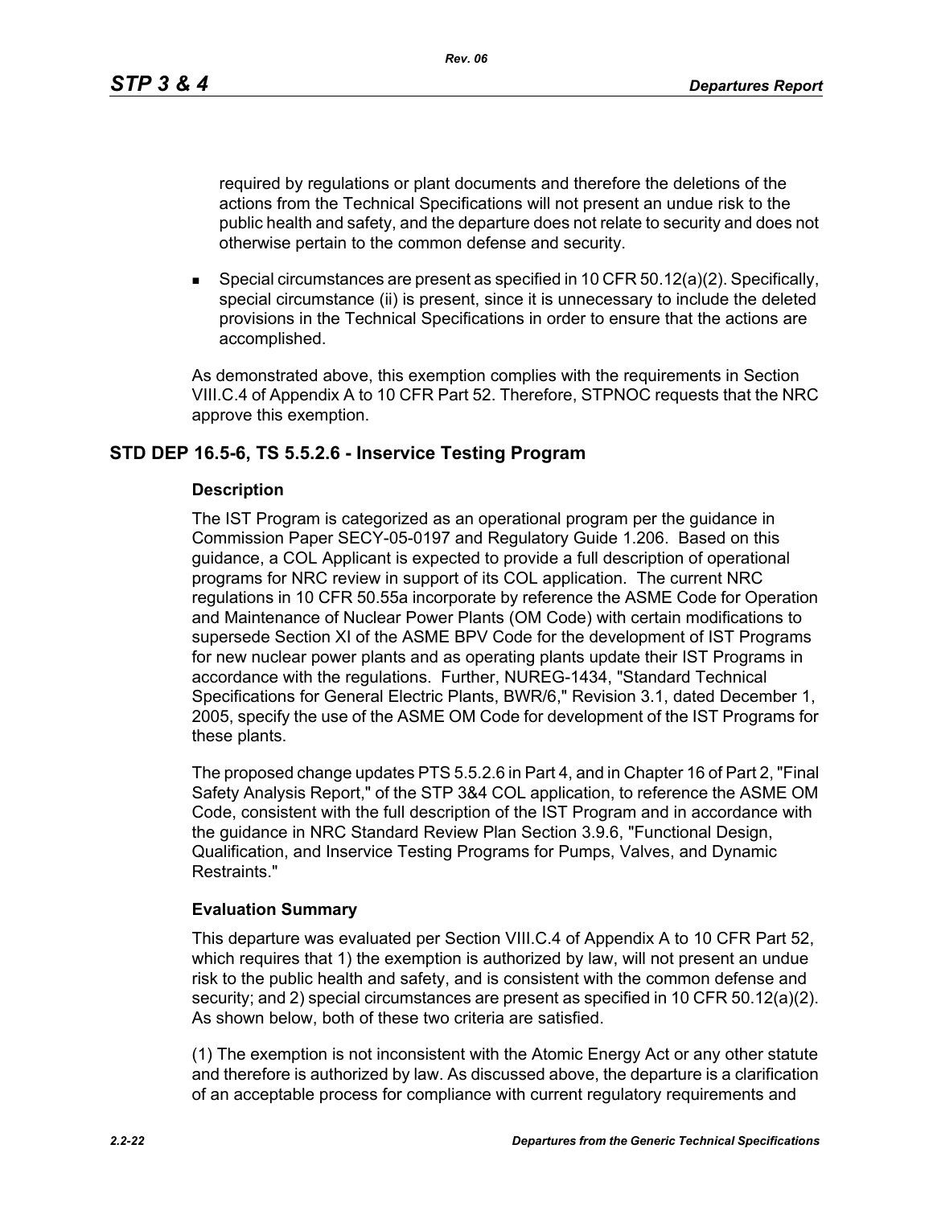required by regulations or plant documents and therefore the deletions of the actions from the Technical Specifications will not present an undue risk to the public health and safety, and the departure does not relate to security and does not otherwise pertain to the common defense and security.

- Special circumstances are present as specified in 10 CFR 50.12(a)(2). Specifically, special circumstance (ii) is present, since it is unnecessary to include the deleted provisions in the Technical Specifications in order to ensure that the actions are accomplished.

As demonstrated above, this exemption complies with the requirements in Section VIII.C.4 of Appendix A to 10 CFR Part 52. Therefore, STPNOC requests that the NRC approve this exemption.

## STD DEP 16.5-6, TS 5.5.2.6 - Inservice Testing Program

### Description

The IST Program is categorized as an operational program per the guidance in Commission Paper SECY-05-0197 and Regulatory Guide 1.206. Based on this guidance, a COL Applicant is expected to provide a full description of operational programs for NRC review in support of its COL application. The current NRC regulations in 10 CFR 50.55a incorporate by reference the ASME Code for Operation and Maintenance of Nuclear Power Plants (OM Code) with certain modifications to supersede Section XI of the ASME BPV Code for the development of IST Programs for new nuclear power plants and as operating plants update their IST Programs in accordance with the regulations. Further, NUREG-1434, "Standard Technical Specifications for General Electric Plants, BWR/6," Revision 3.1, dated December 1, 2005, specify the use of the ASME OM Code for development of the IST Programs for these plants.

The proposed change updates PTS 5.5.2.6 in Part 4, and in Chapter 16 of Part 2, "Final Safety Analysis Report," of the STP 3&4 COL application, to reference the ASME OM Code, consistent with the full description of the IST Program and in accordance with the guidance in NRC Standard Review Plan Section 3.9.6, "Functional Design, Qualification, and Inservice Testing Programs for Pumps, Valves, and Dynamic Restraints."

### Evaluation Summary

This departure was evaluated per Section VIII.C.4 of Appendix A to 10 CFR Part 52, which requires that 1) the exemption is authorized by law, will not present an undue risk to the public health and safety, and is consistent with the common defense and security; and 2) special circumstances are present as specified in 10 CFR 50.12(a)(2). As shown below, both of these two criteria are satisfied.

(1) The exemption is not inconsistent with the Atomic Energy Act or any other statute and therefore is authorized by law. As discussed above, the departure is a clarification of an acceptable process for compliance with current regulatory requirements and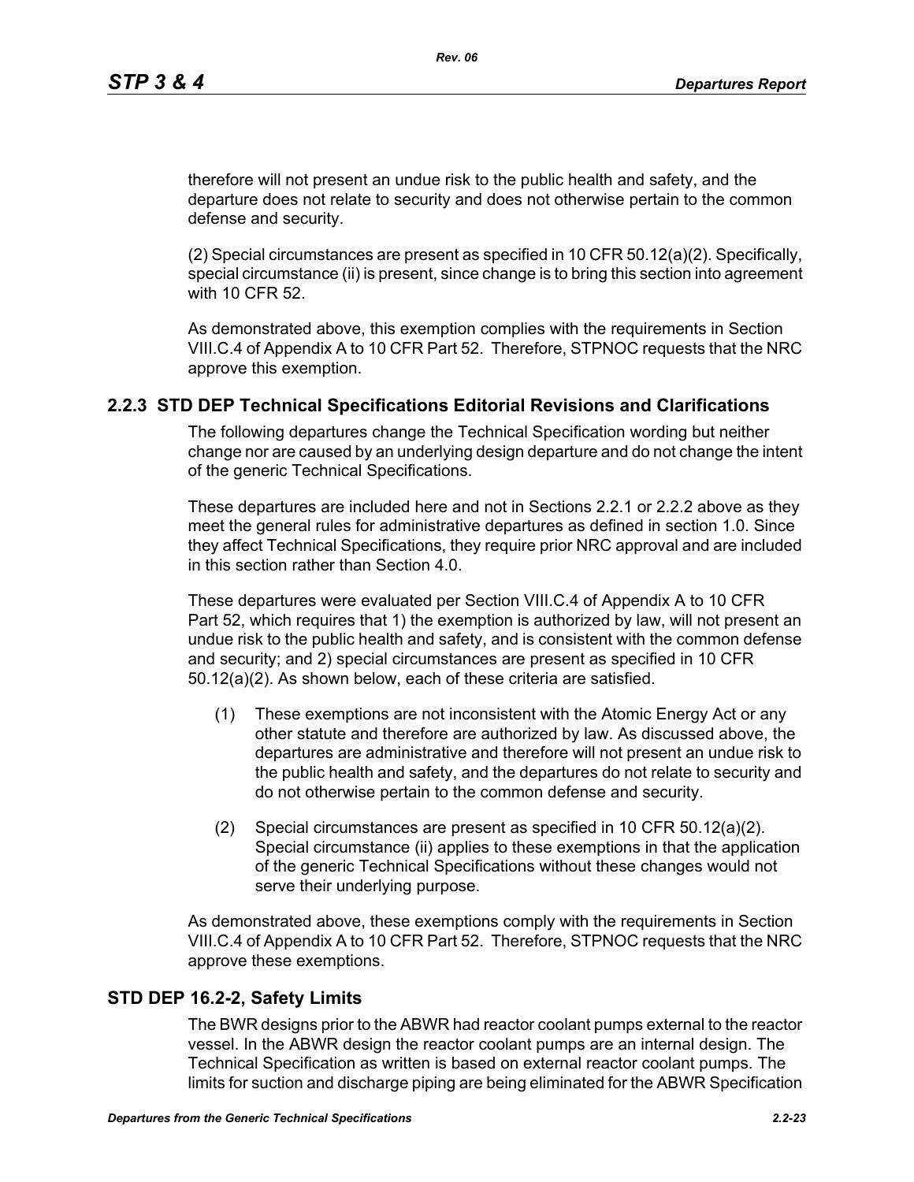therefore will not present an undue risk to the public health and safety, and the departure does not relate to security and does not otherwise pertain to the common defense and security.

(2) Special circumstances are present as specified in 10 CFR 50.12(a)(2). Specifically, special circumstance (ii) is present, since change is to bring this section into agreement with 10 CFR 52.

As demonstrated above, this exemption complies with the requirements in Section VIII.C.4 of Appendix A to 10 CFR Part 52. Therefore, STPNOC requests that the NRC approve this exemption.

### 2.2.3 STD DEP Technical Specifications Editorial Revisions and Clarifications

The following departures change the Technical Specification wording but neither change nor are caused by an underlying design departure and do not change the intent of the generic Technical Specifications.

These departures are included here and not in Sections 2.2.1 or 2.2.2 above as they meet the general rules for administrative departures as defined in section 1.0. Since they affect Technical Specifications, they require prior NRC approval and are included in this section rather than Section 4.0.

These departures were evaluated per Section VIII.C.4 of Appendix A to 10 CFR Part 52, which requires that 1) the exemption is authorized by law, will not present an undue risk to the public health and safety, and is consistent with the common defense and security; and 2) special circumstances are present as specified in 10 CFR 50.12(a)(2). As shown below, each of these criteria are satisfied.

(1) These exemptions are not inconsistent with the Atomic Energy Act or any other statute and therefore are authorized by law. As discussed above, the departures are administrative and therefore will not present an undue risk to the public health and safety, and the departures do not relate to security and do not otherwise pertain to the common defense and security.

(2) Special circumstances are present as specified in 10 CFR 50.12(a)(2). Special circumstance (ii) applies to these exemptions in that the application of the generic Technical Specifications without these changes would not serve their underlying purpose.

As demonstrated above, these exemptions comply with the requirements in Section VIII.C.4 of Appendix A to 10 CFR Part 52. Therefore, STPNOC requests that the NRC approve these exemptions.

### STD DEP 16.2-2, Safety Limits

The BWR designs prior to the ABWR had reactor coolant pumps external to the reactor vessel. In the ABWR design the reactor coolant pumps are an internal design. The Technical Specification as written is based on external reactor coolant pumps. The limits for suction and discharge piping are being eliminated for the ABWR Specification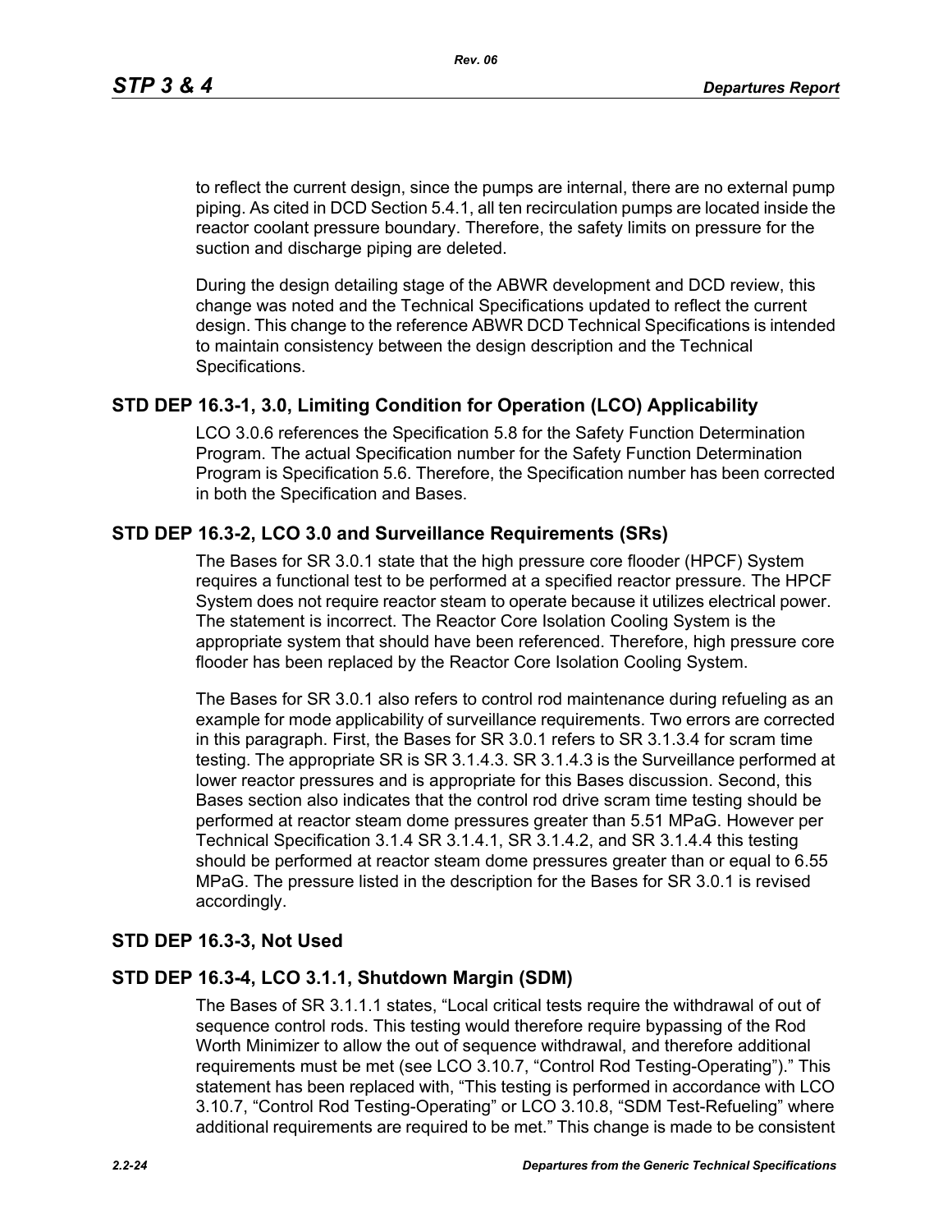to reflect the current design, since the pumps are internal, there are no external pump piping. As cited in DCD Section 5.4.1, all ten recirculation pumps are located inside the reactor coolant pressure boundary. Therefore, the safety limits on pressure for the suction and discharge piping are deleted.

During the design detailing stage of the ABWR development and DCD review, this change was noted and the Technical Specifications updated to reflect the current design. This change to the reference ABWR DCD Technical Specifications is intended to maintain consistency between the design description and the Technical Specifications.

## STD DEP 16.3-1, 3.0, Limiting Condition for Operation (LCO) Applicability

LCO 3.0.6 references the Specification 5.8 for the Safety Function Determination Program. The actual Specification number for the Safety Function Determination Program is Specification 5.6. Therefore, the Specification number has been corrected in both the Specification and Bases.

## STD DEP 16.3-2, LCO 3.0 and Surveillance Requirements (SRs)

The Bases for SR 3.0.1 state that the high pressure core flooder (HPCF) System requires a functional test to be performed at a specified reactor pressure. The HPCF System does not require reactor steam to operate because it utilizes electrical power. The statement is incorrect. The Reactor Core Isolation Cooling System is the appropriate system that should have been referenced. Therefore, high pressure core flooder has been replaced by the Reactor Core Isolation Cooling System.

The Bases for SR 3.0.1 also refers to control rod maintenance during refueling as an example for mode applicability of surveillance requirements. Two errors are corrected in this paragraph. First, the Bases for SR 3.0.1 refers to SR 3.1.3.4 for scram time testing. The appropriate SR is SR 3.1.4.3. SR 3.1.4.3 is the Surveillance performed at lower reactor pressures and is appropriate for this Bases discussion. Second, this Bases section also indicates that the control rod drive scram time testing should be performed at reactor steam dome pressures greater than 5.51 MPaG. However per Technical Specification 3.1.4 SR 3.1.4.1, SR 3.1.4.2, and SR 3.1.4.4 this testing should be performed at reactor steam dome pressures greater than or equal to 6.55 MPaG. The pressure listed in the description for the Bases for SR 3.0.1 is revised accordingly.

## STD DEP 16.3-3, Not Used

## STD DEP 16.3-4, LCO 3.1.1, Shutdown Margin (SDM)

The Bases of SR 3.1.1.1 states, “Local critical tests require the withdrawal of out of sequence control rods. This testing would therefore require bypassing of the Rod Worth Minimizer to allow the out of sequence withdrawal, and therefore additional requirements must be met (see LCO 3.10.7, “Control Rod Testing-Operating”).” This statement has been replaced with, “This testing is performed in accordance with LCO 3.10.7, “Control Rod Testing-Operating” or LCO 3.10.8, “SDM Test-Refueling” where additional requirements are required to be met.” This change is made to be consistent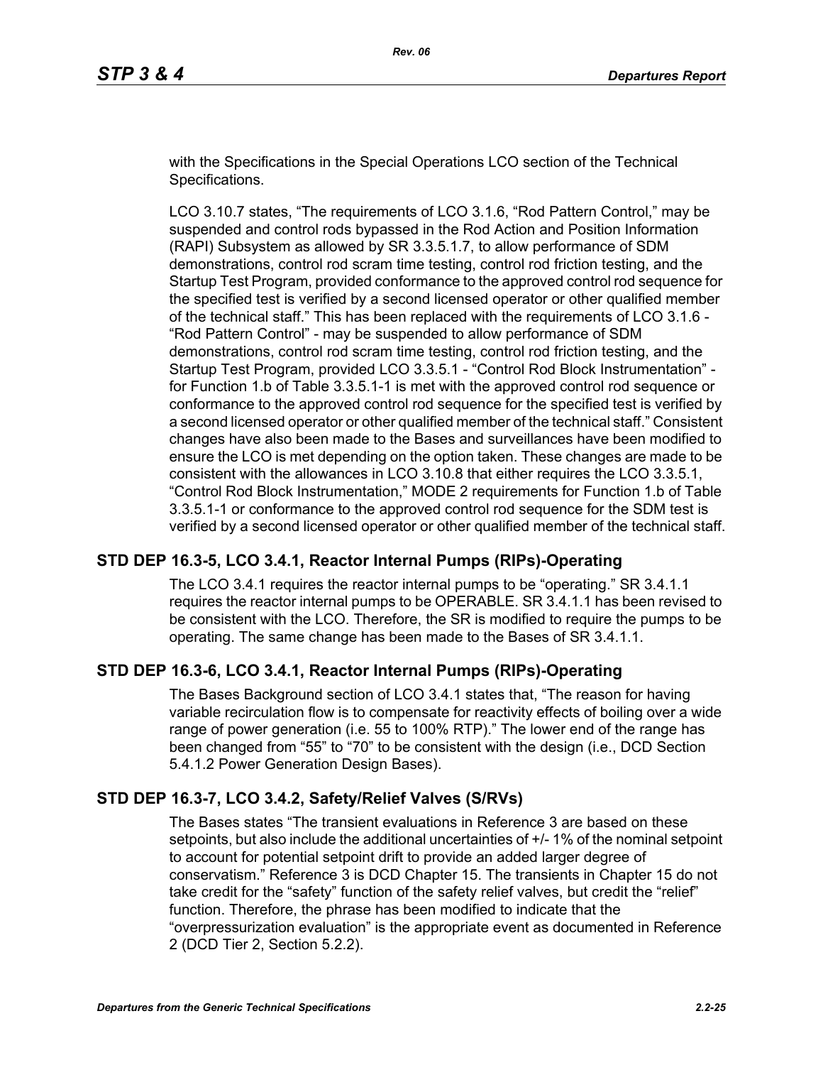with the Specifications in the Special Operations LCO section of the Technical Specifications.

LCO 3.10.7 states, "The requirements of LCO 3.1.6, "Rod Pattern Control," may be suspended and control rods bypassed in the Rod Action and Position Information (RAPI) Subsystem as allowed by SR 3.3.5.1.7, to allow performance of SDM demonstrations, control rod scram time testing, control rod friction testing, and the Startup Test Program, provided conformance to the approved control rod sequence for the specified test is verified by a second licensed operator or other qualified member of the technical staff." This has been replaced with the requirements of LCO 3.1.6 - "Rod Pattern Control" - may be suspended to allow performance of SDM demonstrations, control rod scram time testing, control rod friction testing, and the Startup Test Program, provided LCO 3.3.5.1 - "Control Rod Block Instrumentation" - for Function 1.b of Table 3.3.5.1-1 is met with the approved control rod sequence or conformance to the approved control rod sequence for the specified test is verified by a second licensed operator or other qualified member of the technical staff." Consistent changes have also been made to the Bases and surveillances have been modified to ensure the LCO is met depending on the option taken. These changes are made to be consistent with the allowances in LCO 3.10.8 that either requires the LCO 3.3.5.1, "Control Rod Block Instrumentation," MODE 2 requirements for Function 1.b of Table 3.3.5.1-1 or conformance to the approved control rod sequence for the SDM test is verified by a second licensed operator or other qualified member of the technical staff.

## STD DEP 16.3-5, LCO 3.4.1, Reactor Internal Pumps (RIPs)-Operating

The LCO 3.4.1 requires the reactor internal pumps to be "operating." SR 3.4.1.1 requires the reactor internal pumps to be OPERABLE. SR 3.4.1.1 has been revised to be consistent with the LCO. Therefore, the SR is modified to require the pumps to be operating. The same change has been made to the Bases of SR 3.4.1.1.

## STD DEP 16.3-6, LCO 3.4.1, Reactor Internal Pumps (RIPs)-Operating

The Bases Background section of LCO 3.4.1 states that, "The reason for having variable recirculation flow is to compensate for reactivity effects of boiling over a wide range of power generation (i.e. 55 to 100% RTP)." The lower end of the range has been changed from "55" to "70" to be consistent with the design (i.e., DCD Section 5.4.1.2 Power Generation Design Bases).

## STD DEP 16.3-7, LCO 3.4.2, Safety/Relief Valves (S/RVs)

The Bases states "The transient evaluations in Reference 3 are based on these setpoints, but also include the additional uncertainties of +/- 1% of the nominal setpoint to account for potential setpoint drift to provide an added larger degree of conservatism." Reference 3 is DCD Chapter 15. The transients in Chapter 15 do not take credit for the "safety" function of the safety relief valves, but credit the "relief" function. Therefore, the phrase has been modified to indicate that the "overpressurization evaluation" is the appropriate event as documented in Reference 2 (DCD Tier 2, Section 5.2.2).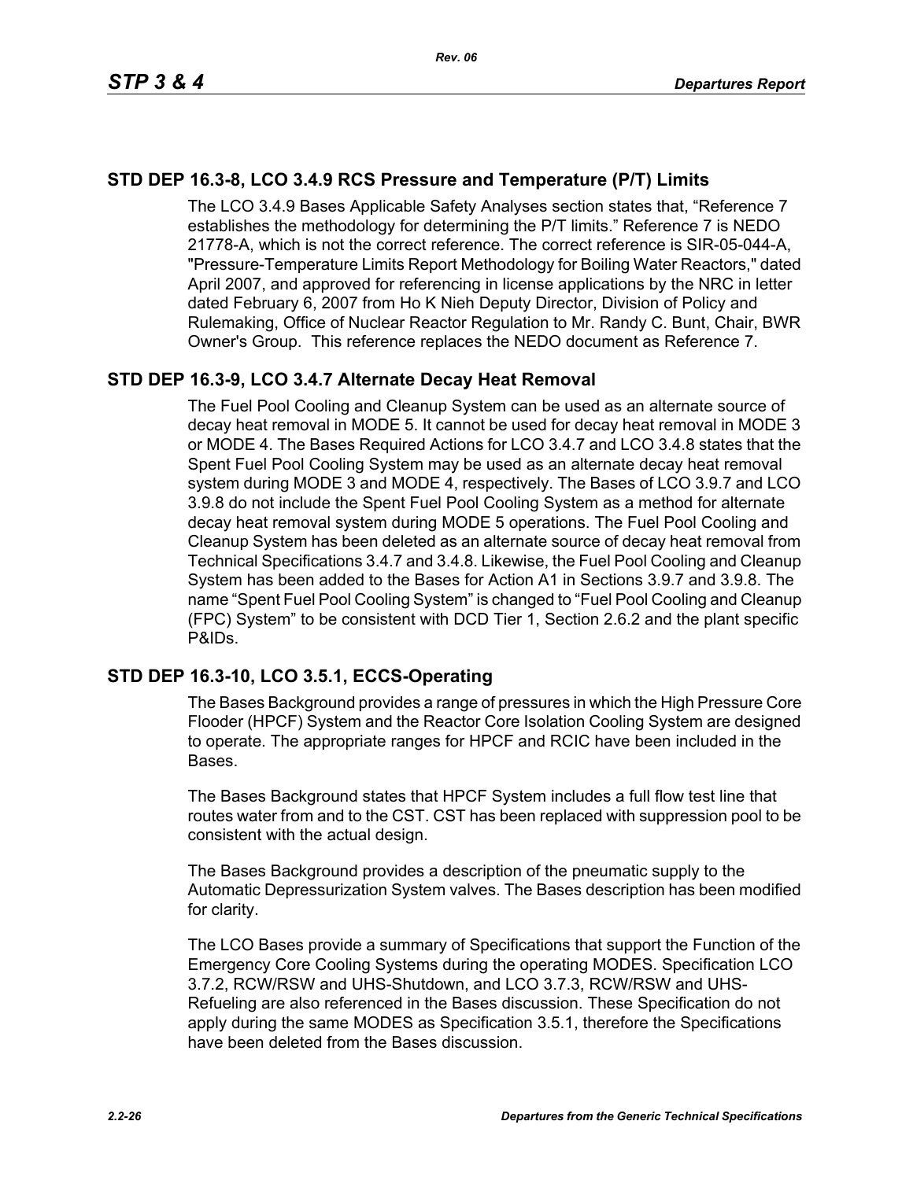## STD DEP 16.3-8, LCO 3.4.9 RCS Pressure and Temperature (P/T) Limits

The LCO 3.4.9 Bases Applicable Safety Analyses section states that, “Reference 7 establishes the methodology for determining the P/T limits.” Reference 7 is NEDO 21778-A, which is not the correct reference. The correct reference is SIR-05-044-A, "Pressure-Temperature Limits Report Methodology for Boiling Water Reactors," dated April 2007, and approved for referencing in license applications by the NRC in letter dated February 6, 2007 from Ho K Nieh Deputy Director, Division of Policy and Rulemaking, Office of Nuclear Reactor Regulation to Mr. Randy C. Bunt, Chair, BWR Owner's Group. This reference replaces the NEDO document as Reference 7.

## STD DEP 16.3-9, LCO 3.4.7 Alternate Decay Heat Removal

The Fuel Pool Cooling and Cleanup System can be used as an alternate source of decay heat removal in MODE 5. It cannot be used for decay heat removal in MODE 3 or MODE 4. The Bases Required Actions for LCO 3.4.7 and LCO 3.4.8 states that the Spent Fuel Pool Cooling System may be used as an alternate decay heat removal system during MODE 3 and MODE 4, respectively. The Bases of LCO 3.9.7 and LCO 3.9.8 do not include the Spent Fuel Pool Cooling System as a method for alternate decay heat removal system during MODE 5 operations. The Fuel Pool Cooling and Cleanup System has been deleted as an alternate source of decay heat removal from Technical Specifications 3.4.7 and 3.4.8. Likewise, the Fuel Pool Cooling and Cleanup System has been added to the Bases for Action A1 in Sections 3.9.7 and 3.9.8. The name “Spent Fuel Pool Cooling System” is changed to “Fuel Pool Cooling and Cleanup (FPC) System” to be consistent with DCD Tier 1, Section 2.6.2 and the plant specific P&IDs.

## STD DEP 16.3-10, LCO 3.5.1, ECCS-Operating

The Bases Background provides a range of pressures in which the High Pressure Core Flooder (HPCF) System and the Reactor Core Isolation Cooling System are designed to operate. The appropriate ranges for HPCF and RCIC have been included in the Bases.

The Bases Background states that HPCF System includes a full flow test line that routes water from and to the CST. CST has been replaced with suppression pool to be consistent with the actual design.

The Bases Background provides a description of the pneumatic supply to the Automatic Depressurization System valves. The Bases description has been modified for clarity.

The LCO Bases provide a summary of Specifications that support the Function of the Emergency Core Cooling Systems during the operating MODES. Specification LCO 3.7.2, RCW/RSW and UHS-Shutdown, and LCO 3.7.3, RCW/RSW and UHS-Refueling are also referenced in the Bases discussion. These Specification do not apply during the same MODES as Specification 3.5.1, therefore the Specifications have been deleted from the Bases discussion.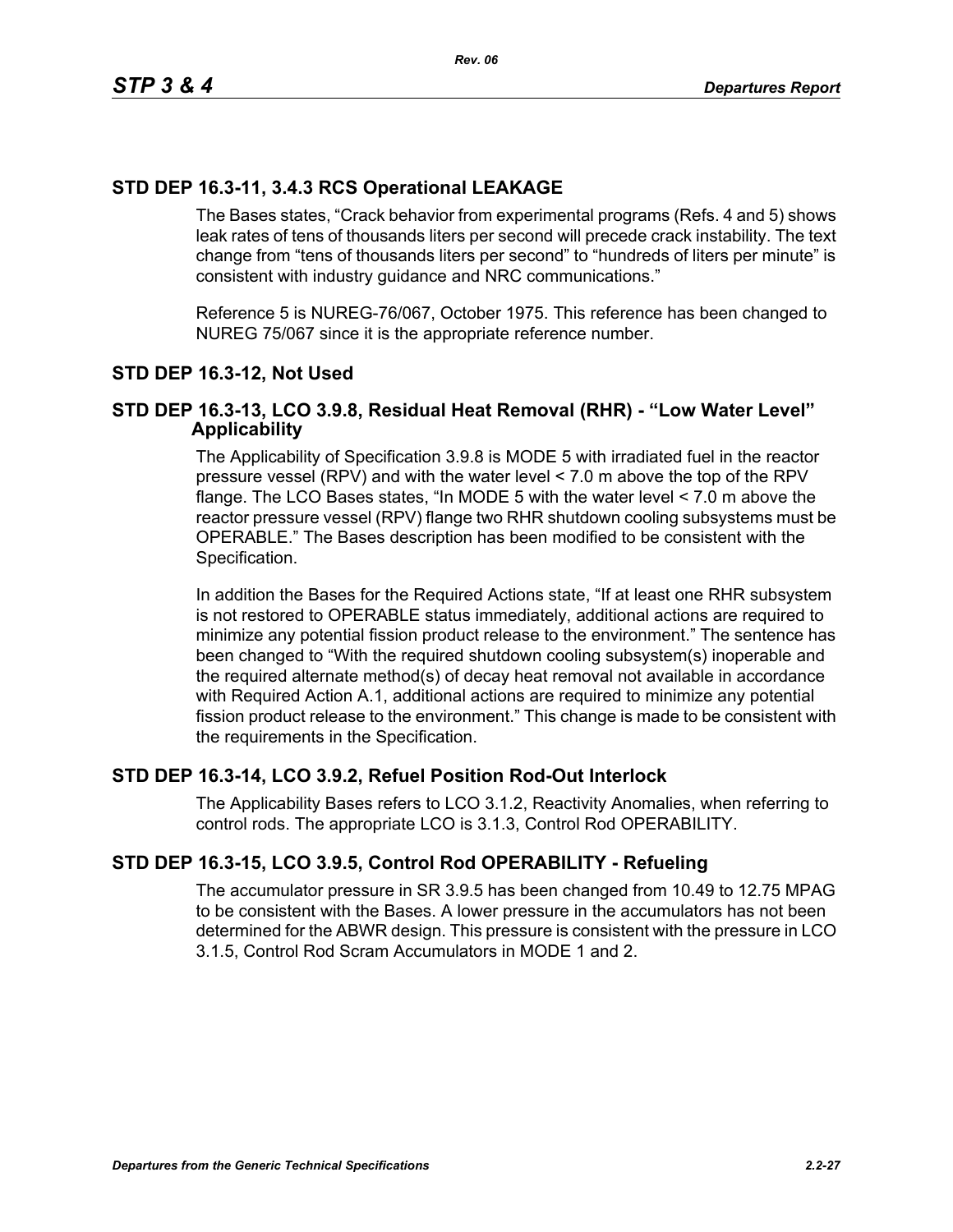## STD DEP 16.3-11, 3.4.3 RCS Operational LEAKAGE

The Bases states, “Crack behavior from experimental programs (Refs. 4 and 5) shows leak rates of tens of thousands liters per second will precede crack instability. The text change from “tens of thousands liters per second” to “hundreds of liters per minute” is consistent with industry guidance and NRC communications.”

Reference 5 is NUREG-76/067, October 1975. This reference has been changed to NUREG 75/067 since it is the appropriate reference number.

## STD DEP 16.3-12, Not Used

## STD DEP 16.3-13, LCO 3.9.8, Residual Heat Removal (RHR) - “Low Water Level” Applicability

The Applicability of Specification 3.9.8 is MODE 5 with irradiated fuel in the reactor pressure vessel (RPV) and with the water level < 7.0 m above the top of the RPV flange. The LCO Bases states, “In MODE 5 with the water level < 7.0 m above the reactor pressure vessel (RPV) flange two RHR shutdown cooling subsystems must be OPERABLE.” The Bases description has been modified to be consistent with the Specification.

In addition the Bases for the Required Actions state, “If at least one RHR subsystem is not restored to OPERABLE status immediately, additional actions are required to minimize any potential fission product release to the environment.” The sentence has been changed to “With the required shutdown cooling subsystem(s) inoperable and the required alternate method(s) of decay heat removal not available in accordance with Required Action A.1, additional actions are required to minimize any potential fission product release to the environment.” This change is made to be consistent with the requirements in the Specification.

## STD DEP 16.3-14, LCO 3.9.2, Refuel Position Rod-Out Interlock

The Applicability Bases refers to LCO 3.1.2, Reactivity Anomalies, when referring to control rods. The appropriate LCO is 3.1.3, Control Rod OPERABILITY.

## STD DEP 16.3-15, LCO 3.9.5, Control Rod OPERABILITY - Refueling

The accumulator pressure in SR 3.9.5 has been changed from 10.49 to 12.75 MPAG to be consistent with the Bases. A lower pressure in the accumulators has not been determined for the ABWR design. This pressure is consistent with the pressure in LCO 3.1.5, Control Rod Scram Accumulators in MODE 1 and 2.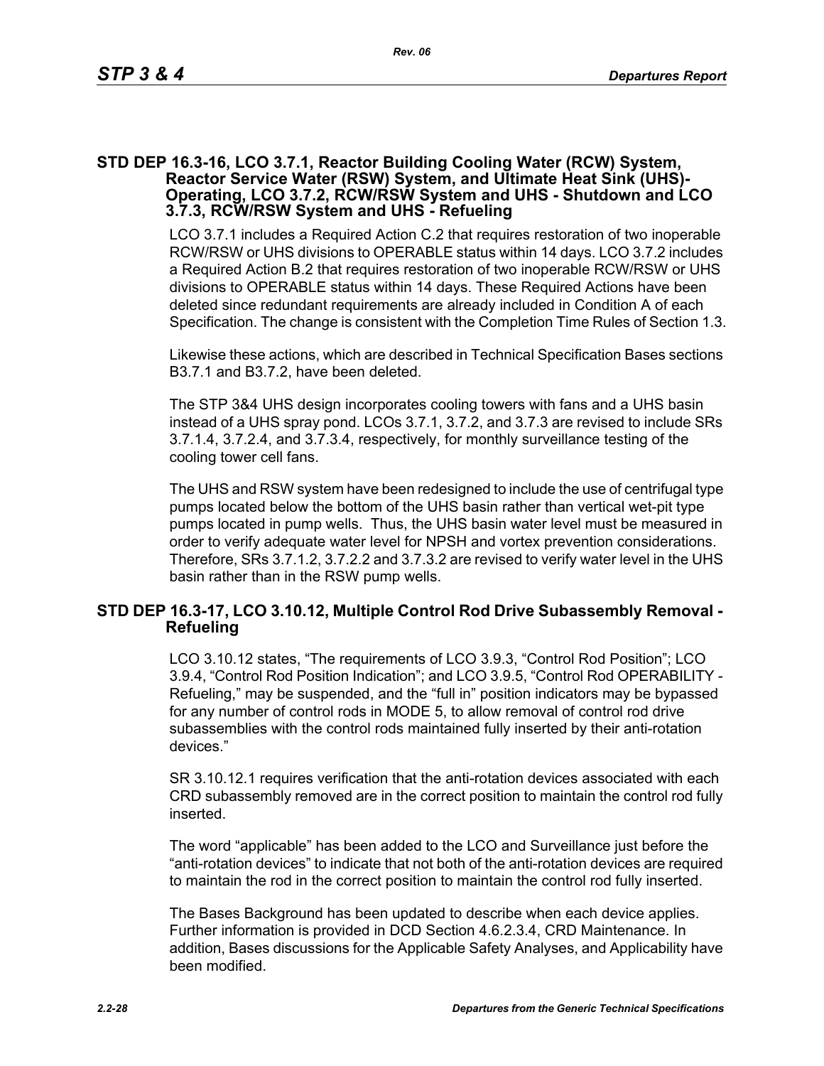## STD DEP 16.3-16, LCO 3.7.1, Reactor Building Cooling Water (RCW) System, Reactor Service Water (RSW) System, and Ultimate Heat Sink (UHS)-Operating, LCO 3.7.2, RCW/RSW System and UHS - Shutdown and LCO 3.7.3, RCW/RSW System and UHS - Refueling

LCO 3.7.1 includes a Required Action C.2 that requires restoration of two inoperable RCW/RSW or UHS divisions to OPERABLE status within 14 days. LCO 3.7.2 includes a Required Action B.2 that requires restoration of two inoperable RCW/RSW or UHS divisions to OPERABLE status within 14 days. These Required Actions have been deleted since redundant requirements are already included in Condition A of each Specification. The change is consistent with the Completion Time Rules of Section 1.3.

Likewise these actions, which are described in Technical Specification Bases sections B3.7.1 and B3.7.2, have been deleted.

The STP 3&4 UHS design incorporates cooling towers with fans and a UHS basin instead of a UHS spray pond. LCOs 3.7.1, 3.7.2, and 3.7.3 are revised to include SRs 3.7.1.4, 3.7.2.4, and 3.7.3.4, respectively, for monthly surveillance testing of the cooling tower cell fans.

The UHS and RSW system have been redesigned to include the use of centrifugal type pumps located below the bottom of the UHS basin rather than vertical wet-pit type pumps located in pump wells. Thus, the UHS basin water level must be measured in order to verify adequate water level for NPSH and vortex prevention considerations. Therefore, SRs 3.7.1.2, 3.7.2.2 and 3.7.3.2 are revised to verify water level in the UHS basin rather than in the RSW pump wells.

## STD DEP 16.3-17, LCO 3.10.12, Multiple Control Rod Drive Subassembly Removal - Refueling

LCO 3.10.12 states, "The requirements of LCO 3.9.3, "Control Rod Position"; LCO 3.9.4, "Control Rod Position Indication"; and LCO 3.9.5, "Control Rod OPERABILITY - Refueling," may be suspended, and the "full in" position indicators may be bypassed for any number of control rods in MODE 5, to allow removal of control rod drive subassemblies with the control rods maintained fully inserted by their anti-rotation devices."

SR 3.10.12.1 requires verification that the anti-rotation devices associated with each CRD subassembly removed are in the correct position to maintain the control rod fully inserted.

The word "applicable" has been added to the LCO and Surveillance just before the "anti-rotation devices" to indicate that not both of the anti-rotation devices are required to maintain the rod in the correct position to maintain the control rod fully inserted.

The Bases Background has been updated to describe when each device applies. Further information is provided in DCD Section 4.6.2.3.4, CRD Maintenance. In addition, Bases discussions for the Applicable Safety Analyses, and Applicability have been modified.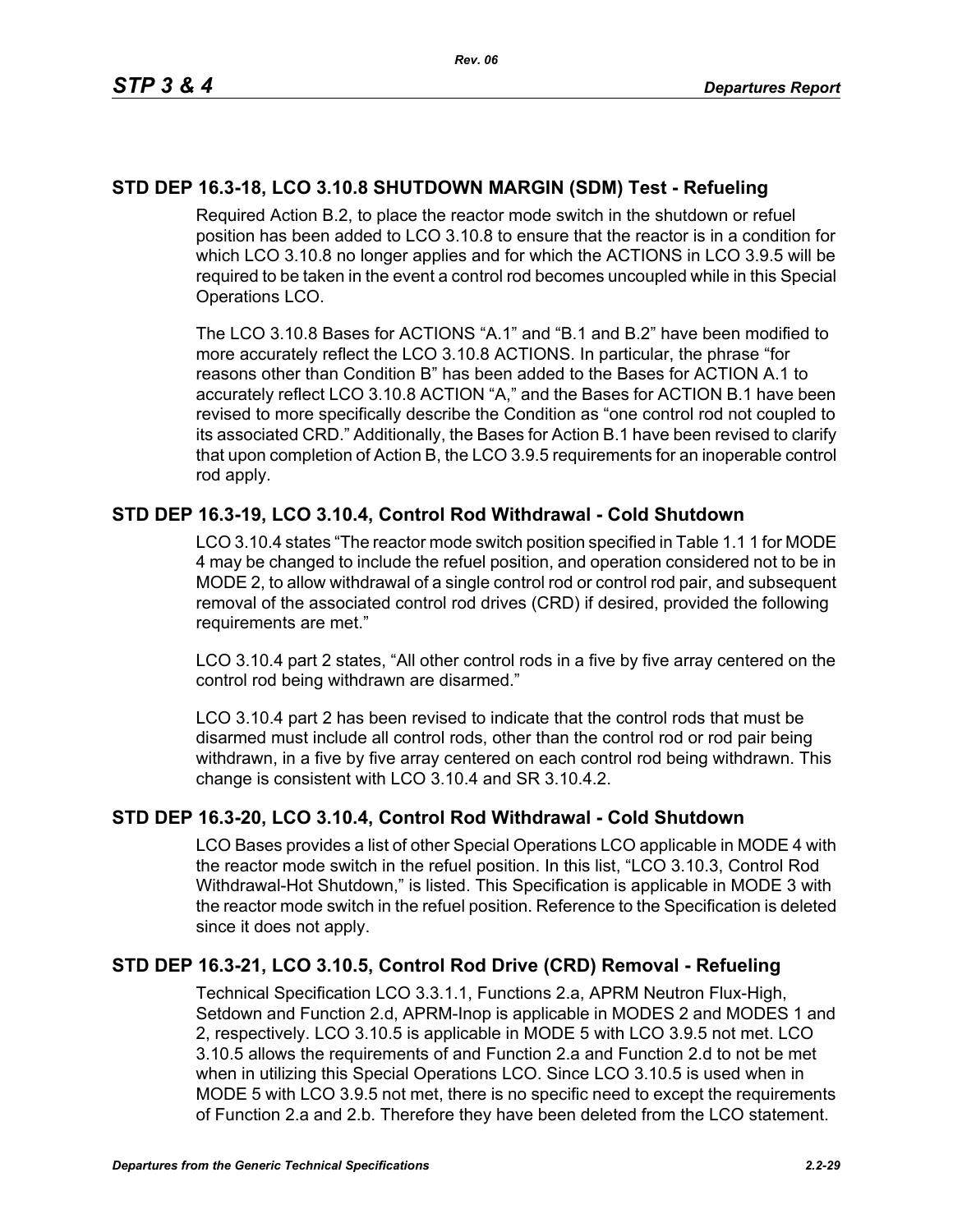## STD DEP 16.3-18, LCO 3.10.8 SHUTDOWN MARGIN (SDM) Test - Refueling

Required Action B.2, to place the reactor mode switch in the shutdown or refuel position has been added to LCO 3.10.8 to ensure that the reactor is in a condition for which LCO 3.10.8 no longer applies and for which the ACTIONS in LCO 3.9.5 will be required to be taken in the event a control rod becomes uncoupled while in this Special Operations LCO.

The LCO 3.10.8 Bases for ACTIONS "A.1" and "B.1 and B.2" have been modified to more accurately reflect the LCO 3.10.8 ACTIONS. In particular, the phrase "for reasons other than Condition B" has been added to the Bases for ACTION A.1 to accurately reflect LCO 3.10.8 ACTION "A," and the Bases for ACTION B.1 have been revised to more specifically describe the Condition as "one control rod not coupled to its associated CRD." Additionally, the Bases for Action B.1 have been revised to clarify that upon completion of Action B, the LCO 3.9.5 requirements for an inoperable control rod apply.

## STD DEP 16.3-19, LCO 3.10.4, Control Rod Withdrawal - Cold Shutdown

LCO 3.10.4 states "The reactor mode switch position specified in Table 1.1 1 for MODE 4 may be changed to include the refuel position, and operation considered not to be in MODE 2, to allow withdrawal of a single control rod or control rod pair, and subsequent removal of the associated control rod drives (CRD) if desired, provided the following requirements are met."

LCO 3.10.4 part 2 states, "All other control rods in a five by five array centered on the control rod being withdrawn are disarmed."

LCO 3.10.4 part 2 has been revised to indicate that the control rods that must be disarmed must include all control rods, other than the control rod or rod pair being withdrawn, in a five by five array centered on each control rod being withdrawn. This change is consistent with LCO 3.10.4 and SR 3.10.4.2.

## STD DEP 16.3-20, LCO 3.10.4, Control Rod Withdrawal - Cold Shutdown

LCO Bases provides a list of other Special Operations LCO applicable in MODE 4 with the reactor mode switch in the refuel position. In this list, "LCO 3.10.3, Control Rod Withdrawal-Hot Shutdown," is listed. This Specification is applicable in MODE 3 with the reactor mode switch in the refuel position. Reference to the Specification is deleted since it does not apply.

## STD DEP 16.3-21, LCO 3.10.5, Control Rod Drive (CRD) Removal - Refueling

Technical Specification LCO 3.3.1.1, Functions 2.a, APRM Neutron Flux-High, Setdown and Function 2.d, APRM-Inop is applicable in MODES 2 and MODES 1 and 2, respectively. LCO 3.10.5 is applicable in MODE 5 with LCO 3.9.5 not met. LCO 3.10.5 allows the requirements of and Function 2.a and Function 2.d to not be met when in utilizing this Special Operations LCO. Since LCO 3.10.5 is used when in MODE 5 with LCO 3.9.5 not met, there is no specific need to except the requirements of Function 2.a and 2.b. Therefore they have been deleted from the LCO statement.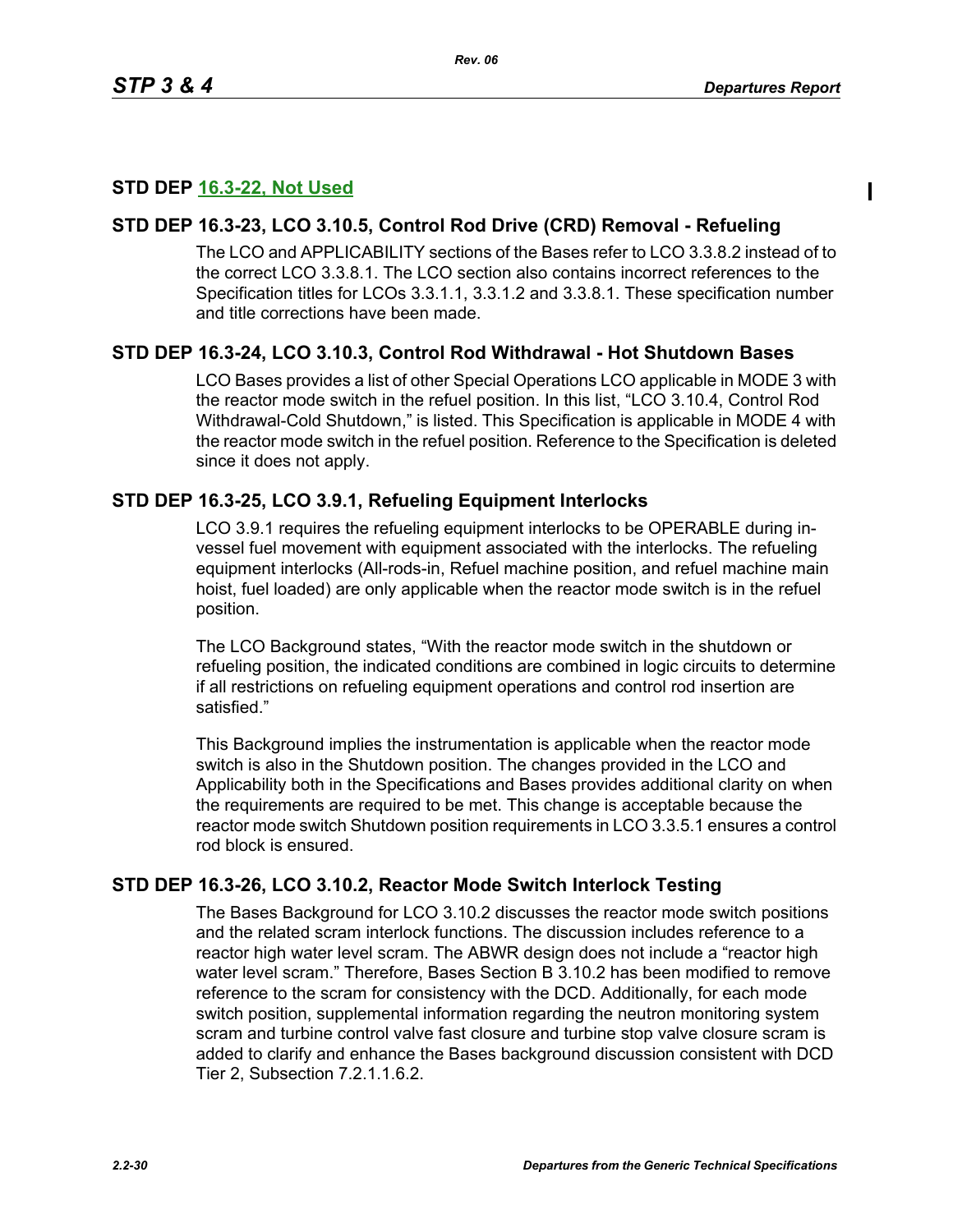## STD DEP 16.3-22, Not Used

## STD DEP 16.3-23, LCO 3.10.5, Control Rod Drive (CRD) Removal - Refueling

The LCO and APPLICABILITY sections of the Bases refer to LCO 3.3.8.2 instead of to the correct LCO 3.3.8.1. The LCO section also contains incorrect references to the Specification titles for LCOs 3.3.1.1, 3.3.1.2 and 3.3.8.1. These specification number and title corrections have been made.

## STD DEP 16.3-24, LCO 3.10.3, Control Rod Withdrawal - Hot Shutdown Bases

LCO Bases provides a list of other Special Operations LCO applicable in MODE 3 with the reactor mode switch in the refuel position. In this list, "LCO 3.10.4, Control Rod Withdrawal-Cold Shutdown," is listed. This Specification is applicable in MODE 4 with the reactor mode switch in the refuel position. Reference to the Specification is deleted since it does not apply.

## STD DEP 16.3-25, LCO 3.9.1, Refueling Equipment Interlocks

LCO 3.9.1 requires the refueling equipment interlocks to be OPERABLE during in-vessel fuel movement with equipment associated with the interlocks. The refueling equipment interlocks (All-rods-in, Refuel machine position, and refuel machine main hoist, fuel loaded) are only applicable when the reactor mode switch is in the refuel position.

The LCO Background states, "With the reactor mode switch in the shutdown or refueling position, the indicated conditions are combined in logic circuits to determine if all restrictions on refueling equipment operations and control rod insertion are satisfied."

This Background implies the instrumentation is applicable when the reactor mode switch is also in the Shutdown position. The changes provided in the LCO and Applicability both in the Specifications and Bases provides additional clarity on when the requirements are required to be met. This change is acceptable because the reactor mode switch Shutdown position requirements in LCO 3.3.5.1 ensures a control rod block is ensured.

## STD DEP 16.3-26, LCO 3.10.2, Reactor Mode Switch Interlock Testing

The Bases Background for LCO 3.10.2 discusses the reactor mode switch positions and the related scram interlock functions. The discussion includes reference to a reactor high water level scram. The ABWR design does not include a "reactor high water level scram." Therefore, Bases Section B 3.10.2 has been modified to remove reference to the scram for consistency with the DCD. Additionally, for each mode switch position, supplemental information regarding the neutron monitoring system scram and turbine control valve fast closure and turbine stop valve closure scram is added to clarify and enhance the Bases background discussion consistent with DCD Tier 2, Subsection 7.2.1.1.6.2.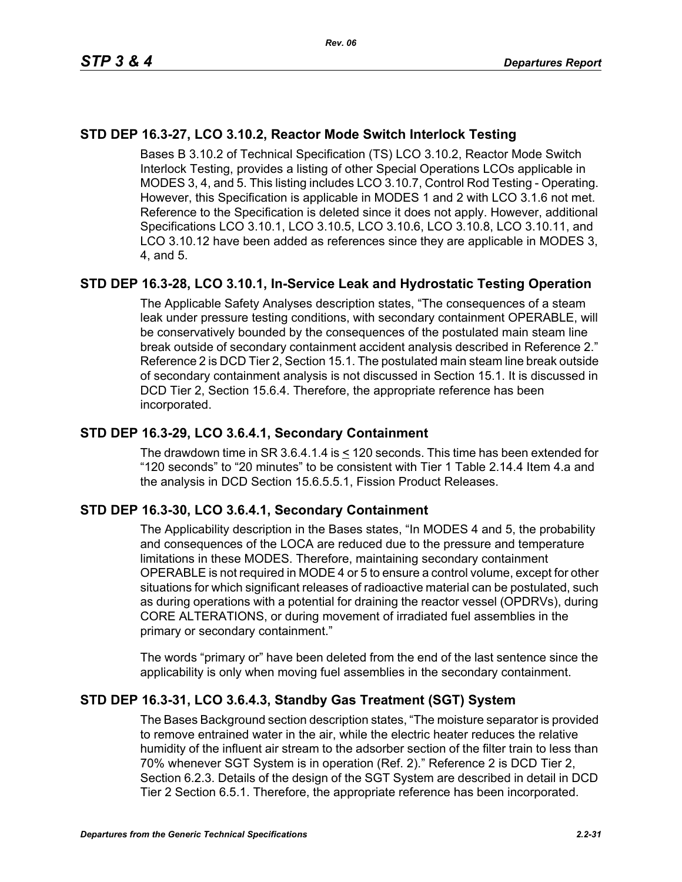## STD DEP 16.3-27, LCO 3.10.2, Reactor Mode Switch Interlock Testing

Bases B 3.10.2 of Technical Specification (TS) LCO 3.10.2, Reactor Mode Switch Interlock Testing, provides a listing of other Special Operations LCOs applicable in MODES 3, 4, and 5. This listing includes LCO 3.10.7, Control Rod Testing - Operating. However, this Specification is applicable in MODES 1 and 2 with LCO 3.1.6 not met. Reference to the Specification is deleted since it does not apply. However, additional Specifications LCO 3.10.1, LCO 3.10.5, LCO 3.10.6, LCO 3.10.8, LCO 3.10.11, and LCO 3.10.12 have been added as references since they are applicable in MODES 3, 4, and 5.

## STD DEP 16.3-28, LCO 3.10.1, In-Service Leak and Hydrostatic Testing Operation

The Applicable Safety Analyses description states, "The consequences of a steam leak under pressure testing conditions, with secondary containment OPERABLE, will be conservatively bounded by the consequences of the postulated main steam line break outside of secondary containment accident analysis described in Reference 2." Reference 2 is DCD Tier 2, Section 15.1. The postulated main steam line break outside of secondary containment analysis is not discussed in Section 15.1. It is discussed in DCD Tier 2, Section 15.6.4. Therefore, the appropriate reference has been incorporated.

## STD DEP 16.3-29, LCO 3.6.4.1, Secondary Containment

The drawdown time in SR 3.6.4.1.4 is ≤ 120 seconds. This time has been extended for "120 seconds" to "20 minutes" to be consistent with Tier 1 Table 2.14.4 Item 4.a and the analysis in DCD Section 15.6.5.5.1, Fission Product Releases.

## STD DEP 16.3-30, LCO 3.6.4.1, Secondary Containment

The Applicability description in the Bases states, "In MODES 4 and 5, the probability and consequences of the LOCA are reduced due to the pressure and temperature limitations in these MODES. Therefore, maintaining secondary containment OPERABLE is not required in MODE 4 or 5 to ensure a control volume, except for other situations for which significant releases of radioactive material can be postulated, such as during operations with a potential for draining the reactor vessel (OPDRVs), during CORE ALTERATIONS, or during movement of irradiated fuel assemblies in the primary or secondary containment."

The words "primary or" have been deleted from the end of the last sentence since the applicability is only when moving fuel assemblies in the secondary containment.

## STD DEP 16.3-31, LCO 3.6.4.3, Standby Gas Treatment (SGT) System

The Bases Background section description states, "The moisture separator is provided to remove entrained water in the air, while the electric heater reduces the relative humidity of the influent air stream to the adsorber section of the filter train to less than 70% whenever SGT System is in operation (Ref. 2)." Reference 2 is DCD Tier 2, Section 6.2.3. Details of the design of the SGT System are described in detail in DCD Tier 2 Section 6.5.1. Therefore, the appropriate reference has been incorporated.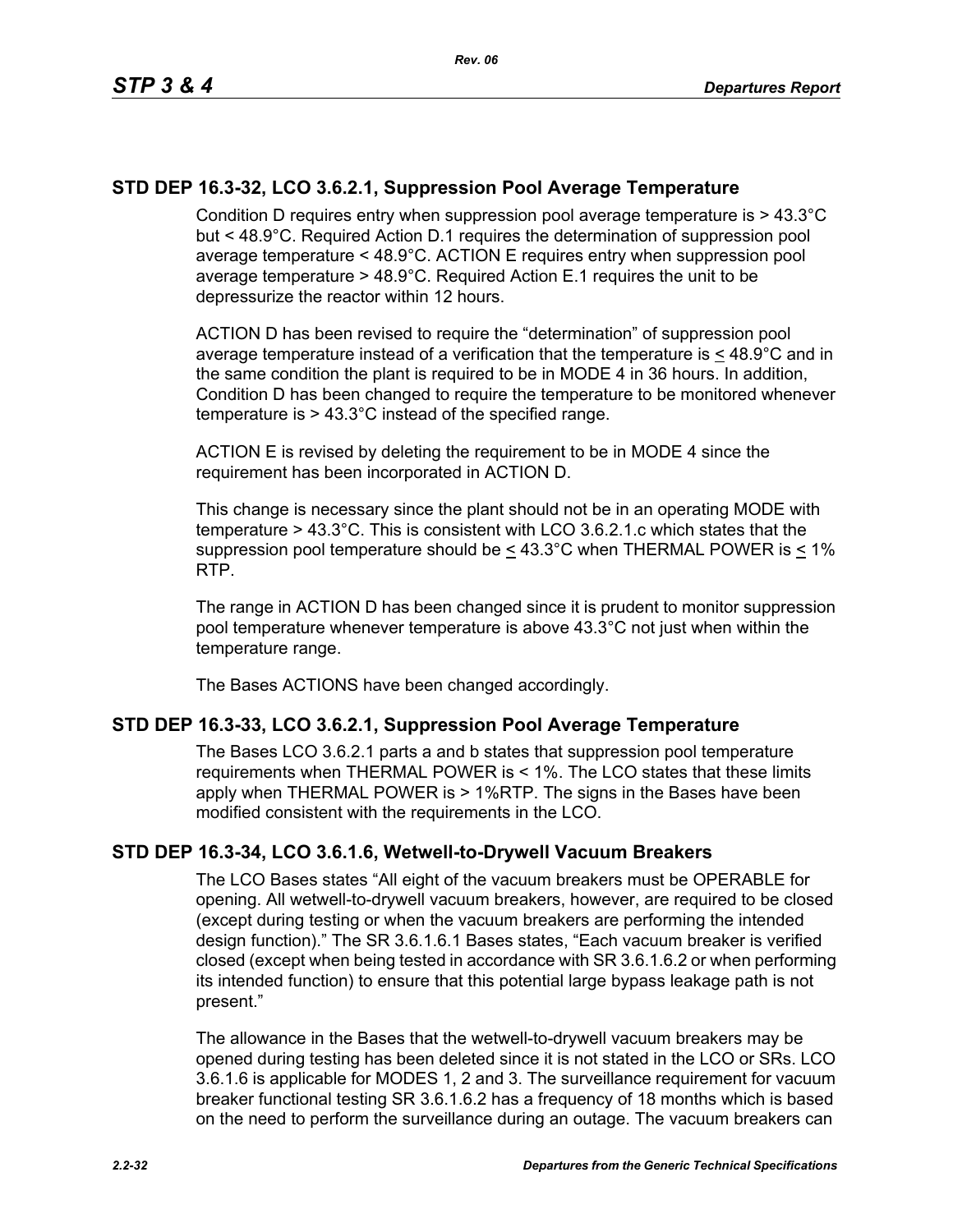## STD DEP 16.3-32, LCO 3.6.2.1, Suppression Pool Average Temperature

Condition D requires entry when suppression pool average temperature is > 43.3°C but < 48.9°C. Required Action D.1 requires the determination of suppression pool average temperature < 48.9°C. ACTION E requires entry when suppression pool average temperature > 48.9°C. Required Action E.1 requires the unit to be depressurize the reactor within 12 hours.

ACTION D has been revised to require the "determination" of suppression pool average temperature instead of a verification that the temperature is ≤ 48.9°C and in the same condition the plant is required to be in MODE 4 in 36 hours. In addition, Condition D has been changed to require the temperature to be monitored whenever temperature is > 43.3°C instead of the specified range.

ACTION E is revised by deleting the requirement to be in MODE 4 since the requirement has been incorporated in ACTION D.

This change is necessary since the plant should not be in an operating MODE with temperature > 43.3°C. This is consistent with LCO 3.6.2.1.c which states that the suppression pool temperature should be ≤ 43.3°C when THERMAL POWER is ≤ 1% RTP.

The range in ACTION D has been changed since it is prudent to monitor suppression pool temperature whenever temperature is above 43.3°C not just when within the temperature range.

The Bases ACTIONS have been changed accordingly.

## STD DEP 16.3-33, LCO 3.6.2.1, Suppression Pool Average Temperature

The Bases LCO 3.6.2.1 parts a and b states that suppression pool temperature requirements when THERMAL POWER is < 1%. The LCO states that these limits apply when THERMAL POWER is > 1%RTP. The signs in the Bases have been modified consistent with the requirements in the LCO.

## STD DEP 16.3-34, LCO 3.6.1.6, Wetwell-to-Drywell Vacuum Breakers

The LCO Bases states "All eight of the vacuum breakers must be OPERABLE for opening. All wetwell-to-drywell vacuum breakers, however, are required to be closed (except during testing or when the vacuum breakers are performing the intended design function)." The SR 3.6.1.6.1 Bases states, "Each vacuum breaker is verified closed (except when being tested in accordance with SR 3.6.1.6.2 or when performing its intended function) to ensure that this potential large bypass leakage path is not present."

The allowance in the Bases that the wetwell-to-drywell vacuum breakers may be opened during testing has been deleted since it is not stated in the LCO or SRs. LCO 3.6.1.6 is applicable for MODES 1, 2 and 3. The surveillance requirement for vacuum breaker functional testing SR 3.6.1.6.2 has a frequency of 18 months which is based on the need to perform the surveillance during an outage. The vacuum breakers can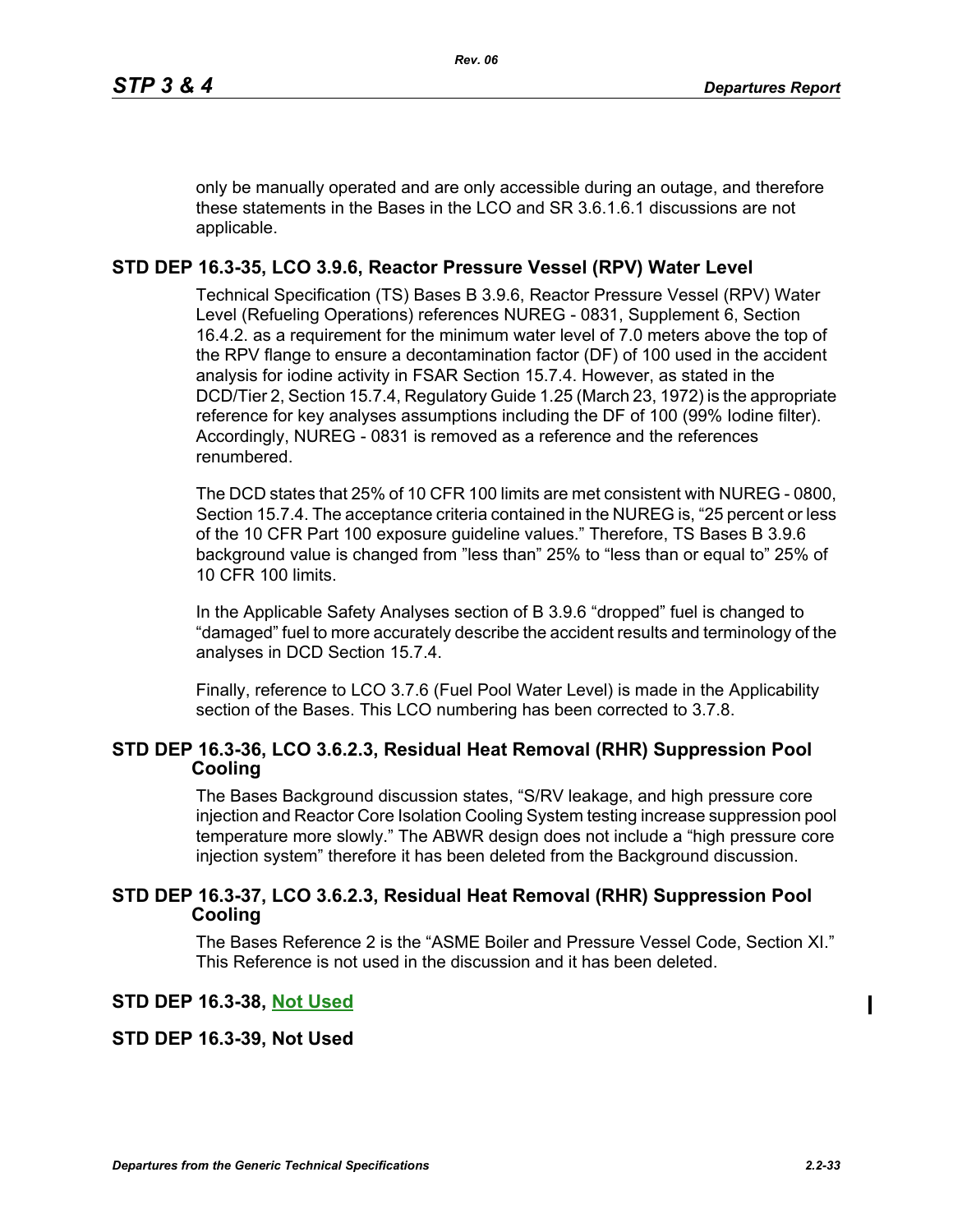only be manually operated and are only accessible during an outage, and therefore these statements in the Bases in the LCO and SR 3.6.1.6.1 discussions are not applicable.

## STD DEP 16.3-35, LCO 3.9.6, Reactor Pressure Vessel (RPV) Water Level

Technical Specification (TS) Bases B 3.9.6, Reactor Pressure Vessel (RPV) Water Level (Refueling Operations) references NUREG - 0831, Supplement 6, Section 16.4.2. as a requirement for the minimum water level of 7.0 meters above the top of the RPV flange to ensure a decontamination factor (DF) of 100 used in the accident analysis for iodine activity in FSAR Section 15.7.4. However, as stated in the DCD/Tier 2, Section 15.7.4, Regulatory Guide 1.25 (March 23, 1972) is the appropriate reference for key analyses assumptions including the DF of 100 (99% Iodine filter). Accordingly, NUREG - 0831 is removed as a reference and the references renumbered.

The DCD states that 25% of 10 CFR 100 limits are met consistent with NUREG - 0800, Section 15.7.4. The acceptance criteria contained in the NUREG is, "25 percent or less of the 10 CFR Part 100 exposure guideline values." Therefore, TS Bases B 3.9.6 background value is changed from "less than" 25% to "less than or equal to" 25% of 10 CFR 100 limits.

In the Applicable Safety Analyses section of B 3.9.6 "dropped" fuel is changed to "damaged" fuel to more accurately describe the accident results and terminology of the analyses in DCD Section 15.7.4.

Finally, reference to LCO 3.7.6 (Fuel Pool Water Level) is made in the Applicability section of the Bases. This LCO numbering has been corrected to 3.7.8.

## STD DEP 16.3-36, LCO 3.6.2.3, Residual Heat Removal (RHR) Suppression Pool Cooling

The Bases Background discussion states, "S/RV leakage, and high pressure core injection and Reactor Core Isolation Cooling System testing increase suppression pool temperature more slowly." The ABWR design does not include a "high pressure core injection system" therefore it has been deleted from the Background discussion.

## STD DEP 16.3-37, LCO 3.6.2.3, Residual Heat Removal (RHR) Suppression Pool Cooling

The Bases Reference 2 is the "ASME Boiler and Pressure Vessel Code, Section XI." This Reference is not used in the discussion and it has been deleted.

## STD DEP 16.3-38, Not Used

## STD DEP 16.3-39, Not Used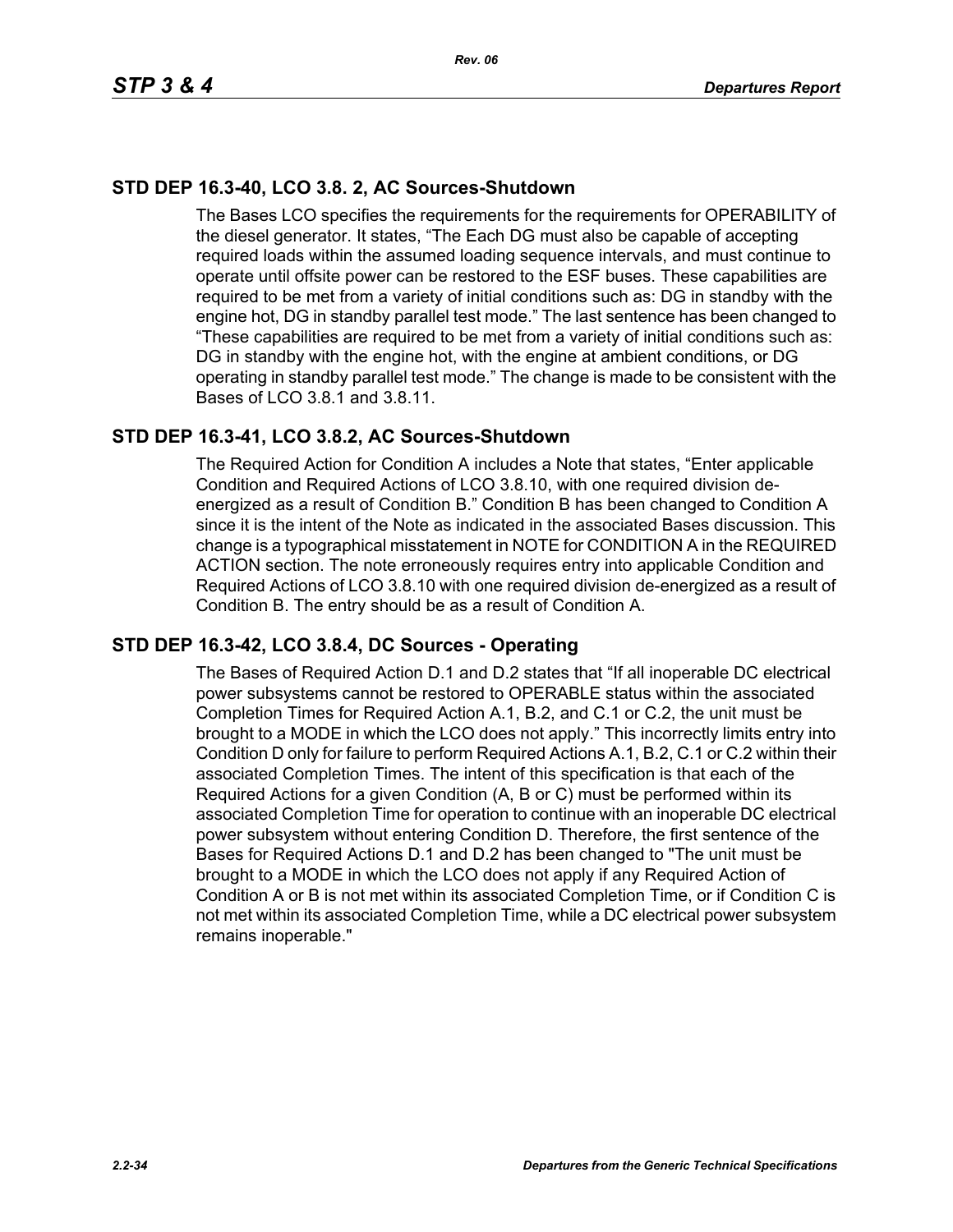## STD DEP 16.3-40, LCO 3.8. 2, AC Sources-Shutdown

The Bases LCO specifies the requirements for the requirements for OPERABILITY of the diesel generator. It states, "The Each DG must also be capable of accepting required loads within the assumed loading sequence intervals, and must continue to operate until offsite power can be restored to the ESF buses. These capabilities are required to be met from a variety of initial conditions such as: DG in standby with the engine hot, DG in standby parallel test mode." The last sentence has been changed to "These capabilities are required to be met from a variety of initial conditions such as: DG in standby with the engine hot, with the engine at ambient conditions, or DG operating in standby parallel test mode." The change is made to be consistent with the Bases of LCO 3.8.1 and 3.8.11.

## STD DEP 16.3-41, LCO 3.8.2, AC Sources-Shutdown

The Required Action for Condition A includes a Note that states, "Enter applicable Condition and Required Actions of LCO 3.8.10, with one required division de-energized as a result of Condition B." Condition B has been changed to Condition A since it is the intent of the Note as indicated in the associated Bases discussion. This change is a typographical misstatement in NOTE for CONDITION A in the REQUIRED ACTION section. The note erroneously requires entry into applicable Condition and Required Actions of LCO 3.8.10 with one required division de-energized as a result of Condition B. The entry should be as a result of Condition A.

## STD DEP 16.3-42, LCO 3.8.4, DC Sources - Operating

The Bases of Required Action D.1 and D.2 states that "If all inoperable DC electrical power subsystems cannot be restored to OPERABLE status within the associated Completion Times for Required Action A.1, B.2, and C.1 or C.2, the unit must be brought to a MODE in which the LCO does not apply." This incorrectly limits entry into Condition D only for failure to perform Required Actions A.1, B.2, C.1 or C.2 within their associated Completion Times. The intent of this specification is that each of the Required Actions for a given Condition (A, B or C) must be performed within its associated Completion Time for operation to continue with an inoperable DC electrical power subsystem without entering Condition D. Therefore, the first sentence of the Bases for Required Actions D.1 and D.2 has been changed to "The unit must be brought to a MODE in which the LCO does not apply if any Required Action of Condition A or B is not met within its associated Completion Time, or if Condition C is not met within its associated Completion Time, while a DC electrical power subsystem remains inoperable."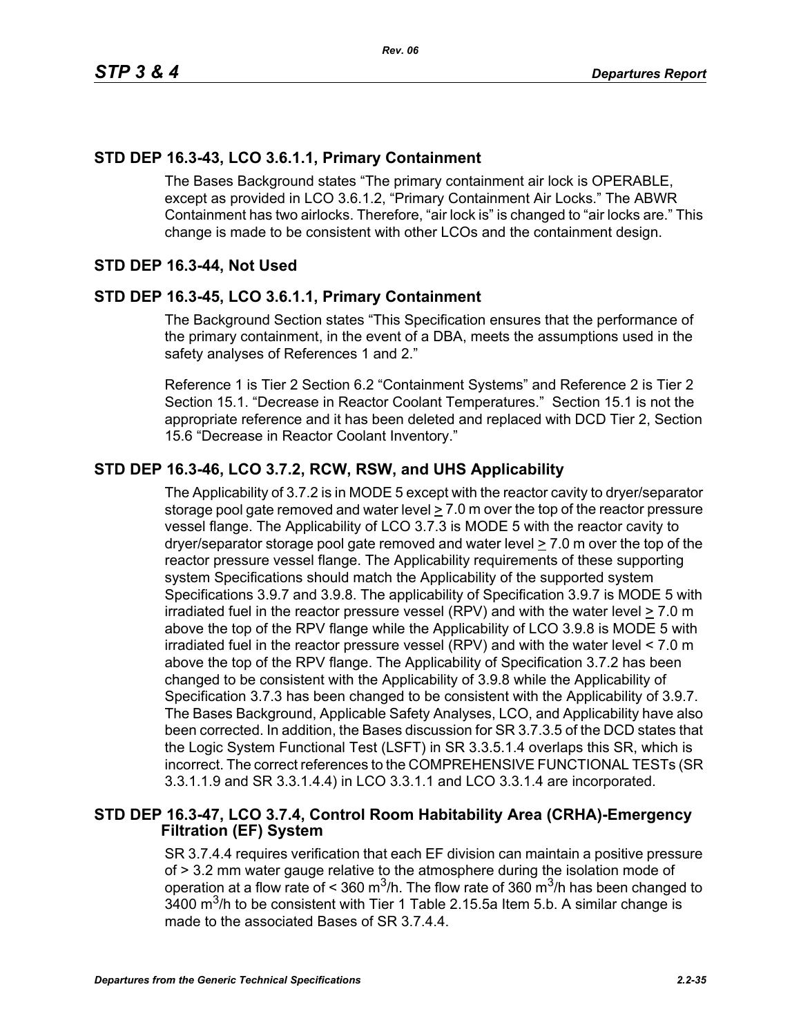## STD DEP 16.3-43, LCO 3.6.1.1, Primary Containment

The Bases Background states "The primary containment air lock is OPERABLE, except as provided in LCO 3.6.1.2, "Primary Containment Air Locks." The ABWR Containment has two airlocks. Therefore, "air lock is" is changed to "air locks are." This change is made to be consistent with other LCOs and the containment design.

## STD DEP 16.3-44, Not Used

## STD DEP 16.3-45, LCO 3.6.1.1, Primary Containment

The Background Section states "This Specification ensures that the performance of the primary containment, in the event of a DBA, meets the assumptions used in the safety analyses of References 1 and 2."

Reference 1 is Tier 2 Section 6.2 "Containment Systems" and Reference 2 is Tier 2 Section 15.1. "Decrease in Reactor Coolant Temperatures." Section 15.1 is not the appropriate reference and it has been deleted and replaced with DCD Tier 2, Section 15.6 "Decrease in Reactor Coolant Inventory."

## STD DEP 16.3-46, LCO 3.7.2, RCW, RSW, and UHS Applicability

The Applicability of 3.7.2 is in MODE 5 except with the reactor cavity to dryer/separator storage pool gate removed and water level ≥ 7.0 m over the top of the reactor pressure vessel flange. The Applicability of LCO 3.7.3 is MODE 5 with the reactor cavity to dryer/separator storage pool gate removed and water level ≥ 7.0 m over the top of the reactor pressure vessel flange. The Applicability requirements of these supporting system Specifications should match the Applicability of the supported system Specifications 3.9.7 and 3.9.8. The applicability of Specification 3.9.7 is MODE 5 with irradiated fuel in the reactor pressure vessel (RPV) and with the water level ≥ 7.0 m above the top of the RPV flange while the Applicability of LCO 3.9.8 is MODE 5 with irradiated fuel in the reactor pressure vessel (RPV) and with the water level < 7.0 m above the top of the RPV flange. The Applicability of Specification 3.7.2 has been changed to be consistent with the Applicability of 3.9.8 while the Applicability of Specification 3.7.3 has been changed to be consistent with the Applicability of 3.9.7. The Bases Background, Applicable Safety Analyses, LCO, and Applicability have also been corrected. In addition, the Bases discussion for SR 3.7.3.5 of the DCD states that the Logic System Functional Test (LSFT) in SR 3.3.5.1.4 overlaps this SR, which is incorrect. The correct references to the COMPREHENSIVE FUNCTIONAL TESTs (SR 3.3.1.1.9 and SR 3.3.1.4.4) in LCO 3.3.1.1 and LCO 3.3.1.4 are incorporated.

## STD DEP 16.3-47, LCO 3.7.4, Control Room Habitability Area (CRHA)-Emergency Filtration (EF) System

SR 3.7.4.4 requires verification that each EF division can maintain a positive pressure of > 3.2 mm water gauge relative to the atmosphere during the isolation mode of operation at a flow rate of < 360 $m^3$/h. The flow rate of 360 $m^3$/h has been changed to 3400 $m^3$/h to be consistent with Tier 1 Table 2.15.5a Item 5.b. A similar change is made to the associated Bases of SR 3.7.4.4.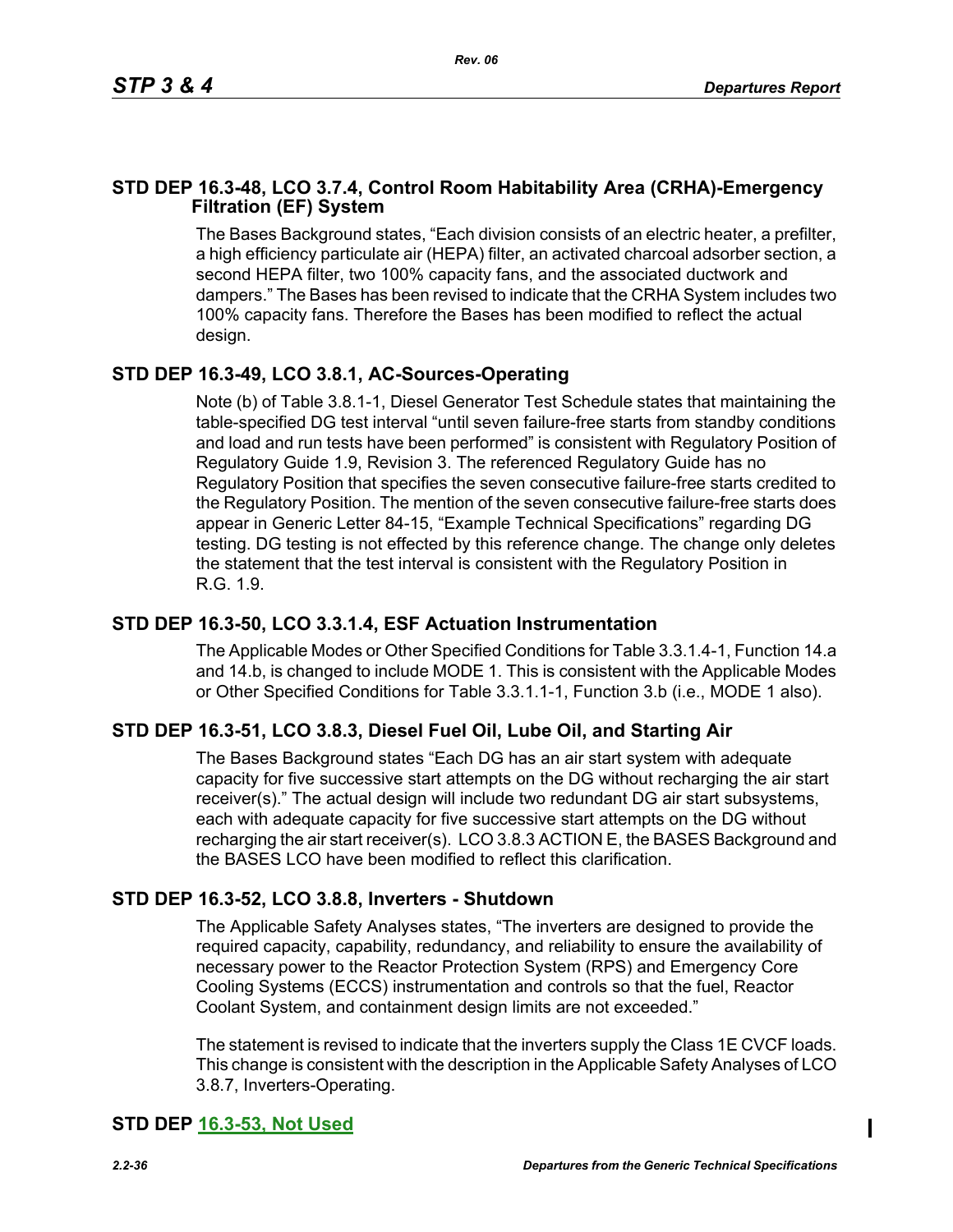## STD DEP 16.3-48, LCO 3.7.4, Control Room Habitability Area (CRHA)-Emergency Filtration (EF) System

The Bases Background states, "Each division consists of an electric heater, a prefilter, a high efficiency particulate air (HEPA) filter, an activated charcoal adsorber section, a second HEPA filter, two 100% capacity fans, and the associated ductwork and dampers." The Bases has been revised to indicate that the CRHA System includes two 100% capacity fans. Therefore the Bases has been modified to reflect the actual design.

## STD DEP 16.3-49, LCO 3.8.1, AC-Sources-Operating

Note (b) of Table 3.8.1-1, Diesel Generator Test Schedule states that maintaining the table-specified DG test interval "until seven failure-free starts from standby conditions and load and run tests have been performed" is consistent with Regulatory Position of Regulatory Guide 1.9, Revision 3. The referenced Regulatory Guide has no Regulatory Position that specifies the seven consecutive failure-free starts credited to the Regulatory Position. The mention of the seven consecutive failure-free starts does appear in Generic Letter 84-15, "Example Technical Specifications" regarding DG testing. DG testing is not effected by this reference change. The change only deletes the statement that the test interval is consistent with the Regulatory Position in R.G. 1.9.

## STD DEP 16.3-50, LCO 3.3.1.4, ESF Actuation Instrumentation

The Applicable Modes or Other Specified Conditions for Table 3.3.1.4-1, Function 14.a and 14.b, is changed to include MODE 1. This is consistent with the Applicable Modes or Other Specified Conditions for Table 3.3.1.1-1, Function 3.b (i.e., MODE 1 also).

## STD DEP 16.3-51, LCO 3.8.3, Diesel Fuel Oil, Lube Oil, and Starting Air

The Bases Background states "Each DG has an air start system with adequate capacity for five successive start attempts on the DG without recharging the air start receiver(s)." The actual design will include two redundant DG air start subsystems, each with adequate capacity for five successive start attempts on the DG without recharging the air start receiver(s). LCO 3.8.3 ACTION E, the BASES Background and the BASES LCO have been modified to reflect this clarification.

## STD DEP 16.3-52, LCO 3.8.8, Inverters - Shutdown

The Applicable Safety Analyses states, "The inverters are designed to provide the required capacity, capability, redundancy, and reliability to ensure the availability of necessary power to the Reactor Protection System (RPS) and Emergency Core Cooling Systems (ECCS) instrumentation and controls so that the fuel, Reactor Coolant System, and containment design limits are not exceeded."

The statement is revised to indicate that the inverters supply the Class 1E CVCF loads. This change is consistent with the description in the Applicable Safety Analyses of LCO 3.8.7, Inverters-Operating.

## STD DEP 16.3-53, Not Used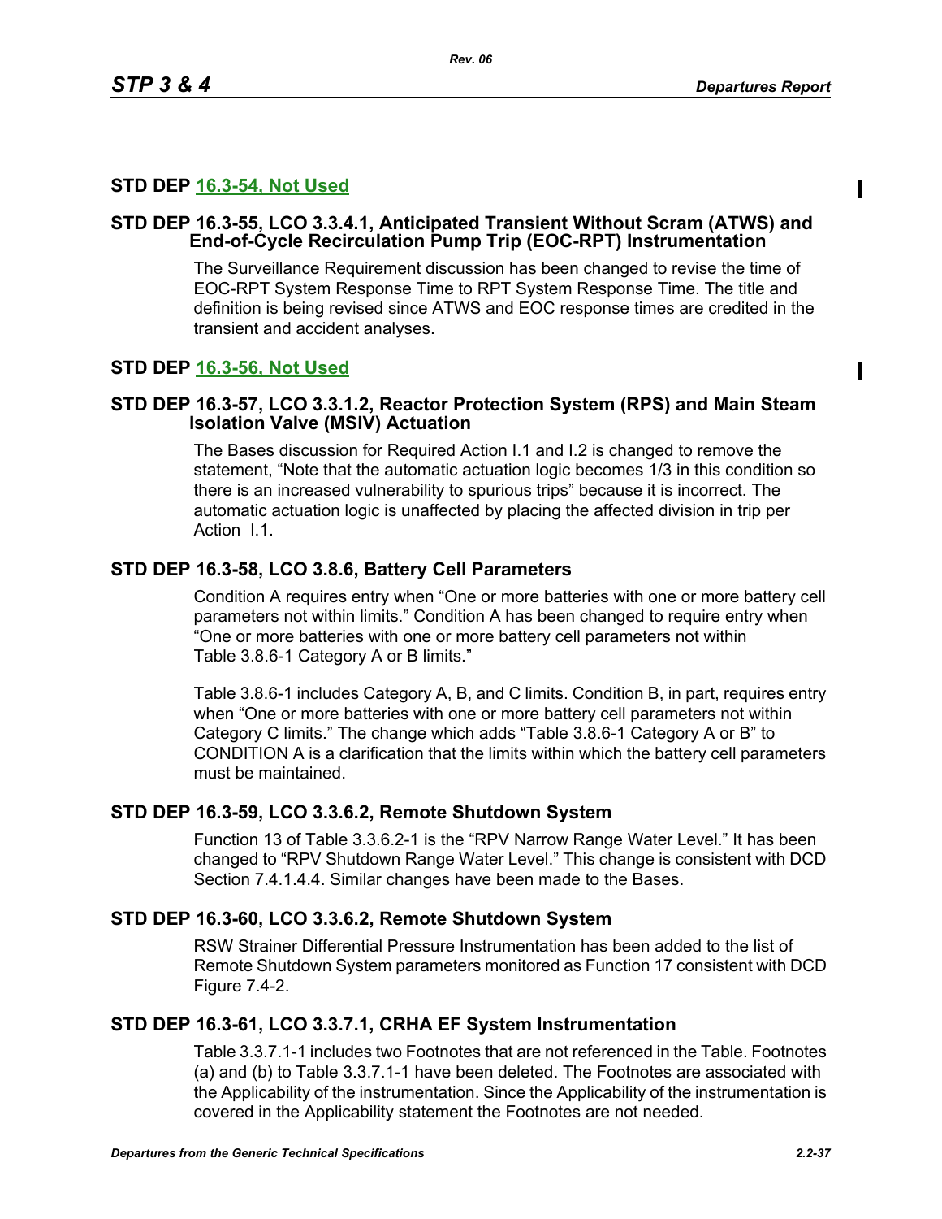## STD DEP 16.3-54, Not Used

## STD DEP 16.3-55, LCO 3.3.4.1, Anticipated Transient Without Scram (ATWS) and End-of-Cycle Recirculation Pump Trip (EOC-RPT) Instrumentation

The Surveillance Requirement discussion has been changed to revise the time of EOC-RPT System Response Time to RPT System Response Time. The title and definition is being revised since ATWS and EOC response times are credited in the transient and accident analyses.

## STD DEP 16.3-56, Not Used

## STD DEP 16.3-57, LCO 3.3.1.2, Reactor Protection System (RPS) and Main Steam Isolation Valve (MSIV) Actuation

The Bases discussion for Required Action I.1 and I.2 is changed to remove the statement, "Note that the automatic actuation logic becomes 1/3 in this condition so there is an increased vulnerability to spurious trips" because it is incorrect. The automatic actuation logic is unaffected by placing the affected division in trip per Action I.1.

## STD DEP 16.3-58, LCO 3.8.6, Battery Cell Parameters

Condition A requires entry when "One or more batteries with one or more battery cell parameters not within limits." Condition A has been changed to require entry when "One or more batteries with one or more battery cell parameters not within Table 3.8.6-1 Category A or B limits."

Table 3.8.6-1 includes Category A, B, and C limits. Condition B, in part, requires entry when "One or more batteries with one or more battery cell parameters not within Category C limits." The change which adds "Table 3.8.6-1 Category A or B" to CONDITION A is a clarification that the limits within which the battery cell parameters must be maintained.

## STD DEP 16.3-59, LCO 3.3.6.2, Remote Shutdown System

Function 13 of Table 3.3.6.2-1 is the "RPV Narrow Range Water Level." It has been changed to "RPV Shutdown Range Water Level." This change is consistent with DCD Section 7.4.1.4.4. Similar changes have been made to the Bases.

## STD DEP 16.3-60, LCO 3.3.6.2, Remote Shutdown System

RSW Strainer Differential Pressure Instrumentation has been added to the list of Remote Shutdown System parameters monitored as Function 17 consistent with DCD Figure 7.4-2.

## STD DEP 16.3-61, LCO 3.3.7.1, CRHA EF System Instrumentation

Table 3.3.7.1-1 includes two Footnotes that are not referenced in the Table. Footnotes (a) and (b) to Table 3.3.7.1-1 have been deleted. The Footnotes are associated with the Applicability of the instrumentation. Since the Applicability of the instrumentation is covered in the Applicability statement the Footnotes are not needed.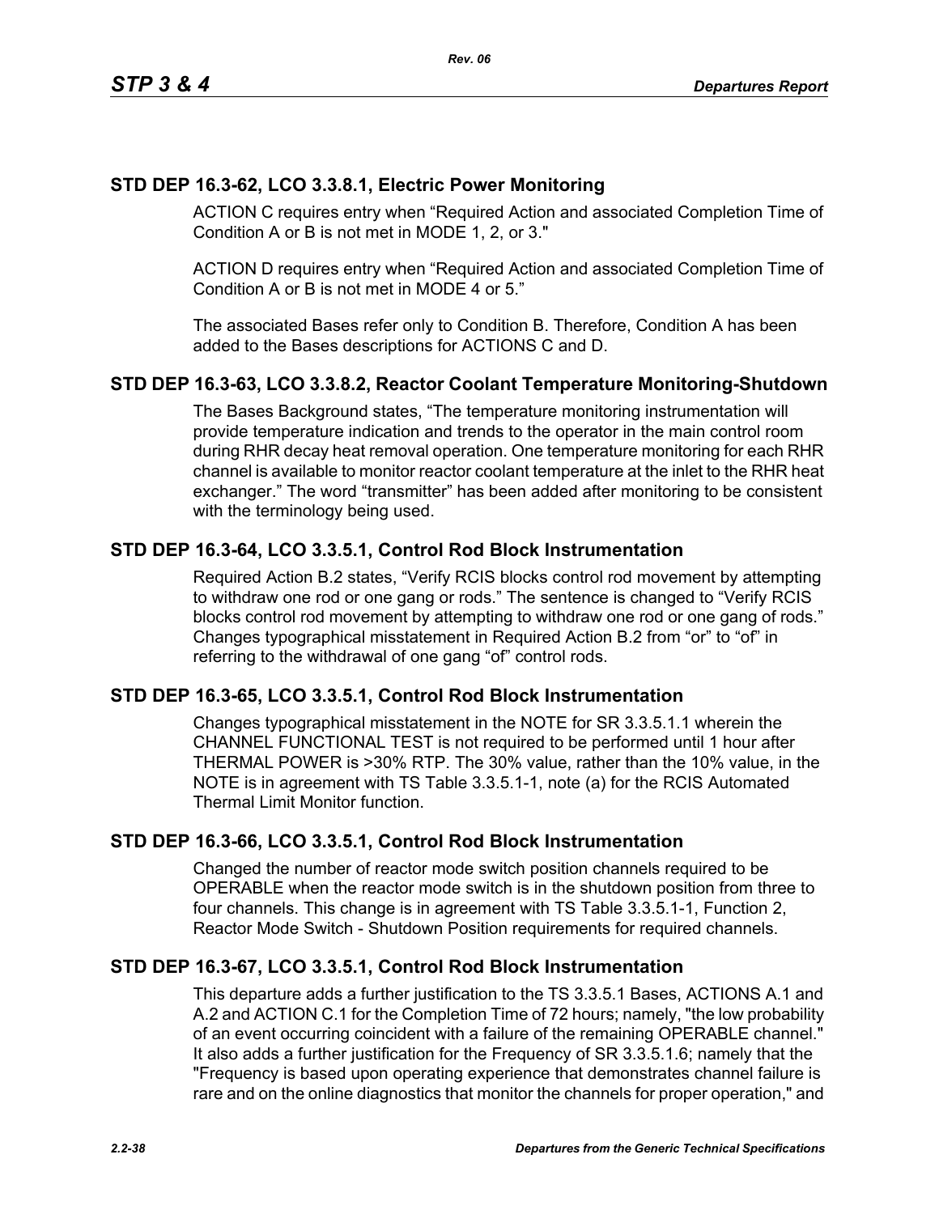## STD DEP 16.3-62, LCO 3.3.8.1, Electric Power Monitoring

ACTION C requires entry when "Required Action and associated Completion Time of Condition A or B is not met in MODE 1, 2, or 3."

ACTION D requires entry when "Required Action and associated Completion Time of Condition A or B is not met in MODE 4 or 5."

The associated Bases refer only to Condition B. Therefore, Condition A has been added to the Bases descriptions for ACTIONS C and D.

## STD DEP 16.3-63, LCO 3.3.8.2, Reactor Coolant Temperature Monitoring-Shutdown

The Bases Background states, "The temperature monitoring instrumentation will provide temperature indication and trends to the operator in the main control room during RHR decay heat removal operation. One temperature monitoring for each RHR channel is available to monitor reactor coolant temperature at the inlet to the RHR heat exchanger." The word "transmitter" has been added after monitoring to be consistent with the terminology being used.

## STD DEP 16.3-64, LCO 3.3.5.1, Control Rod Block Instrumentation

Required Action B.2 states, "Verify RCIS blocks control rod movement by attempting to withdraw one rod or one gang or rods." The sentence is changed to "Verify RCIS blocks control rod movement by attempting to withdraw one rod or one gang of rods." Changes typographical misstatement in Required Action B.2 from "or" to "of" in referring to the withdrawal of one gang "of" control rods.

## STD DEP 16.3-65, LCO 3.3.5.1, Control Rod Block Instrumentation

Changes typographical misstatement in the NOTE for SR 3.3.5.1.1 wherein the CHANNEL FUNCTIONAL TEST is not required to be performed until 1 hour after THERMAL POWER is >30% RTP. The 30% value, rather than the 10% value, in the NOTE is in agreement with TS Table 3.3.5.1-1, note (a) for the RCIS Automated Thermal Limit Monitor function.

## STD DEP 16.3-66, LCO 3.3.5.1, Control Rod Block Instrumentation

Changed the number of reactor mode switch position channels required to be OPERABLE when the reactor mode switch is in the shutdown position from three to four channels. This change is in agreement with TS Table 3.3.5.1-1, Function 2, Reactor Mode Switch - Shutdown Position requirements for required channels.

## STD DEP 16.3-67, LCO 3.3.5.1, Control Rod Block Instrumentation

This departure adds a further justification to the TS 3.3.5.1 Bases, ACTIONS A.1 and A.2 and ACTION C.1 for the Completion Time of 72 hours; namely, "the low probability of an event occurring coincident with a failure of the remaining OPERABLE channel." It also adds a further justification for the Frequency of SR 3.3.5.1.6; namely that the "Frequency is based upon operating experience that demonstrates channel failure is rare and on the online diagnostics that monitor the channels for proper operation," and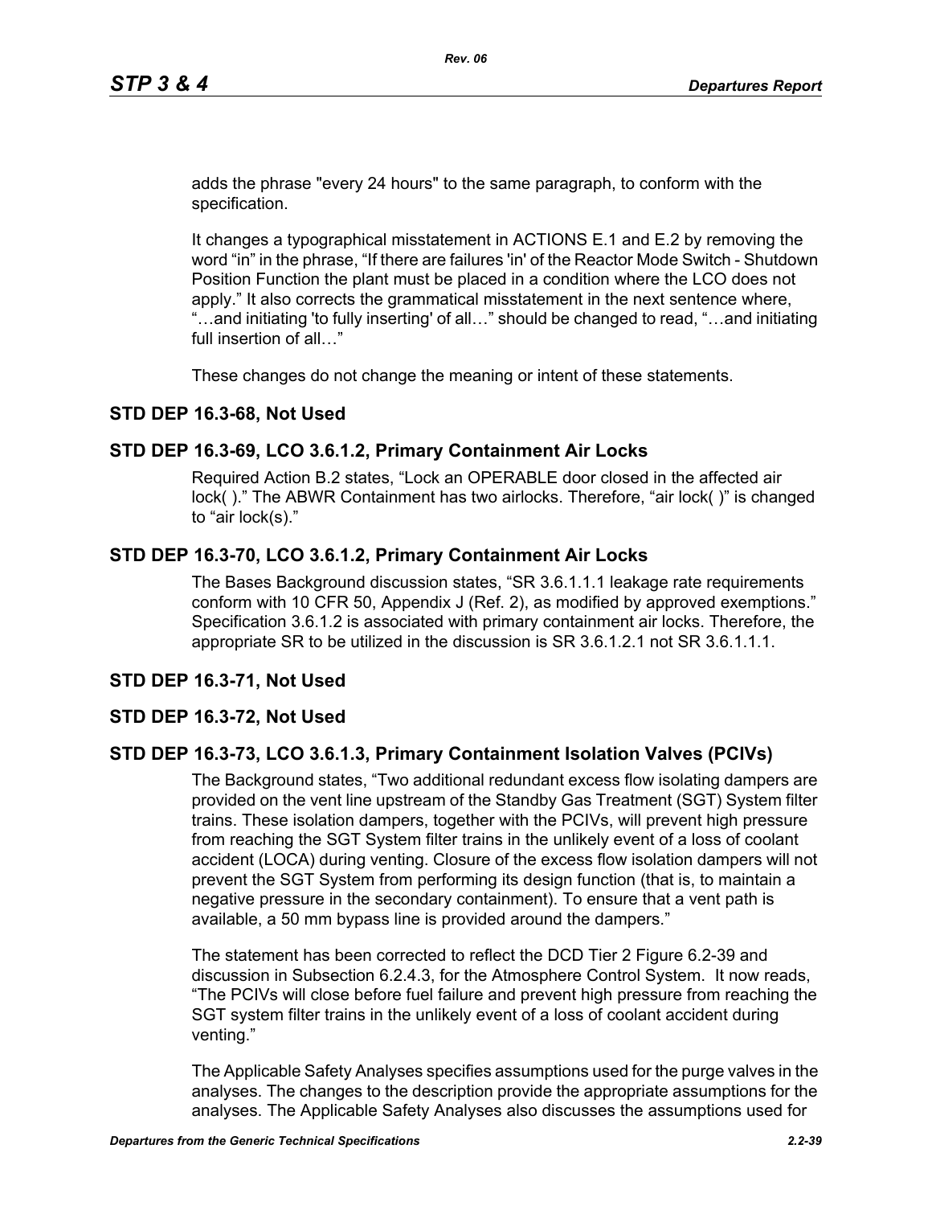adds the phrase "every 24 hours" to the same paragraph, to conform with the specification.

It changes a typographical misstatement in ACTIONS E.1 and E.2 by removing the word “in” in the phrase, “If there are failures 'in' of the Reactor Mode Switch - Shutdown Position Function the plant must be placed in a condition where the LCO does not apply.” It also corrects the grammatical misstatement in the next sentence where, “…and initiating 'to fully inserting' of all…” should be changed to read, “…and initiating full insertion of all…”

These changes do not change the meaning or intent of these statements.

## STD DEP 16.3-68, Not Used

## STD DEP 16.3-69, LCO 3.6.1.2, Primary Containment Air Locks

Required Action B.2 states, “Lock an OPERABLE door closed in the affected air lock( ).” The ABWR Containment has two airlocks. Therefore, “air lock( )” is changed to “air lock(s).”

## STD DEP 16.3-70, LCO 3.6.1.2, Primary Containment Air Locks

The Bases Background discussion states, “SR 3.6.1.1.1 leakage rate requirements conform with 10 CFR 50, Appendix J (Ref. 2), as modified by approved exemptions.” Specification 3.6.1.2 is associated with primary containment air locks. Therefore, the appropriate SR to be utilized in the discussion is SR 3.6.1.2.1 not SR 3.6.1.1.1.

## STD DEP 16.3-71, Not Used

## STD DEP 16.3-72, Not Used

## STD DEP 16.3-73, LCO 3.6.1.3, Primary Containment Isolation Valves (PCIVs)

The Background states, “Two additional redundant excess flow isolating dampers are provided on the vent line upstream of the Standby Gas Treatment (SGT) System filter trains. These isolation dampers, together with the PCIVs, will prevent high pressure from reaching the SGT System filter trains in the unlikely event of a loss of coolant accident (LOCA) during venting. Closure of the excess flow isolation dampers will not prevent the SGT System from performing its design function (that is, to maintain a negative pressure in the secondary containment). To ensure that a vent path is available, a 50 mm bypass line is provided around the dampers.”

The statement has been corrected to reflect the DCD Tier 2 Figure 6.2-39 and discussion in Subsection 6.2.4.3, for the Atmosphere Control System. It now reads, “The PCIVs will close before fuel failure and prevent high pressure from reaching the SGT system filter trains in the unlikely event of a loss of coolant accident during venting.”

The Applicable Safety Analyses specifies assumptions used for the purge valves in the analyses. The changes to the description provide the appropriate assumptions for the analyses. The Applicable Safety Analyses also discusses the assumptions used for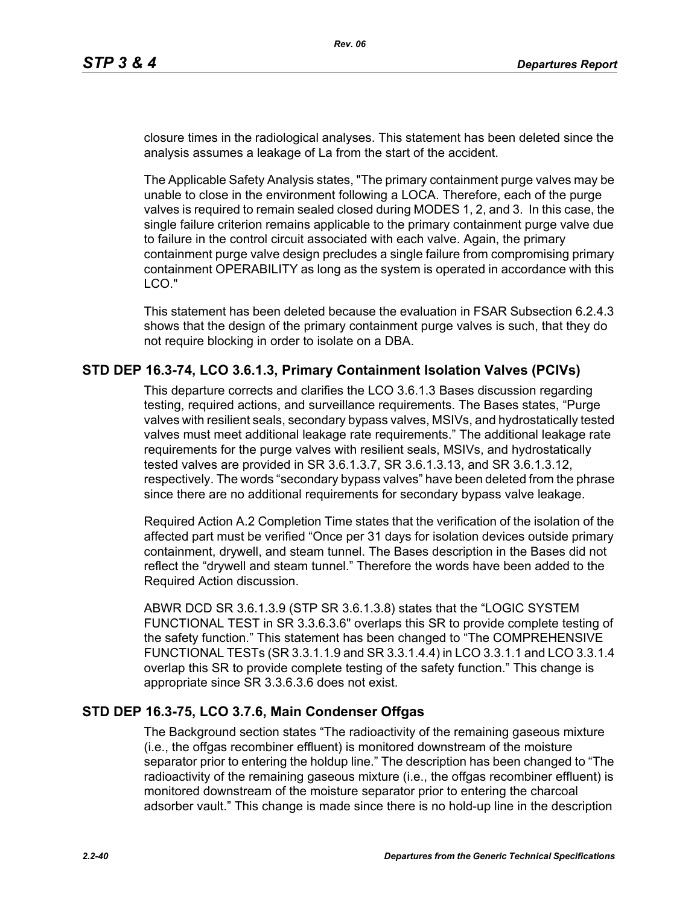closure times in the radiological analyses. This statement has been deleted since the analysis assumes a leakage of La from the start of the accident.

The Applicable Safety Analysis states, "The primary containment purge valves may be unable to close in the environment following a LOCA. Therefore, each of the purge valves is required to remain sealed closed during MODES 1, 2, and 3. In this case, the single failure criterion remains applicable to the primary containment purge valve due to failure in the control circuit associated with each valve. Again, the primary containment purge valve design precludes a single failure from compromising primary containment OPERABILITY as long as the system is operated in accordance with this LCO."

This statement has been deleted because the evaluation in FSAR Subsection 6.2.4.3 shows that the design of the primary containment purge valves is such, that they do not require blocking in order to isolate on a DBA.

## STD DEP 16.3-74, LCO 3.6.1.3, Primary Containment Isolation Valves (PCIVs)

This departure corrects and clarifies the LCO 3.6.1.3 Bases discussion regarding testing, required actions, and surveillance requirements. The Bases states, “Purge valves with resilient seals, secondary bypass valves, MSIVs, and hydrostatically tested valves must meet additional leakage rate requirements.” The additional leakage rate requirements for the purge valves with resilient seals, MSIVs, and hydrostatically tested valves are provided in SR 3.6.1.3.7, SR 3.6.1.3.13, and SR 3.6.1.3.12, respectively. The words “secondary bypass valves” have been deleted from the phrase since there are no additional requirements for secondary bypass valve leakage.

Required Action A.2 Completion Time states that the verification of the isolation of the affected part must be verified “Once per 31 days for isolation devices outside primary containment, drywell, and steam tunnel. The Bases description in the Bases did not reflect the “drywell and steam tunnel.” Therefore the words have been added to the Required Action discussion.

ABWR DCD SR 3.6.1.3.9 (STP SR 3.6.1.3.8) states that the “LOGIC SYSTEM FUNCTIONAL TEST in SR 3.3.6.3.6" overlaps this SR to provide complete testing of the safety function.” This statement has been changed to “The COMPREHENSIVE FUNCTIONAL TESTs (SR 3.3.1.1.9 and SR 3.3.1.4.4) in LCO 3.3.1.1 and LCO 3.3.1.4 overlap this SR to provide complete testing of the safety function.” This change is appropriate since SR 3.3.6.3.6 does not exist.

## STD DEP 16.3-75, LCO 3.7.6, Main Condenser Offgas

The Background section states “The radioactivity of the remaining gaseous mixture (i.e., the offgas recombiner effluent) is monitored downstream of the moisture separator prior to entering the holdup line.” The description has been changed to “The radioactivity of the remaining gaseous mixture (i.e., the offgas recombiner effluent) is monitored downstream of the moisture separator prior to entering the charcoal adsorber vault.” This change is made since there is no hold-up line in the description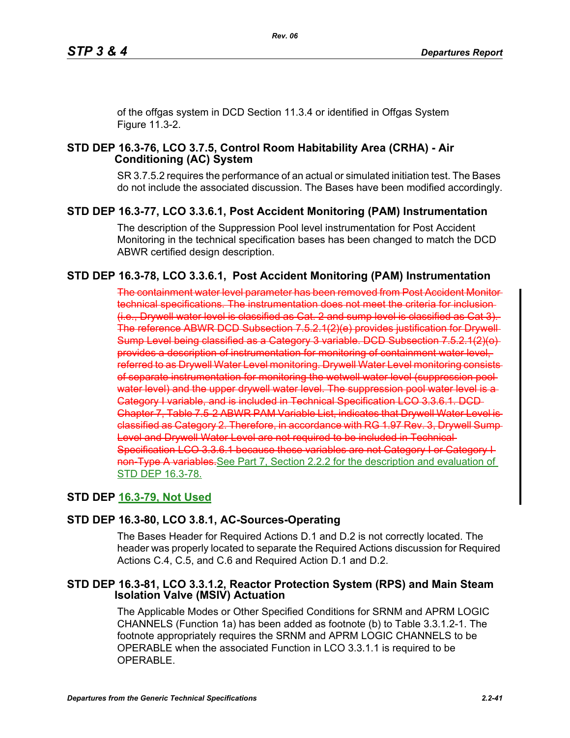of the offgas system in DCD Section 11.3.4 or identified in Offgas System Figure 11.3-2.

### STD DEP 16.3-76, LCO 3.7.5, Control Room Habitability Area (CRHA) - Air Conditioning (AC) System

SR 3.7.5.2 requires the performance of an actual or simulated initiation test. The Bases do not include the associated discussion. The Bases have been modified accordingly.

### STD DEP 16.3-77, LCO 3.3.6.1, Post Accident Monitoring (PAM) Instrumentation

The description of the Suppression Pool level instrumentation for Post Accident Monitoring in the technical specification bases has been changed to match the DCD ABWR certified design description.

### STD DEP 16.3-78, LCO 3.3.6.1, Post Accident Monitoring (PAM) Instrumentation

~~The containment water level parameter has been removed from Post Accident Monitor technical specifications. The instrumentation does not meet the criteria for inclusion (i.e., Drywell water level is classified as Cat. 2 and sump level is classified as Cat 3). The reference ABWR DCD Subsection 7.5.2.1(2)(e) provides justification for Drywell Sump Level being classified as a Category 3 variable. DCD Subsection 7.5.2.1(2)(o) provides a description of instrumentation for monitoring of containment water level, referred to as Drywell Water Level monitoring. Drywell Water Level monitoring consists of separate instrumentation for monitoring the wetwell water level (suppression pool water level) and the upper drywell water level. The suppression pool water level is a Category I variable, and is included in Technical Specification LCO 3.3.6.1. DCD Chapter 7, Table 7.5-2 ABWR PAM Variable List, indicates that Drywell Water Level is classified as Category 2. Therefore, in accordance with RG 1.97 Rev. 3, Drywell Sump Level and Drywell Water Level are not required to be included in Technical Specification LCO 3.3.6.1 because these variables are not Category I or Category I non-Type A variables.~~See Part 7, Section 2.2.2 for the description and evaluation of STD DEP 16.3-78.

### STD DEP 16.3-79, Not Used

### STD DEP 16.3-80, LCO 3.8.1, AC-Sources-Operating

The Bases Header for Required Actions D.1 and D.2 is not correctly located. The header was properly located to separate the Required Actions discussion for Required Actions C.4, C.5, and C.6 and Required Action D.1 and D.2.

### STD DEP 16.3-81, LCO 3.3.1.2, Reactor Protection System (RPS) and Main Steam Isolation Valve (MSIV) Actuation

The Applicable Modes or Other Specified Conditions for SRNM and APRM LOGIC CHANNELS (Function 1a) has been added as footnote (b) to Table 3.3.1.2-1. The footnote appropriately requires the SRNM and APRM LOGIC CHANNELS to be OPERABLE when the associated Function in LCO 3.3.1.1 is required to be OPERABLE.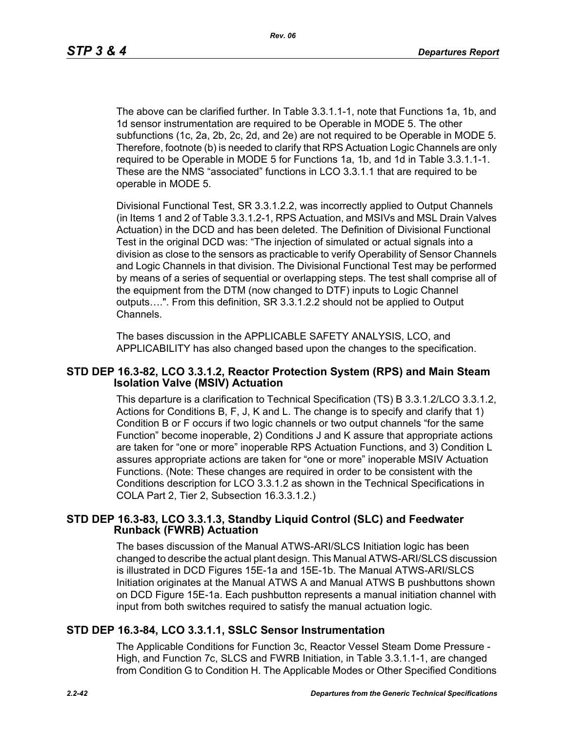The above can be clarified further. In Table 3.3.1.1-1, note that Functions 1a, 1b, and 1d sensor instrumentation are required to be Operable in MODE 5. The other subfunctions (1c, 2a, 2b, 2c, 2d, and 2e) are not required to be Operable in MODE 5. Therefore, footnote (b) is needed to clarify that RPS Actuation Logic Channels are only required to be Operable in MODE 5 for Functions 1a, 1b, and 1d in Table 3.3.1.1-1. These are the NMS "associated" functions in LCO 3.3.1.1 that are required to be operable in MODE 5.

Divisional Functional Test, SR 3.3.1.2.2, was incorrectly applied to Output Channels (in Items 1 and 2 of Table 3.3.1.2-1, RPS Actuation, and MSIVs and MSL Drain Valves Actuation) in the DCD and has been deleted. The Definition of Divisional Functional Test in the original DCD was: "The injection of simulated or actual signals into a division as close to the sensors as practicable to verify Operability of Sensor Channels and Logic Channels in that division. The Divisional Functional Test may be performed by means of a series of sequential or overlapping steps. The test shall comprise all of the equipment from the DTM (now changed to DTF) inputs to Logic Channel outputs….". From this definition, SR 3.3.1.2.2 should not be applied to Output Channels.

The bases discussion in the APPLICABLE SAFETY ANALYSIS, LCO, and APPLICABILITY has also changed based upon the changes to the specification.

## STD DEP 16.3-82, LCO 3.3.1.2, Reactor Protection System (RPS) and Main Steam Isolation Valve (MSIV) Actuation

This departure is a clarification to Technical Specification (TS) B 3.3.1.2/LCO 3.3.1.2, Actions for Conditions B, F, J, K and L. The change is to specify and clarify that 1) Condition B or F occurs if two logic channels or two output channels "for the same Function" become inoperable, 2) Conditions J and K assure that appropriate actions are taken for "one or more" inoperable RPS Actuation Functions, and 3) Condition L assures appropriate actions are taken for "one or more" inoperable MSIV Actuation Functions. (Note: These changes are required in order to be consistent with the Conditions description for LCO 3.3.1.2 as shown in the Technical Specifications in COLA Part 2, Tier 2, Subsection 16.3.3.1.2.)

## STD DEP 16.3-83, LCO 3.3.1.3, Standby Liquid Control (SLC) and Feedwater Runback (FWRB) Actuation

The bases discussion of the Manual ATWS-ARI/SLCS Initiation logic has been changed to describe the actual plant design. This Manual ATWS-ARI/SLCS discussion is illustrated in DCD Figures 15E-1a and 15E-1b. The Manual ATWS-ARI/SLCS Initiation originates at the Manual ATWS A and Manual ATWS B pushbuttons shown on DCD Figure 15E-1a. Each pushbutton represents a manual initiation channel with input from both switches required to satisfy the manual actuation logic.

## STD DEP 16.3-84, LCO 3.3.1.1, SSLC Sensor Instrumentation

The Applicable Conditions for Function 3c, Reactor Vessel Steam Dome Pressure - High, and Function 7c, SLCS and FWRB Initiation, in Table 3.3.1.1-1, are changed from Condition G to Condition H. The Applicable Modes or Other Specified Conditions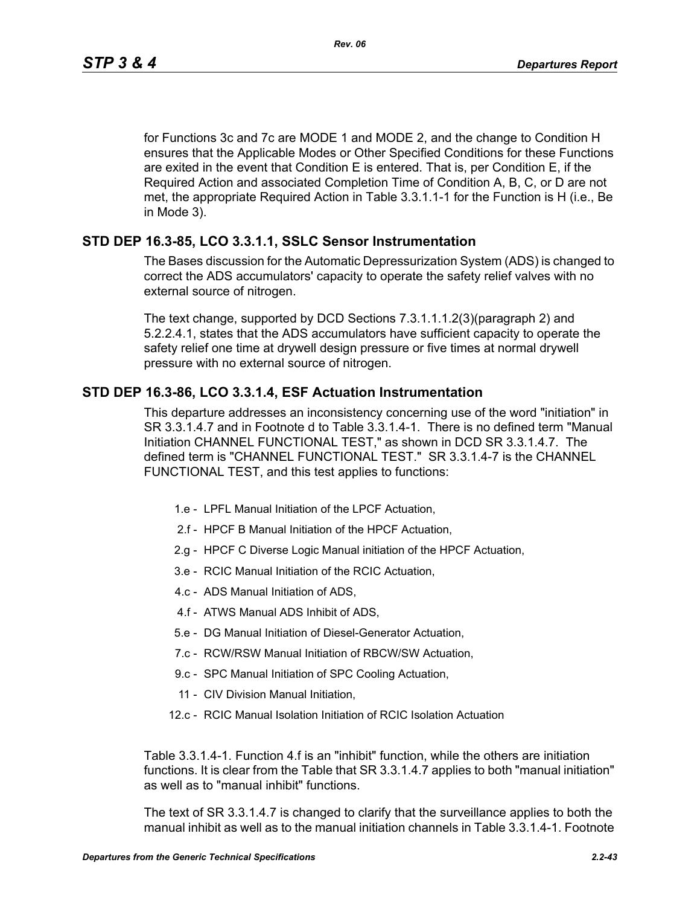for Functions 3c and 7c are MODE 1 and MODE 2, and the change to Condition H ensures that the Applicable Modes or Other Specified Conditions for these Functions are exited in the event that Condition E is entered. That is, per Condition E, if the Required Action and associated Completion Time of Condition A, B, C, or D are not met, the appropriate Required Action in Table 3.3.1.1-1 for the Function is H (i.e., Be in Mode 3).

## STD DEP 16.3-85, LCO 3.3.1.1, SSLC Sensor Instrumentation

The Bases discussion for the Automatic Depressurization System (ADS) is changed to correct the ADS accumulators' capacity to operate the safety relief valves with no external source of nitrogen.

The text change, supported by DCD Sections 7.3.1.1.1.2(3)(paragraph 2) and 5.2.2.4.1, states that the ADS accumulators have sufficient capacity to operate the safety relief one time at drywell design pressure or five times at normal drywell pressure with no external source of nitrogen.

## STD DEP 16.3-86, LCO 3.3.1.4, ESF Actuation Instrumentation

This departure addresses an inconsistency concerning use of the word "initiation" in SR 3.3.1.4.7 and in Footnote d to Table 3.3.1.4-1. There is no defined term "Manual Initiation CHANNEL FUNCTIONAL TEST," as shown in DCD SR 3.3.1.4.7. The defined term is "CHANNEL FUNCTIONAL TEST." SR 3.3.1.4-7 is the CHANNEL FUNCTIONAL TEST, and this test applies to functions:

- 1.e - LPFL Manual Initiation of the LPCF Actuation,
- 2.f - HPCF B Manual Initiation of the HPCF Actuation,
- 2.g - HPCF C Diverse Logic Manual initiation of the HPCF Actuation,
- 3.e - RCIC Manual Initiation of the RCIC Actuation,
- 4.c - ADS Manual Initiation of ADS,
- 4.f - ATWS Manual ADS Inhibit of ADS,
- 5.e - DG Manual Initiation of Diesel-Generator Actuation,
- 7.c - RCW/RSW Manual Initiation of RBCW/SW Actuation,
- 9.c - SPC Manual Initiation of SPC Cooling Actuation,
- 11 - CIV Division Manual Initiation,
- 12.c - RCIC Manual Isolation Initiation of RCIC Isolation Actuation

Table 3.3.1.4-1. Function 4.f is an "inhibit" function, while the others are initiation functions. It is clear from the Table that SR 3.3.1.4.7 applies to both "manual initiation" as well as to "manual inhibit" functions.

The text of SR 3.3.1.4.7 is changed to clarify that the surveillance applies to both the manual inhibit as well as to the manual initiation channels in Table 3.3.1.4-1. Footnote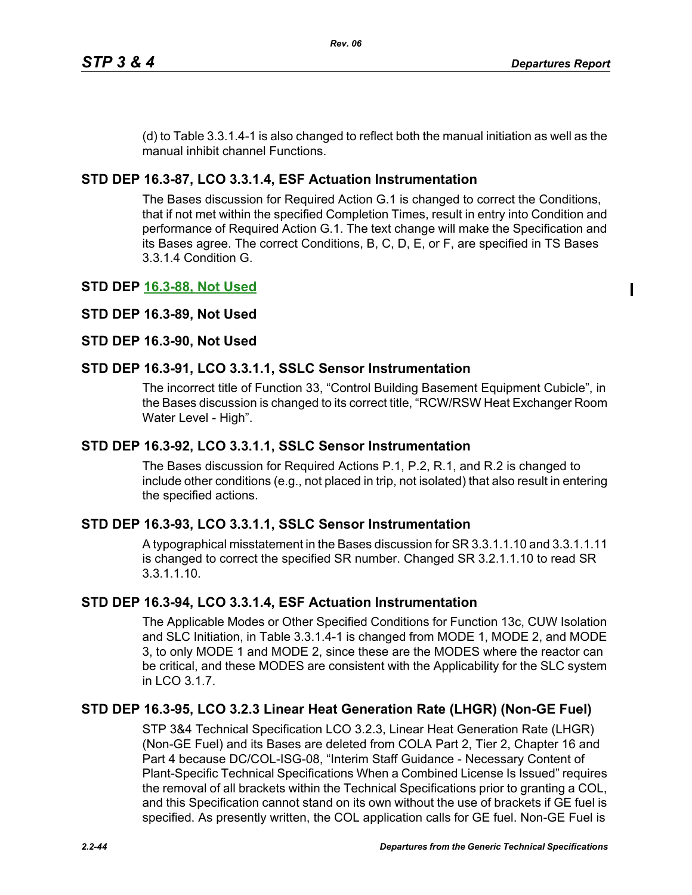(d) to Table 3.3.1.4-1 is also changed to reflect both the manual initiation as well as the manual inhibit channel Functions.

### STD DEP 16.3-87, LCO 3.3.1.4, ESF Actuation Instrumentation

The Bases discussion for Required Action G.1 is changed to correct the Conditions, that if not met within the specified Completion Times, result in entry into Condition and performance of Required Action G.1. The text change will make the Specification and its Bases agree. The correct Conditions, B, C, D, E, or F, are specified in TS Bases 3.3.1.4 Condition G.

### STD DEP 16.3-88, Not Used

### STD DEP 16.3-89, Not Used

### STD DEP 16.3-90, Not Used

### STD DEP 16.3-91, LCO 3.3.1.1, SSLC Sensor Instrumentation

The incorrect title of Function 33, “Control Building Basement Equipment Cubicle”, in the Bases discussion is changed to its correct title, “RCW/RSW Heat Exchanger Room Water Level - High”.

### STD DEP 16.3-92, LCO 3.3.1.1, SSLC Sensor Instrumentation

The Bases discussion for Required Actions P.1, P.2, R.1, and R.2 is changed to include other conditions (e.g., not placed in trip, not isolated) that also result in entering the specified actions.

### STD DEP 16.3-93, LCO 3.3.1.1, SSLC Sensor Instrumentation

A typographical misstatement in the Bases discussion for SR 3.3.1.1.10 and 3.3.1.1.11 is changed to correct the specified SR number. Changed SR 3.2.1.1.10 to read SR 3.3.1.1.10.

### STD DEP 16.3-94, LCO 3.3.1.4, ESF Actuation Instrumentation

The Applicable Modes or Other Specified Conditions for Function 13c, CUW Isolation and SLC Initiation, in Table 3.3.1.4-1 is changed from MODE 1, MODE 2, and MODE 3, to only MODE 1 and MODE 2, since these are the MODES where the reactor can be critical, and these MODES are consistent with the Applicability for the SLC system in LCO 3.1.7.

### STD DEP 16.3-95, LCO 3.2.3 Linear Heat Generation Rate (LHGR) (Non-GE Fuel)

STP 3&4 Technical Specification LCO 3.2.3, Linear Heat Generation Rate (LHGR) (Non-GE Fuel) and its Bases are deleted from COLA Part 2, Tier 2, Chapter 16 and Part 4 because DC/COL-ISG-08, “Interim Staff Guidance - Necessary Content of Plant-Specific Technical Specifications When a Combined License Is Issued” requires the removal of all brackets within the Technical Specifications prior to granting a COL, and this Specification cannot stand on its own without the use of brackets if GE fuel is specified. As presently written, the COL application calls for GE fuel. Non-GE Fuel is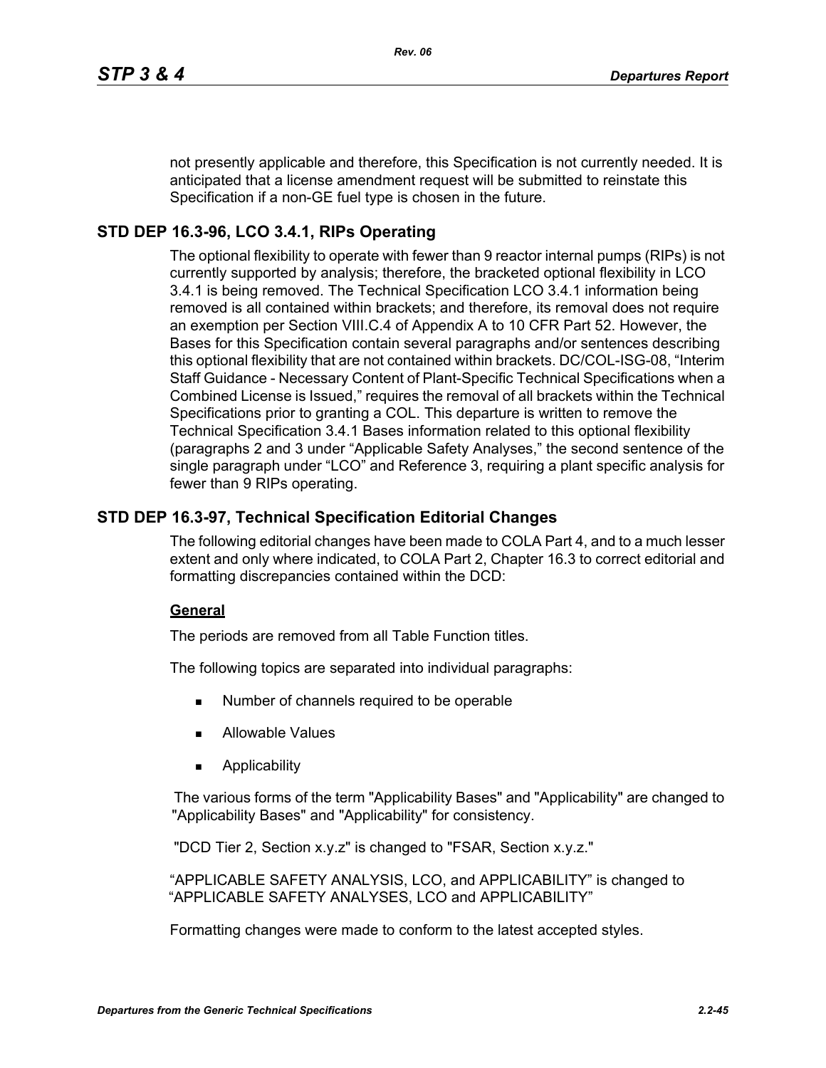not presently applicable and therefore, this Specification is not currently needed. It is anticipated that a license amendment request will be submitted to reinstate this Specification if a non-GE fuel type is chosen in the future.

## STD DEP 16.3-96, LCO 3.4.1, RIPs Operating

The optional flexibility to operate with fewer than 9 reactor internal pumps (RIPs) is not currently supported by analysis; therefore, the bracketed optional flexibility in LCO 3.4.1 is being removed. The Technical Specification LCO 3.4.1 information being removed is all contained within brackets; and therefore, its removal does not require an exemption per Section VIII.C.4 of Appendix A to 10 CFR Part 52. However, the Bases for this Specification contain several paragraphs and/or sentences describing this optional flexibility that are not contained within brackets. DC/COL-ISG-08, "Interim Staff Guidance - Necessary Content of Plant-Specific Technical Specifications when a Combined License is Issued," requires the removal of all brackets within the Technical Specifications prior to granting a COL. This departure is written to remove the Technical Specification 3.4.1 Bases information related to this optional flexibility (paragraphs 2 and 3 under "Applicable Safety Analyses," the second sentence of the single paragraph under "LCO" and Reference 3, requiring a plant specific analysis for fewer than 9 RIPs operating.

## STD DEP 16.3-97, Technical Specification Editorial Changes

The following editorial changes have been made to COLA Part 4, and to a much lesser extent and only where indicated, to COLA Part 2, Chapter 16.3 to correct editorial and formatting discrepancies contained within the DCD:

**General**

The periods are removed from all Table Function titles.

The following topics are separated into individual paragraphs:

- Number of channels required to be operable
- Allowable Values
- Applicability

The various forms of the term "Applicability Bases" and "Applicability" are changed to "Applicability Bases" and "Applicability" for consistency.

"DCD Tier 2, Section x.y.z" is changed to "FSAR, Section x.y.z."

"APPLICABLE SAFETY ANALYSIS, LCO, and APPLICABILITY" is changed to "APPLICABLE SAFETY ANALYSES, LCO and APPLICABILITY"

Formatting changes were made to conform to the latest accepted styles.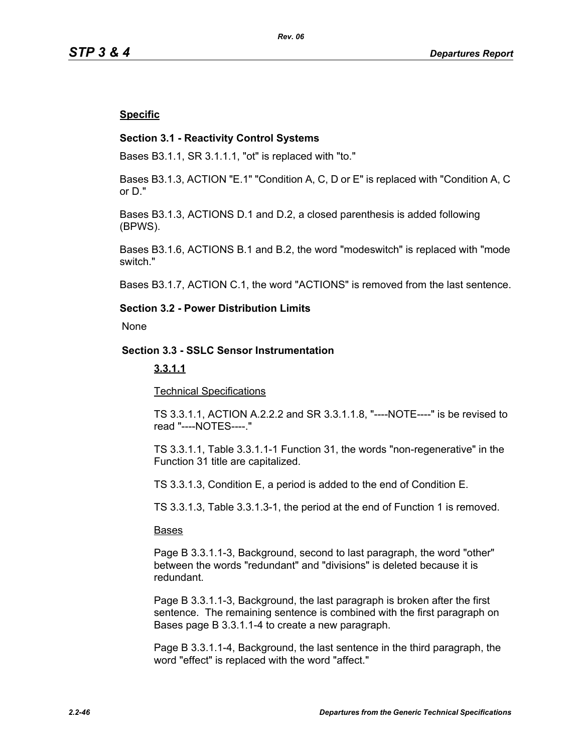**Specific**

**Section 3.1 - Reactivity Control Systems**

Bases B3.1.1, SR 3.1.1.1, "ot" is replaced with "to."

Bases B3.1.3, ACTION "E.1" "Condition A, C, D or E" is replaced with "Condition A, C or D."

Bases B3.1.3, ACTIONS D.1 and D.2, a closed parenthesis is added following (BPWS).

Bases B3.1.6, ACTIONS B.1 and B.2, the word "modeswitch" is replaced with "mode switch."

Bases B3.1.7, ACTION C.1, the word "ACTIONS" is removed from the last sentence.

**Section 3.2 - Power Distribution Limits**

None

**Section 3.3 - SSLC Sensor Instrumentation**

**3.3.1.1**

Technical Specifications

TS 3.3.1.1, ACTION A.2.2.2 and SR 3.3.1.1.8, "----NOTE----" is be revised to read "----NOTES----."

TS 3.3.1.1, Table 3.3.1.1-1 Function 31, the words "non-regenerative" in the Function 31 title are capitalized.

TS 3.3.1.3, Condition E, a period is added to the end of Condition E.

TS 3.3.1.3, Table 3.3.1.3-1, the period at the end of Function 1 is removed.

Bases

Page B 3.3.1.1-3, Background, second to last paragraph, the word "other" between the words "redundant" and "divisions" is deleted because it is redundant.

Page B 3.3.1.1-3, Background, the last paragraph is broken after the first sentence. The remaining sentence is combined with the first paragraph on Bases page B 3.3.1.1-4 to create a new paragraph.

Page B 3.3.1.1-4, Background, the last sentence in the third paragraph, the word "effect" is replaced with the word "affect."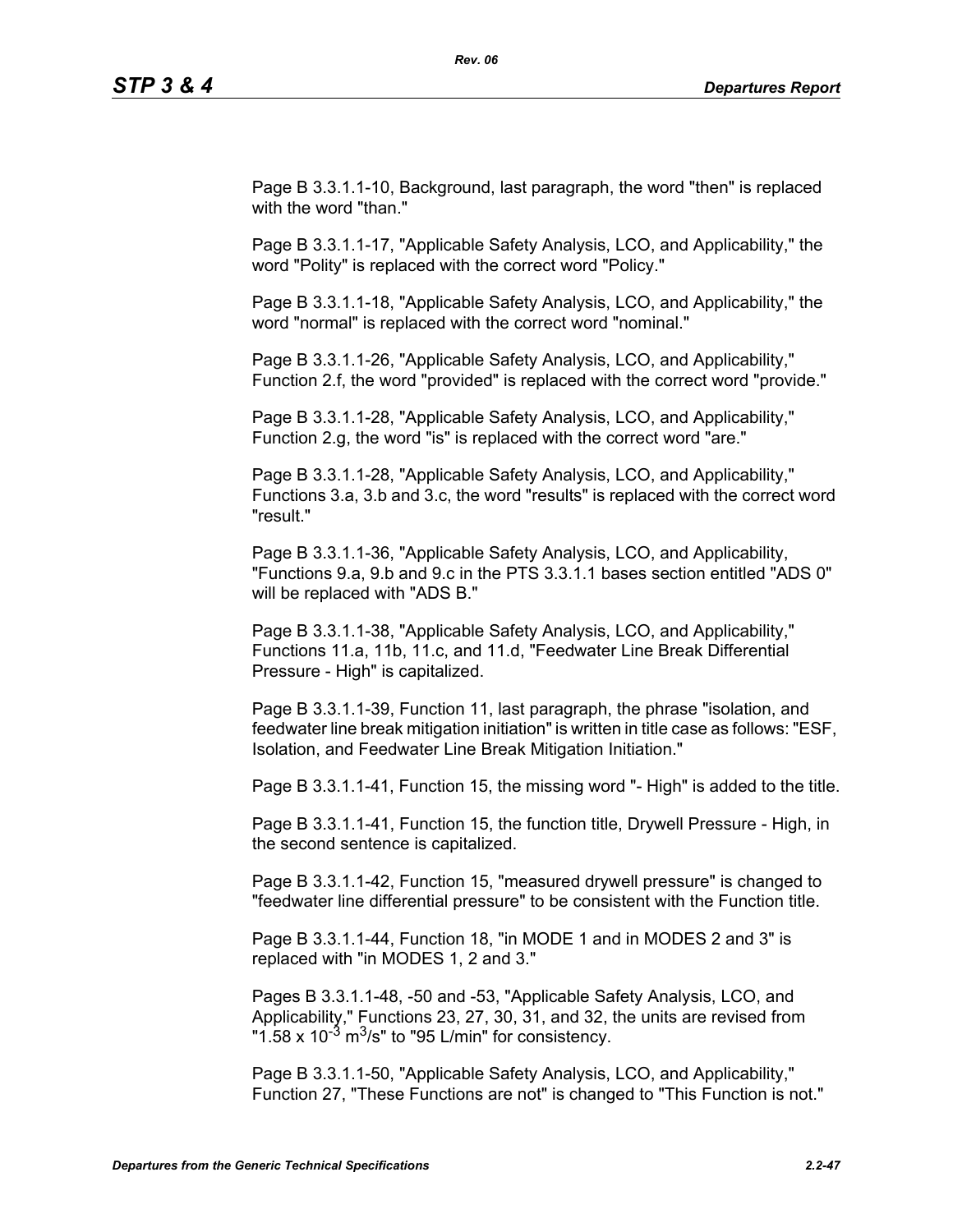Page B 3.3.1.1-10, Background, last paragraph, the word "then" is replaced with the word "than."

Page B 3.3.1.1-17, "Applicable Safety Analysis, LCO, and Applicability," the word "Polity" is replaced with the correct word "Policy."

Page B 3.3.1.1-18, "Applicable Safety Analysis, LCO, and Applicability," the word "normal" is replaced with the correct word "nominal."

Page B 3.3.1.1-26, "Applicable Safety Analysis, LCO, and Applicability," Function 2.f, the word "provided" is replaced with the correct word "provide."

Page B 3.3.1.1-28, "Applicable Safety Analysis, LCO, and Applicability," Function 2.g, the word "is" is replaced with the correct word "are."

Page B 3.3.1.1-28, "Applicable Safety Analysis, LCO, and Applicability," Functions 3.a, 3.b and 3.c, the word "results" is replaced with the correct word "result."

Page B 3.3.1.1-36, "Applicable Safety Analysis, LCO, and Applicability, "Functions 9.a, 9.b and 9.c in the PTS 3.3.1.1 bases section entitled "ADS 0" will be replaced with "ADS B."

Page B 3.3.1.1-38, "Applicable Safety Analysis, LCO, and Applicability," Functions 11.a, 11b, 11.c, and 11.d, "Feedwater Line Break Differential Pressure - High" is capitalized.

Page B 3.3.1.1-39, Function 11, last paragraph, the phrase "isolation, and feedwater line break mitigation initiation" is written in title case as follows: "ESF, Isolation, and Feedwater Line Break Mitigation Initiation."

Page B 3.3.1.1-41, Function 15, the missing word "- High" is added to the title.

Page B 3.3.1.1-41, Function 15, the function title, Drywell Pressure - High, in the second sentence is capitalized.

Page B 3.3.1.1-42, Function 15, "measured drywell pressure" is changed to "feedwater line differential pressure" to be consistent with the Function title.

Page B 3.3.1.1-44, Function 18, "in MODE 1 and in MODES 2 and 3" is replaced with "in MODES 1, 2 and 3."

Pages B 3.3.1.1-48, -50 and -53, "Applicable Safety Analysis, LCO, and Applicability," Functions 23, 27, 30, 31, and 32, the units are revised from "$1.58 \times 10^{-3}$ $m^3/s$" to "95 L/min" for consistency.

Page B 3.3.1.1-50, "Applicable Safety Analysis, LCO, and Applicability," Function 27, "These Functions are not" is changed to "This Function is not."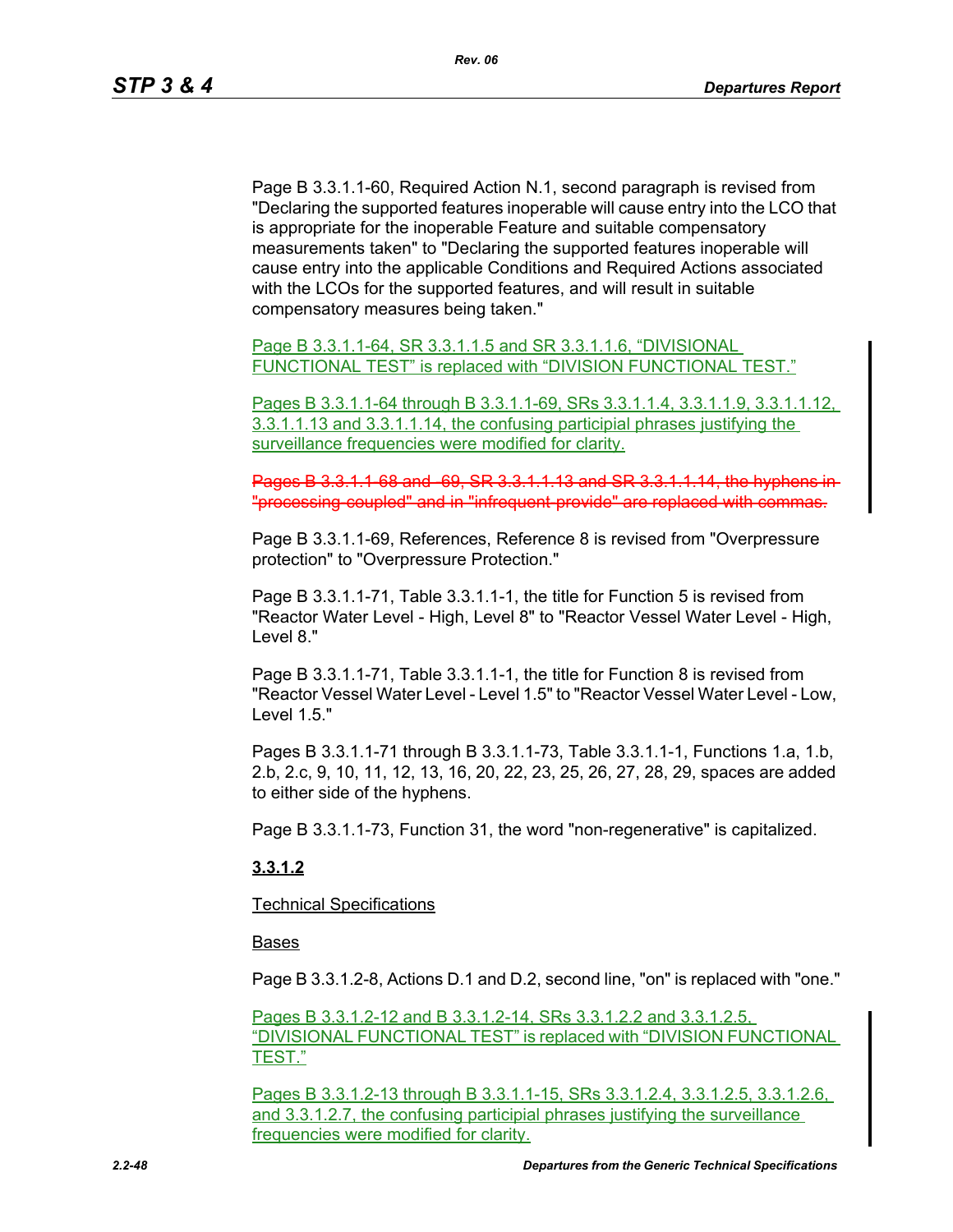Page B 3.3.1.1-60, Required Action N.1, second paragraph is revised from "Declaring the supported features inoperable will cause entry into the LCO that is appropriate for the inoperable Feature and suitable compensatory measurements taken" to "Declaring the supported features inoperable will cause entry into the applicable Conditions and Required Actions associated with the LCOs for the supported features, and will result in suitable compensatory measures being taken."

Page B 3.3.1.1-64, SR 3.3.1.1.5 and SR 3.3.1.1.6, “DIVISIONAL FUNCTIONAL TEST” is replaced with “DIVISION FUNCTIONAL TEST.”

Pages B 3.3.1.1-64 through B 3.3.1.1-69, SRs 3.3.1.1.4, 3.3.1.1.9, 3.3.1.1.12, 3.3.1.1.13 and 3.3.1.1.14, the confusing participial phrases justifying the surveillance frequencies were modified for clarity.

~~Pages B 3.3.1.1-68 and -69, SR 3.3.1.1.13 and SR 3.3.1.1.14, the hyphens in "processing-coupled" and in "infrequent-provide" are replaced with commas.~~

Page B 3.3.1.1-69, References, Reference 8 is revised from "Overpressure protection" to "Overpressure Protection."

Page B 3.3.1.1-71, Table 3.3.1.1-1, the title for Function 5 is revised from "Reactor Water Level - High, Level 8" to "Reactor Vessel Water Level - High, Level 8."

Page B 3.3.1.1-71, Table 3.3.1.1-1, the title for Function 8 is revised from "Reactor Vessel Water Level - Level 1.5" to "Reactor Vessel Water Level - Low, Level 1.5."

Pages B 3.3.1.1-71 through B 3.3.1.1-73, Table 3.3.1.1-1, Functions 1.a, 1.b, 2.b, 2.c, 9, 10, 11, 12, 13, 16, 20, 22, 23, 25, 26, 27, 28, 29, spaces are added to either side of the hyphens.

Page B 3.3.1.1-73, Function 31, the word "non-regenerative" is capitalized.

**3.3.1.2**

Technical Specifications

Bases

Page B 3.3.1.2-8, Actions D.1 and D.2, second line, "on" is replaced with "one."

Pages B 3.3.1.2-12 and B 3.3.1.2-14, SRs 3.3.1.2.2 and 3.3.1.2.5, “DIVISIONAL FUNCTIONAL TEST” is replaced with “DIVISION FUNCTIONAL TEST.”

Pages B 3.3.1.2-13 through B 3.3.1.1-15, SRs 3.3.1.2.4, 3.3.1.2.5, 3.3.1.2.6, and 3.3.1.2.7, the confusing participial phrases justifying the surveillance frequencies were modified for clarity.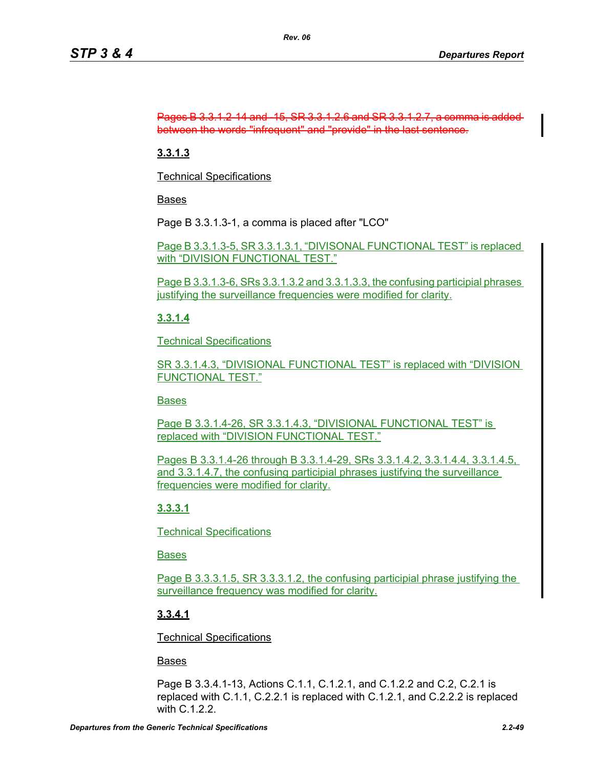~~Pages B 3.3.1.2-14 and -15, SR 3.3.1.2.6 and SR 3.3.1.2.7, a comma is added between the words "infrequent" and "provide" in the last sentence.~~

**3.3.1.3**

Technical Specifications

Bases

Page B 3.3.1.3-1, a comma is placed after "LCO"

Page B 3.3.1.3-5, SR 3.3.1.3.1, "DIVISONAL FUNCTIONAL TEST" is replaced with "DIVISION FUNCTIONAL TEST."

Page B 3.3.1.3-6, SRs 3.3.1.3.2 and 3.3.1.3.3, the confusing participial phrases justifying the surveillance frequencies were modified for clarity.

**3.3.1.4**

Technical Specifications

SR 3.3.1.4.3, "DIVISIONAL FUNCTIONAL TEST" is replaced with "DIVISION FUNCTIONAL TEST."

Bases

Page B 3.3.1.4-26, SR 3.3.1.4.3, "DIVISIONAL FUNCTIONAL TEST" is replaced with "DIVISION FUNCTIONAL TEST."

Pages B 3.3.1.4-26 through B 3.3.1.4-29, SRs 3.3.1.4.2, 3.3.1.4.4, 3.3.1.4.5, and 3.3.1.4.7, the confusing participial phrases justifying the surveillance frequencies were modified for clarity.

**3.3.3.1**

Technical Specifications

Bases

Page B 3.3.3.1.5, SR 3.3.3.1.2, the confusing participial phrase justifying the surveillance frequency was modified for clarity.

**3.3.4.1**

Technical Specifications

Bases

Page B 3.3.4.1-13, Actions C.1.1, C.1.2.1, and C.1.2.2 and C.2, C.2.1 is replaced with C.1.1, C.2.2.1 is replaced with C.1.2.1, and C.2.2.2 is replaced with C.1.2.2.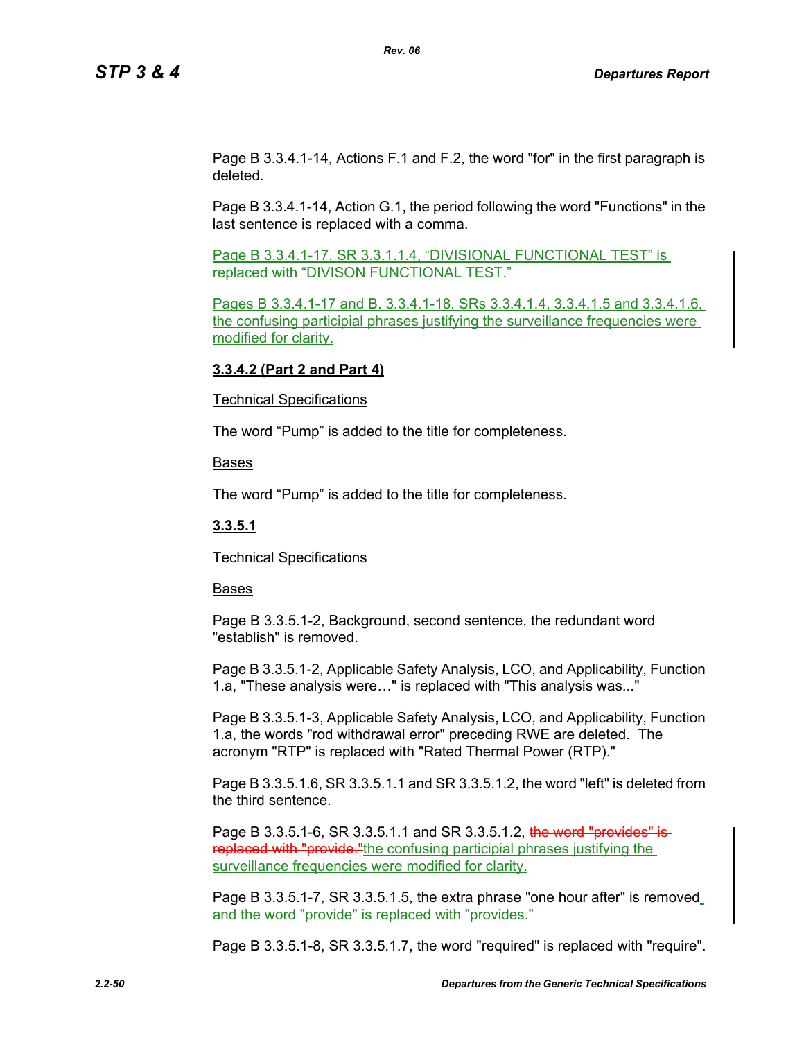Page B 3.3.4.1-14, Actions F.1 and F.2, the word "for" in the first paragraph is deleted.

Page B 3.3.4.1-14, Action G.1, the period following the word "Functions" in the last sentence is replaced with a comma.

Page B 3.3.4.1-17, SR 3.3.1.1.4, “DIVISIONAL FUNCTIONAL TEST” is replaced with “DIVISON FUNCTIONAL TEST.”

Pages B 3.3.4.1-17 and B. 3.3.4.1-18, SRs 3.3.4.1.4, 3.3.4.1.5 and 3.3.4.1.6, the confusing participial phrases justifying the surveillance frequencies were modified for clarity.

**3.3.4.2 (Part 2 and Part 4)**

Technical Specifications

The word “Pump” is added to the title for completeness.

Bases

The word “Pump” is added to the title for completeness.

**3.3.5.1**

Technical Specifications

Bases

Page B 3.3.5.1-2, Background, second sentence, the redundant word "establish" is removed.

Page B 3.3.5.1-2, Applicable Safety Analysis, LCO, and Applicability, Function 1.a, "These analysis were…" is replaced with "This analysis was..."

Page B 3.3.5.1-3, Applicable Safety Analysis, LCO, and Applicability, Function 1.a, the words "rod withdrawal error" preceding RWE are deleted. The acronym "RTP" is replaced with "Rated Thermal Power (RTP)."

Page B 3.3.5.1.6, SR 3.3.5.1.1 and SR 3.3.5.1.2, the word "left" is deleted from the third sentence.

Page B 3.3.5.1-6, SR 3.3.5.1.1 and SR 3.3.5.1.2, ~~the word "provides" is replaced with "provide."~~the confusing participial phrases justifying the surveillance frequencies were modified for clarity.

Page B 3.3.5.1-7, SR 3.3.5.1.5, the extra phrase "one hour after" is removed and the word "provide" is replaced with "provides."

Page B 3.3.5.1-8, SR 3.3.5.1.7, the word "required" is replaced with "require".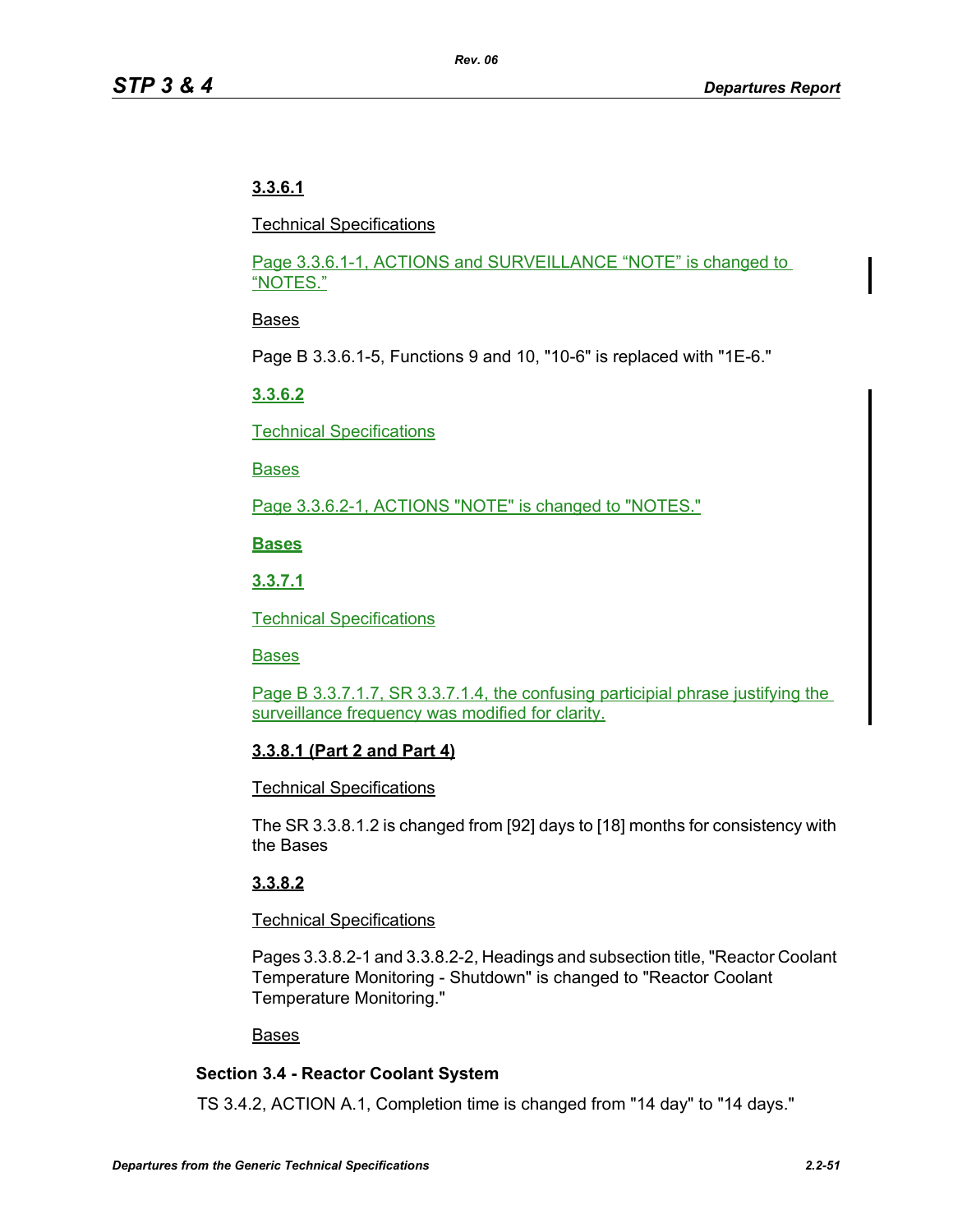**3.3.6.1**

Technical Specifications

Page 3.3.6.1-1, ACTIONS and SURVEILLANCE "NOTE" is changed to "NOTES."

Bases

Page B 3.3.6.1-5, Functions 9 and 10, "10-6" is replaced with "1E-6."

**3.3.6.2**

Technical Specifications

Bases

Page 3.3.6.2-1, ACTIONS "NOTE" is changed to "NOTES."

**Bases**

**3.3.7.1**

Technical Specifications

Bases

Page B 3.3.7.1.7, SR 3.3.7.1.4, the confusing participial phrase justifying the surveillance frequency was modified for clarity.

**3.3.8.1 (Part 2 and Part 4)**

Technical Specifications

The SR 3.3.8.1.2 is changed from [92] days to [18] months for consistency with the Bases

**3.3.8.2**

Technical Specifications

Pages 3.3.8.2-1 and 3.3.8.2-2, Headings and subsection title, "Reactor Coolant Temperature Monitoring - Shutdown" is changed to "Reactor Coolant Temperature Monitoring."

Bases

**Section 3.4 - Reactor Coolant System**

TS 3.4.2, ACTION A.1, Completion time is changed from "14 day" to "14 days."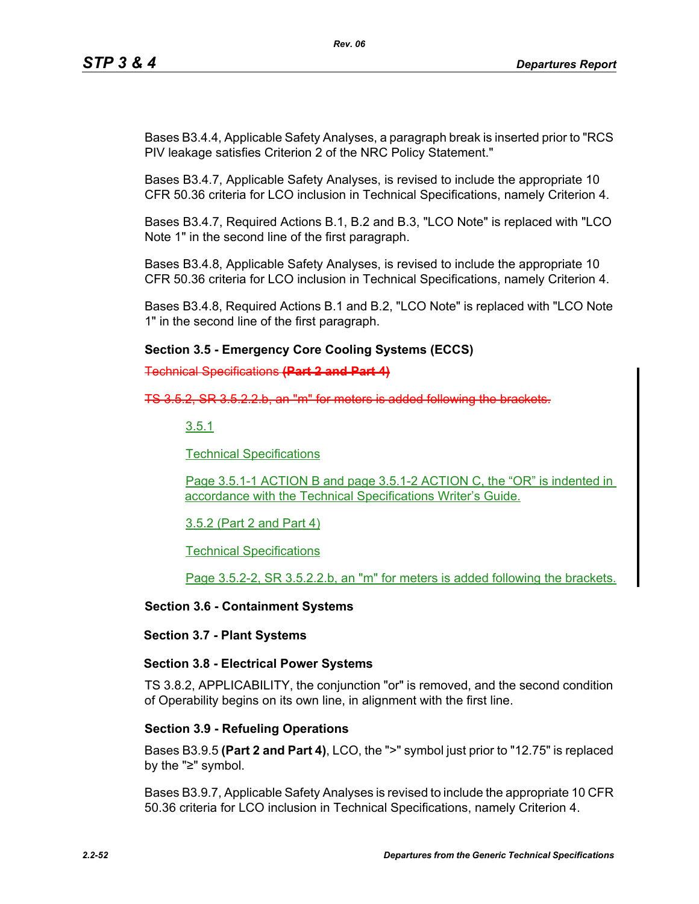Bases B3.4.4, Applicable Safety Analyses, a paragraph break is inserted prior to "RCS PIV leakage satisfies Criterion 2 of the NRC Policy Statement."

Bases B3.4.7, Applicable Safety Analyses, is revised to include the appropriate 10 CFR 50.36 criteria for LCO inclusion in Technical Specifications, namely Criterion 4.

Bases B3.4.7, Required Actions B.1, B.2 and B.3, "LCO Note" is replaced with "LCO Note 1" in the second line of the first paragraph.

Bases B3.4.8, Applicable Safety Analyses, is revised to include the appropriate 10 CFR 50.36 criteria for LCO inclusion in Technical Specifications, namely Criterion 4.

Bases B3.4.8, Required Actions B.1 and B.2, "LCO Note" is replaced with "LCO Note 1" in the second line of the first paragraph.

**Section 3.5 - Emergency Core Cooling Systems (ECCS)**

~~Technical Specifications **(Part 2 and Part 4)**~~

~~TS 3.5.2, SR 3.5.2.2.b, an "m" for meters is added following the brackets.~~

3.5.1

Technical Specifications

Page 3.5.1-1 ACTION B and page 3.5.1-2 ACTION C, the "OR" is indented in accordance with the Technical Specifications Writer's Guide.

3.5.2 (Part 2 and Part 4)

Technical Specifications

Page 3.5.2-2, SR 3.5.2.2.b, an "m" for meters is added following the brackets.

**Section 3.6 - Containment Systems**

**Section 3.7 - Plant Systems**

**Section 3.8 - Electrical Power Systems**

TS 3.8.2, APPLICABILITY, the conjunction "or" is removed, and the second condition of Operability begins on its own line, in alignment with the first line.

**Section 3.9 - Refueling Operations**

Bases B3.9.5 **(Part 2 and Part 4)**, LCO, the ">" symbol just prior to "12.75" is replaced by the "≥" symbol.

Bases B3.9.7, Applicable Safety Analyses is revised to include the appropriate 10 CFR 50.36 criteria for LCO inclusion in Technical Specifications, namely Criterion 4.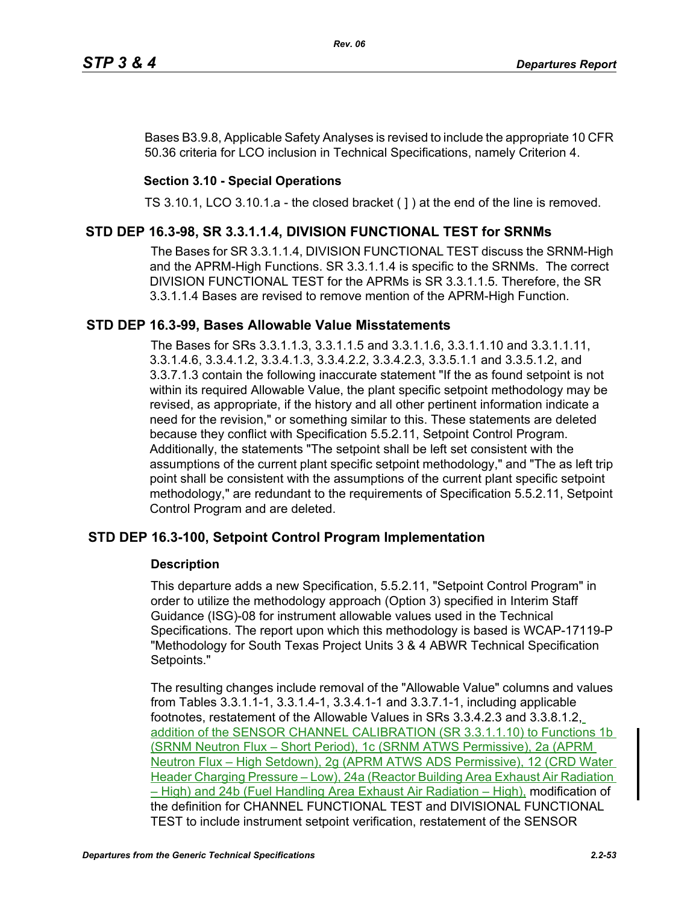Bases B3.9.8, Applicable Safety Analyses is revised to include the appropriate 10 CFR 50.36 criteria for LCO inclusion in Technical Specifications, namely Criterion 4.

### Section 3.10 - Special Operations

TS 3.10.1, LCO 3.10.1.a - the closed bracket ( ] ) at the end of the line is removed.

## STD DEP 16.3-98, SR 3.3.1.1.4, DIVISION FUNCTIONAL TEST for SRNMs

The Bases for SR 3.3.1.1.4, DIVISION FUNCTIONAL TEST discuss the SRNM-High and the APRM-High Functions. SR 3.3.1.1.4 is specific to the SRNMs. The correct DIVISION FUNCTIONAL TEST for the APRMs is SR 3.3.1.1.5. Therefore, the SR 3.3.1.1.4 Bases are revised to remove mention of the APRM-High Function.

## STD DEP 16.3-99, Bases Allowable Value Misstatements

The Bases for SRs 3.3.1.1.3, 3.3.1.1.5 and 3.3.1.1.6, 3.3.1.1.10 and 3.3.1.1.11, 3.3.1.4.6, 3.3.4.1.2, 3.3.4.1.3, 3.3.4.2.2, 3.3.4.2.3, 3.3.5.1.1 and 3.3.5.1.2, and 3.3.7.1.3 contain the following inaccurate statement "If the as found setpoint is not within its required Allowable Value, the plant specific setpoint methodology may be revised, as appropriate, if the history and all other pertinent information indicate a need for the revision," or something similar to this. These statements are deleted because they conflict with Specification 5.5.2.11, Setpoint Control Program. Additionally, the statements "The setpoint shall be left set consistent with the assumptions of the current plant specific setpoint methodology," and "The as left trip point shall be consistent with the assumptions of the current plant specific setpoint methodology," are redundant to the requirements of Specification 5.5.2.11, Setpoint Control Program and are deleted.

## STD DEP 16.3-100, Setpoint Control Program Implementation

### Description

This departure adds a new Specification, 5.5.2.11, "Setpoint Control Program" in order to utilize the methodology approach (Option 3) specified in Interim Staff Guidance (ISG)-08 for instrument allowable values used in the Technical Specifications. The report upon which this methodology is based is WCAP-17119-P "Methodology for South Texas Project Units 3 & 4 ABWR Technical Specification Setpoints."

The resulting changes include removal of the "Allowable Value" columns and values from Tables 3.3.1.1-1, 3.3.1.4-1, 3.3.4.1-1 and 3.3.7.1-1, including applicable footnotes, restatement of the Allowable Values in SRs 3.3.4.2.3 and 3.3.8.1.2, addition of the SENSOR CHANNEL CALIBRATION (SR 3.3.1.1.10) to Functions 1b (SRNM Neutron Flux – Short Period), 1c (SRNM ATWS Permissive), 2a (APRM Neutron Flux – High Setdown), 2g (APRM ATWS ADS Permissive), 12 (CRD Water Header Charging Pressure – Low), 24a (Reactor Building Area Exhaust Air Radiation – High) and 24b (Fuel Handling Area Exhaust Air Radiation – High), modification of the definition for CHANNEL FUNCTIONAL TEST and DIVISIONAL FUNCTIONAL TEST to include instrument setpoint verification, restatement of the SENSOR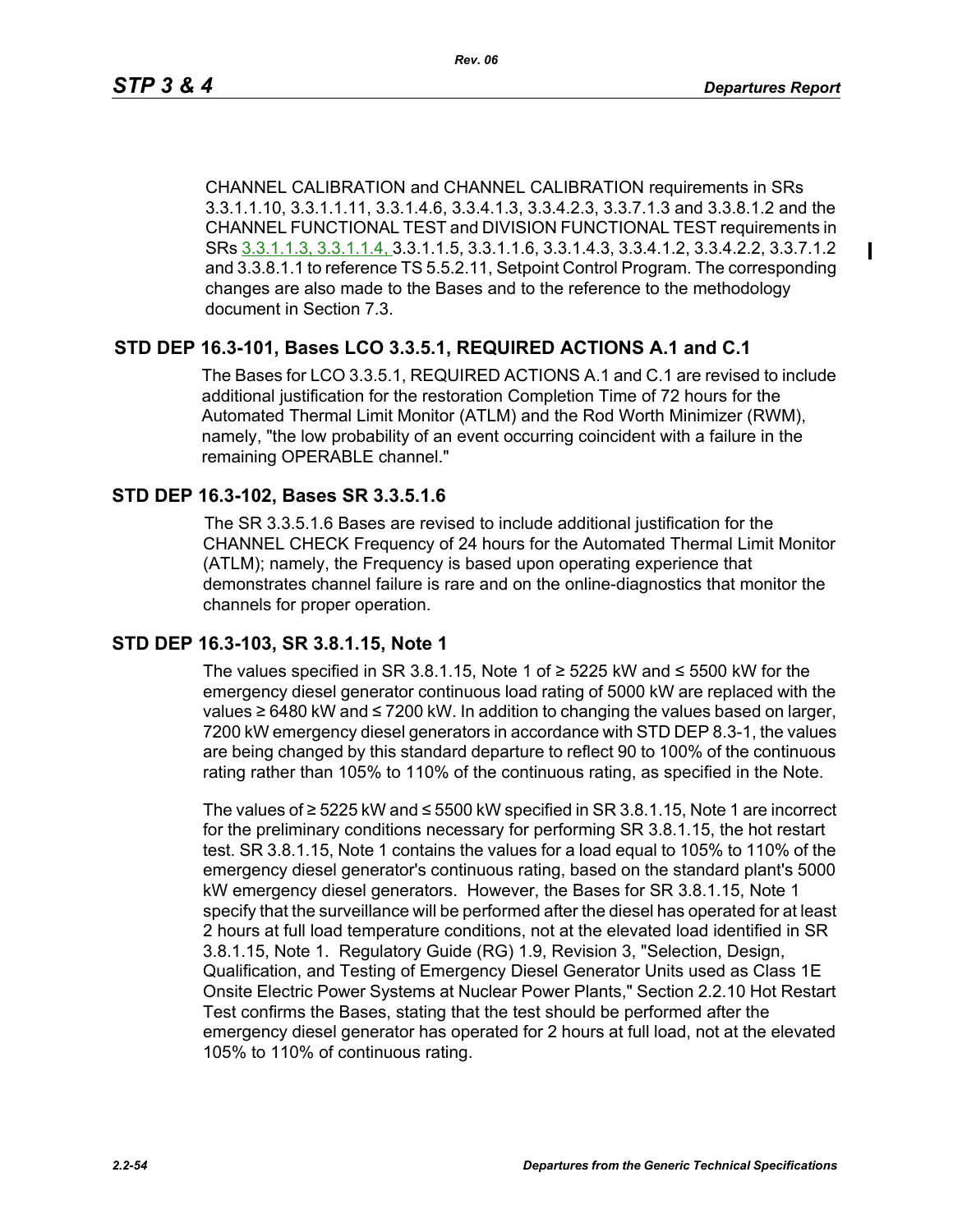CHANNEL CALIBRATION and CHANNEL CALIBRATION requirements in SRs 3.3.1.1.10, 3.3.1.1.11, 3.3.1.4.6, 3.3.4.1.3, 3.3.4.2.3, 3.3.7.1.3 and 3.3.8.1.2 and the CHANNEL FUNCTIONAL TEST and DIVISION FUNCTIONAL TEST requirements in SRs 3.3.1.1.3, 3.3.1.1.4, 3.3.1.1.5, 3.3.1.1.6, 3.3.1.4.3, 3.3.4.1.2, 3.3.4.2.2, 3.3.7.1.2 and 3.3.8.1.1 to reference TS 5.5.2.11, Setpoint Control Program. The corresponding changes are also made to the Bases and to the reference to the methodology document in Section 7.3.

## STD DEP 16.3-101, Bases LCO 3.3.5.1, REQUIRED ACTIONS A.1 and C.1

The Bases for LCO 3.3.5.1, REQUIRED ACTIONS A.1 and C.1 are revised to include additional justification for the restoration Completion Time of 72 hours for the Automated Thermal Limit Monitor (ATLM) and the Rod Worth Minimizer (RWM), namely, "the low probability of an event occurring coincident with a failure in the remaining OPERABLE channel."

## STD DEP 16.3-102, Bases SR 3.3.5.1.6

The SR 3.3.5.1.6 Bases are revised to include additional justification for the CHANNEL CHECK Frequency of 24 hours for the Automated Thermal Limit Monitor (ATLM); namely, the Frequency is based upon operating experience that demonstrates channel failure is rare and on the online-diagnostics that monitor the channels for proper operation.

## STD DEP 16.3-103, SR 3.8.1.15, Note 1

The values specified in SR 3.8.1.15, Note 1 of ≥ 5225 kW and ≤ 5500 kW for the emergency diesel generator continuous load rating of 5000 kW are replaced with the values ≥ 6480 kW and ≤ 7200 kW. In addition to changing the values based on larger, 7200 kW emergency diesel generators in accordance with STD DEP 8.3-1, the values are being changed by this standard departure to reflect 90 to 100% of the continuous rating rather than 105% to 110% of the continuous rating, as specified in the Note.

The values of ≥ 5225 kW and ≤ 5500 kW specified in SR 3.8.1.15, Note 1 are incorrect for the preliminary conditions necessary for performing SR 3.8.1.15, the hot restart test. SR 3.8.1.15, Note 1 contains the values for a load equal to 105% to 110% of the emergency diesel generator's continuous rating, based on the standard plant's 5000 kW emergency diesel generators. However, the Bases for SR 3.8.1.15, Note 1 specify that the surveillance will be performed after the diesel has operated for at least 2 hours at full load temperature conditions, not at the elevated load identified in SR 3.8.1.15, Note 1. Regulatory Guide (RG) 1.9, Revision 3, "Selection, Design, Qualification, and Testing of Emergency Diesel Generator Units used as Class 1E Onsite Electric Power Systems at Nuclear Power Plants," Section 2.2.10 Hot Restart Test confirms the Bases, stating that the test should be performed after the emergency diesel generator has operated for 2 hours at full load, not at the elevated 105% to 110% of continuous rating.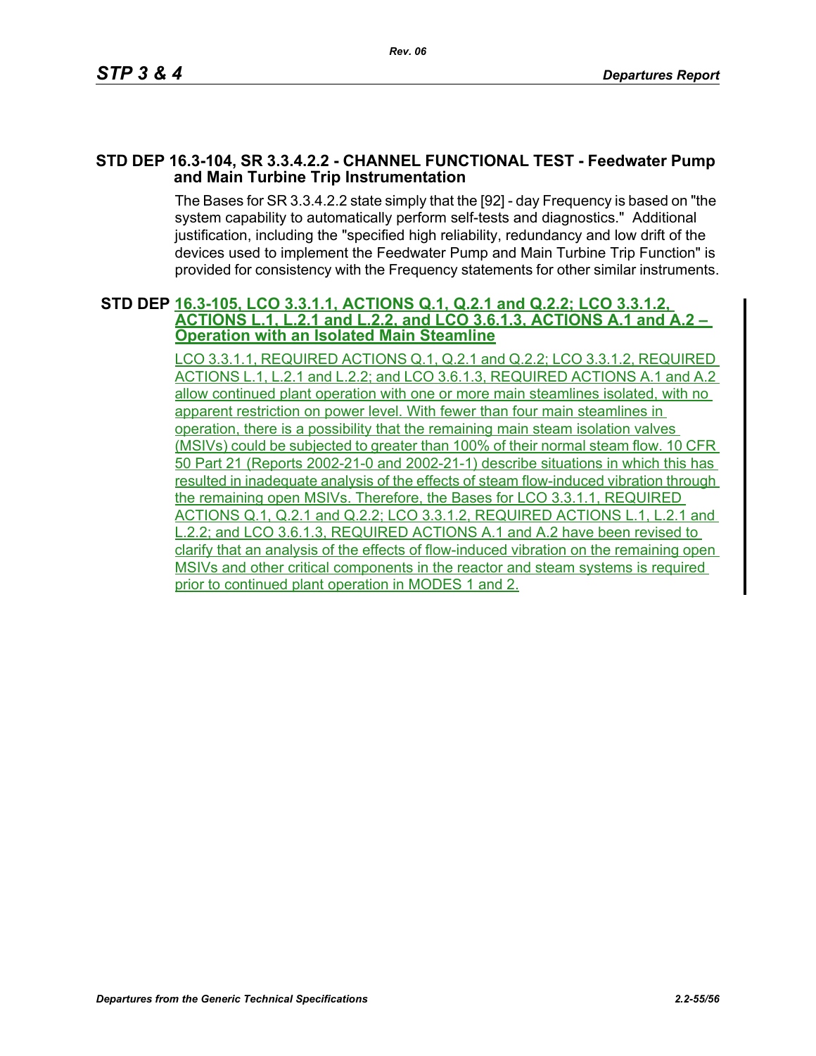## STD DEP 16.3-104, SR 3.3.4.2.2 - CHANNEL FUNCTIONAL TEST - Feedwater Pump and Main Turbine Trip Instrumentation

The Bases for SR 3.3.4.2.2 state simply that the [92] - day Frequency is based on "the system capability to automatically perform self-tests and diagnostics." Additional justification, including the "specified high reliability, redundancy and low drift of the devices used to implement the Feedwater Pump and Main Turbine Trip Function" is provided for consistency with the Frequency statements for other similar instruments.

## STD DEP 16.3-105, LCO 3.3.1.1, ACTIONS Q.1, Q.2.1 and Q.2.2; LCO 3.3.1.2, ACTIONS L.1, L.2.1 and L.2.2, and LCO 3.6.1.3, ACTIONS A.1 and A.2 – Operation with an Isolated Main Steamline

LCO 3.3.1.1, REQUIRED ACTIONS Q.1, Q.2.1 and Q.2.2; LCO 3.3.1.2, REQUIRED ACTIONS L.1, L.2.1 and L.2.2; and LCO 3.6.1.3, REQUIRED ACTIONS A.1 and A.2 allow continued plant operation with one or more main steamlines isolated, with no apparent restriction on power level. With fewer than four main steamlines in operation, there is a possibility that the remaining main steam isolation valves (MSIVs) could be subjected to greater than 100% of their normal steam flow. 10 CFR 50 Part 21 (Reports 2002-21-0 and 2002-21-1) describe situations in which this has resulted in inadequate analysis of the effects of steam flow-induced vibration through the remaining open MSIVs. Therefore, the Bases for LCO 3.3.1.1, REQUIRED ACTIONS Q.1, Q.2.1 and Q.2.2; LCO 3.3.1.2, REQUIRED ACTIONS L.1, L.2.1 and L.2.2; and LCO 3.6.1.3, REQUIRED ACTIONS A.1 and A.2 have been revised to clarify that an analysis of the effects of flow-induced vibration on the remaining open MSIVs and other critical components in the reactor and steam systems is required prior to continued plant operation in MODES 1 and 2.